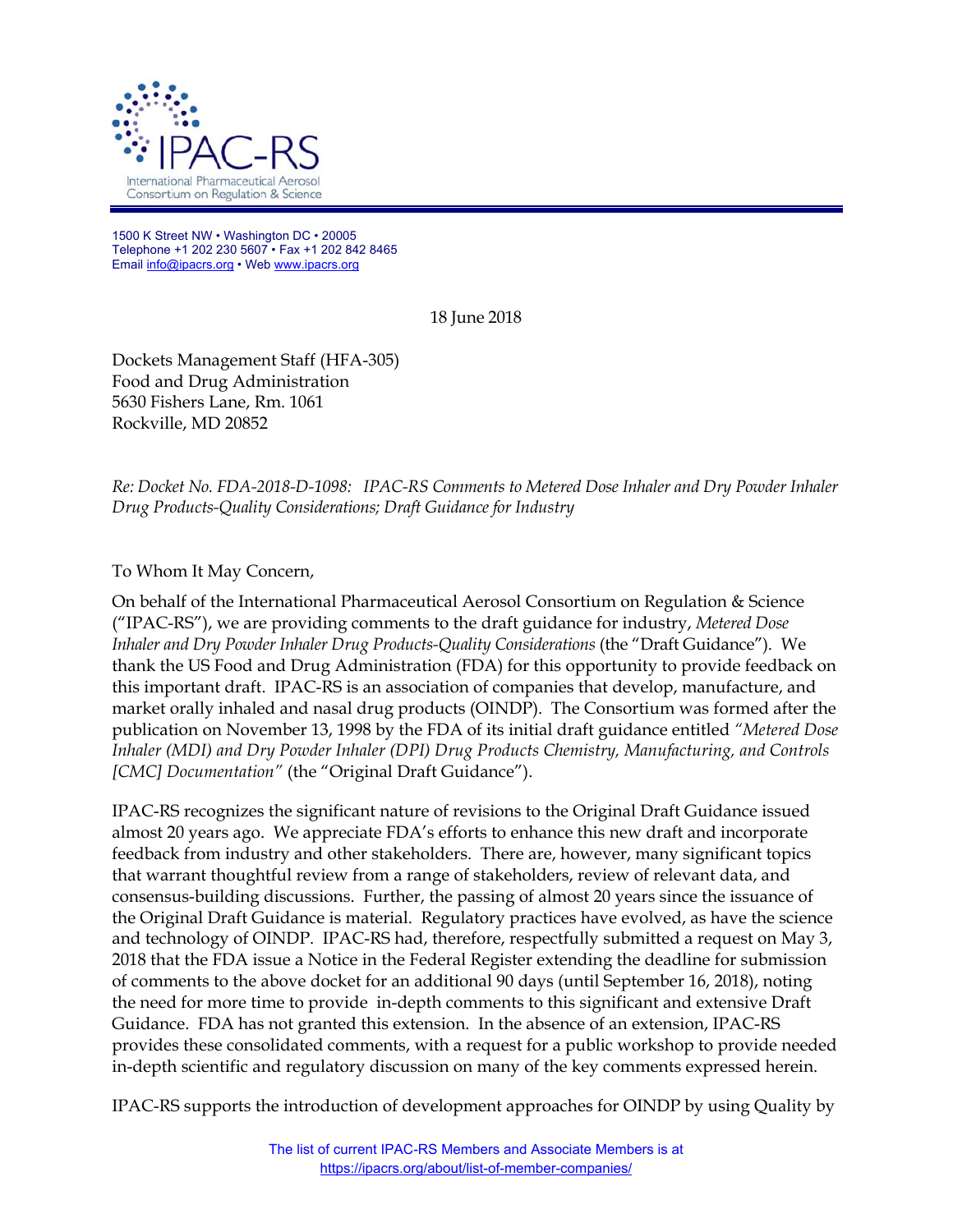IPAC-RS

International Pharmaceutical Aerosol Consortium on Regulation & Science

1500 K Street NW • Washington DC • 20005
Telephone +1 202 230 5607 • Fax +1 202 842 8465
Email info@ipacrs.org • Web www.ipacrs.org

18 June 2018

Dockets Management Staff (HFA-305)
Food and Drug Administration
5630 Fishers Lane, Rm. 1061
Rockville, MD 20852

*Re: Docket No. FDA-2018-D-1098: IPAC-RS Comments to Metered Dose Inhaler and Dry Powder Inhaler Drug Products-Quality Considerations; Draft Guidance for Industry*

To Whom It May Concern,

On behalf of the International Pharmaceutical Aerosol Consortium on Regulation & Science ("IPAC-RS"), we are providing comments to the draft guidance for industry, *Metered Dose Inhaler and Dry Powder Inhaler Drug Products-Quality Considerations* (the "Draft Guidance"). We thank the US Food and Drug Administration (FDA) for this opportunity to provide feedback on this important draft. IPAC-RS is an association of companies that develop, manufacture, and market orally inhaled and nasal drug products (OINDP). The Consortium was formed after the publication on November 13, 1998 by the FDA of its initial draft guidance entitled *"Metered Dose Inhaler (MDI) and Dry Powder Inhaler (DPI) Drug Products Chemistry, Manufacturing, and Controls [CMC] Documentation"* (the "Original Draft Guidance").

IPAC-RS recognizes the significant nature of revisions to the Original Draft Guidance issued almost 20 years ago. We appreciate FDA's efforts to enhance this new draft and incorporate feedback from industry and other stakeholders. There are, however, many significant topics that warrant thoughtful review from a range of stakeholders, review of relevant data, and consensus-building discussions. Further, the passing of almost 20 years since the issuance of the Original Draft Guidance is material. Regulatory practices have evolved, as have the science and technology of OINDP. IPAC-RS had, therefore, respectfully submitted a request on May 3, 2018 that the FDA issue a Notice in the Federal Register extending the deadline for submission of comments to the above docket for an additional 90 days (until September 16, 2018), noting the need for more time to provide in-depth comments to this significant and extensive Draft Guidance. FDA has not granted this extension. In the absence of an extension, IPAC-RS provides these consolidated comments, with a request for a public workshop to provide needed in-depth scientific and regulatory discussion on many of the key comments expressed herein.

IPAC-RS supports the introduction of development approaches for OINDP by using Quality by

The list of current IPAC-RS Members and Associate Members is at https://ipacrs.org/about/list-of-member-companies/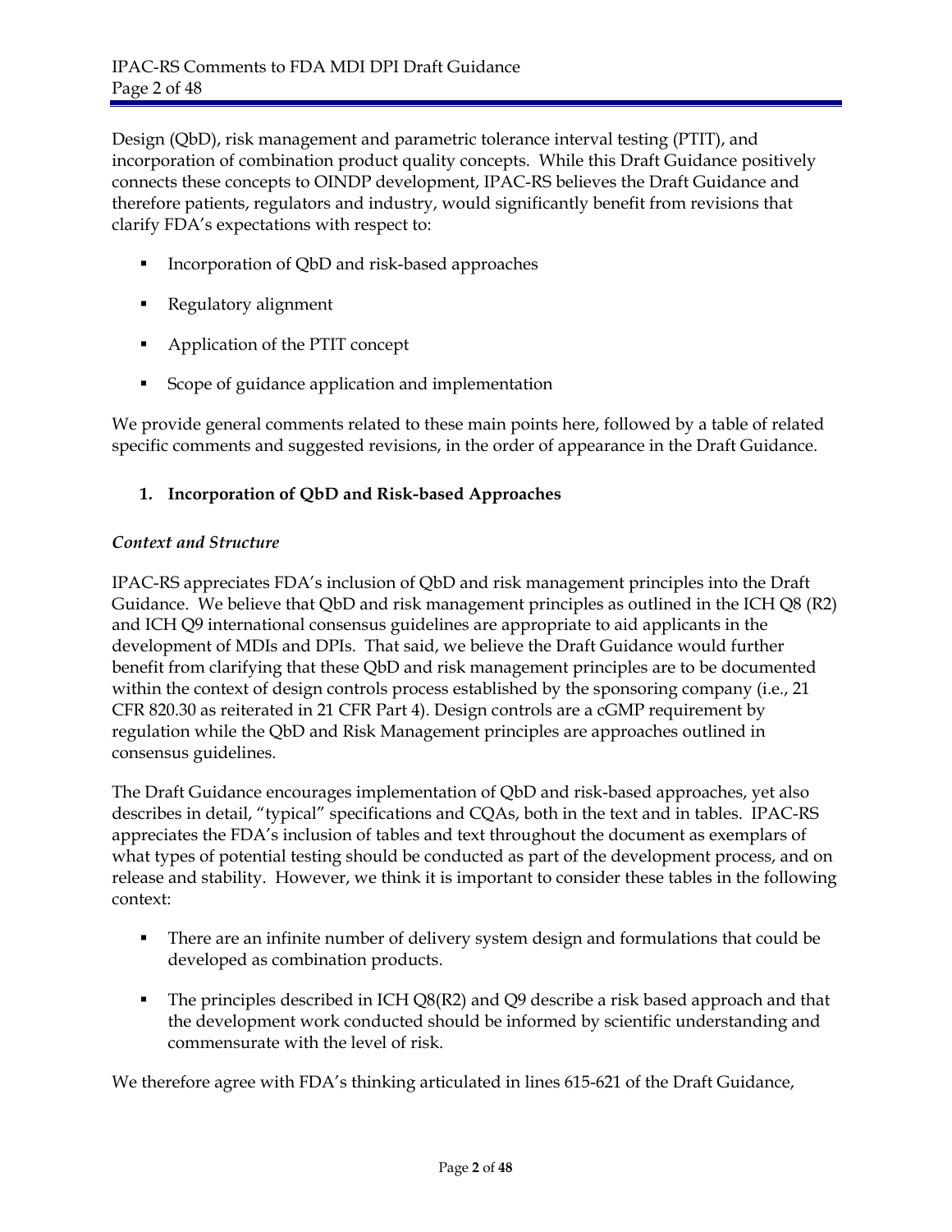Design (QbD), risk management and parametric tolerance interval testing (PTIT), and incorporation of combination product quality concepts. While this Draft Guidance positively connects these concepts to OINDP development, IPAC-RS believes the Draft Guidance and therefore patients, regulators and industry, would significantly benefit from revisions that clarify FDA's expectations with respect to:

- Incorporation of QbD and risk-based approaches
- Regulatory alignment
- Application of the PTIT concept
- Scope of guidance application and implementation

We provide general comments related to these main points here, followed by a table of related specific comments and suggested revisions, in the order of appearance in the Draft Guidance.

## 1. Incorporation of QbD and Risk-based Approaches

*Context and Structure*

IPAC-RS appreciates FDA's inclusion of QbD and risk management principles into the Draft Guidance. We believe that QbD and risk management principles as outlined in the ICH Q8 (R2) and ICH Q9 international consensus guidelines are appropriate to aid applicants in the development of MDIs and DPIs. That said, we believe the Draft Guidance would further benefit from clarifying that these QbD and risk management principles are to be documented within the context of design controls process established by the sponsoring company (i.e., 21 CFR 820.30 as reiterated in 21 CFR Part 4). Design controls are a cGMP requirement by regulation while the QbD and Risk Management principles are approaches outlined in consensus guidelines.

The Draft Guidance encourages implementation of QbD and risk-based approaches, yet also describes in detail, "typical" specifications and CQAs, both in the text and in tables. IPAC-RS appreciates the FDA's inclusion of tables and text throughout the document as exemplars of what types of potential testing should be conducted as part of the development process, and on release and stability. However, we think it is important to consider these tables in the following context:

- There are an infinite number of delivery system design and formulations that could be developed as combination products.
- The principles described in ICH Q8(R2) and Q9 describe a risk based approach and that the development work conducted should be informed by scientific understanding and commensurate with the level of risk.

We therefore agree with FDA's thinking articulated in lines 615-621 of the Draft Guidance,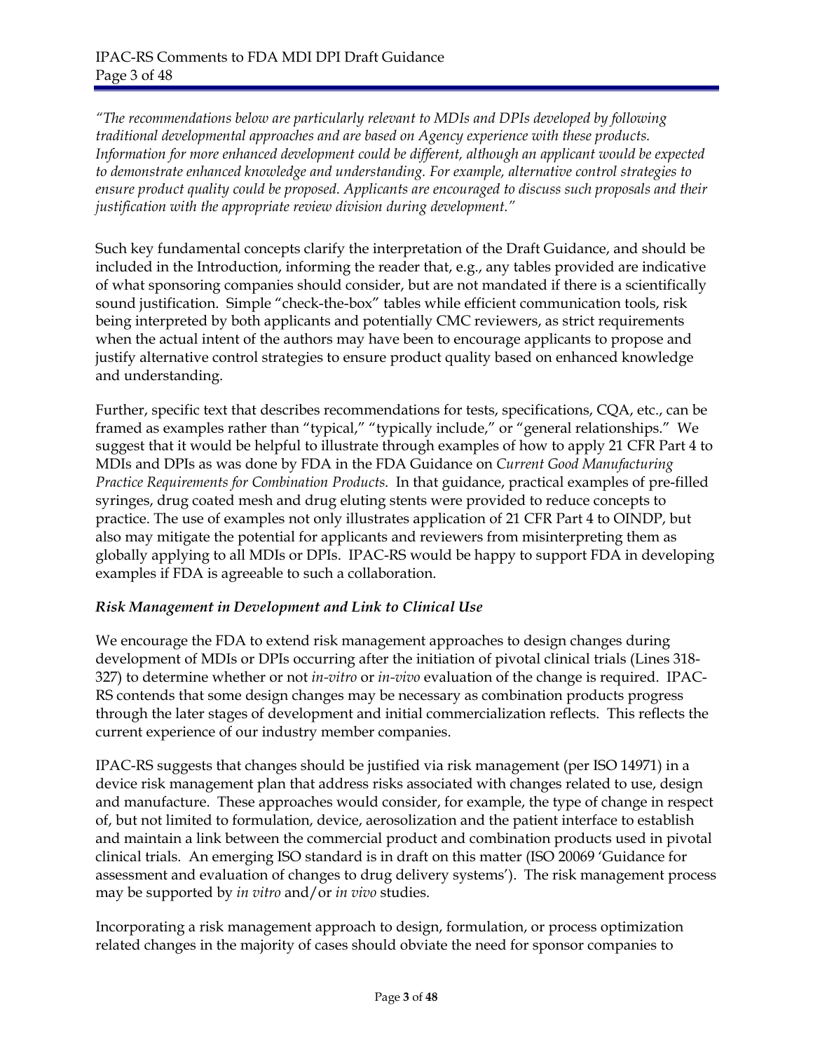*"The recommendations below are particularly relevant to MDIs and DPIs developed by following traditional developmental approaches and are based on Agency experience with these products. Information for more enhanced development could be different, although an applicant would be expected to demonstrate enhanced knowledge and understanding. For example, alternative control strategies to ensure product quality could be proposed. Applicants are encouraged to discuss such proposals and their justification with the appropriate review division during development."*

Such key fundamental concepts clarify the interpretation of the Draft Guidance, and should be included in the Introduction, informing the reader that, e.g., any tables provided are indicative of what sponsoring companies should consider, but are not mandated if there is a scientifically sound justification. Simple "check-the-box" tables while efficient communication tools, risk being interpreted by both applicants and potentially CMC reviewers, as strict requirements when the actual intent of the authors may have been to encourage applicants to propose and justify alternative control strategies to ensure product quality based on enhanced knowledge and understanding.

Further, specific text that describes recommendations for tests, specifications, CQA, etc., can be framed as examples rather than "typical," "typically include," or "general relationships." We suggest that it would be helpful to illustrate through examples of how to apply 21 CFR Part 4 to MDIs and DPIs as was done by FDA in the FDA Guidance on *Current Good Manufacturing Practice Requirements for Combination Products*. In that guidance, practical examples of pre-filled syringes, drug coated mesh and drug eluting stents were provided to reduce concepts to practice. The use of examples not only illustrates application of 21 CFR Part 4 to OINDP, but also may mitigate the potential for applicants and reviewers from misinterpreting them as globally applying to all MDIs or DPIs. IPAC-RS would be happy to support FDA in developing examples if FDA is agreeable to such a collaboration.

### *Risk Management in Development and Link to Clinical Use*

We encourage the FDA to extend risk management approaches to design changes during development of MDIs or DPIs occurring after the initiation of pivotal clinical trials (Lines 318-327) to determine whether or not *in-vitro* or *in-vivo* evaluation of the change is required. IPAC-RS contends that some design changes may be necessary as combination products progress through the later stages of development and initial commercialization reflects. This reflects the current experience of our industry member companies.

IPAC-RS suggests that changes should be justified via risk management (per ISO 14971) in a device risk management plan that address risks associated with changes related to use, design and manufacture. These approaches would consider, for example, the type of change in respect of, but not limited to formulation, device, aerosolization and the patient interface to establish and maintain a link between the commercial product and combination products used in pivotal clinical trials. An emerging ISO standard is in draft on this matter (ISO 20069 'Guidance for assessment and evaluation of changes to drug delivery systems'). The risk management process may be supported by *in vitro* and/or *in vivo* studies.

Incorporating a risk management approach to design, formulation, or process optimization related changes in the majority of cases should obviate the need for sponsor companies to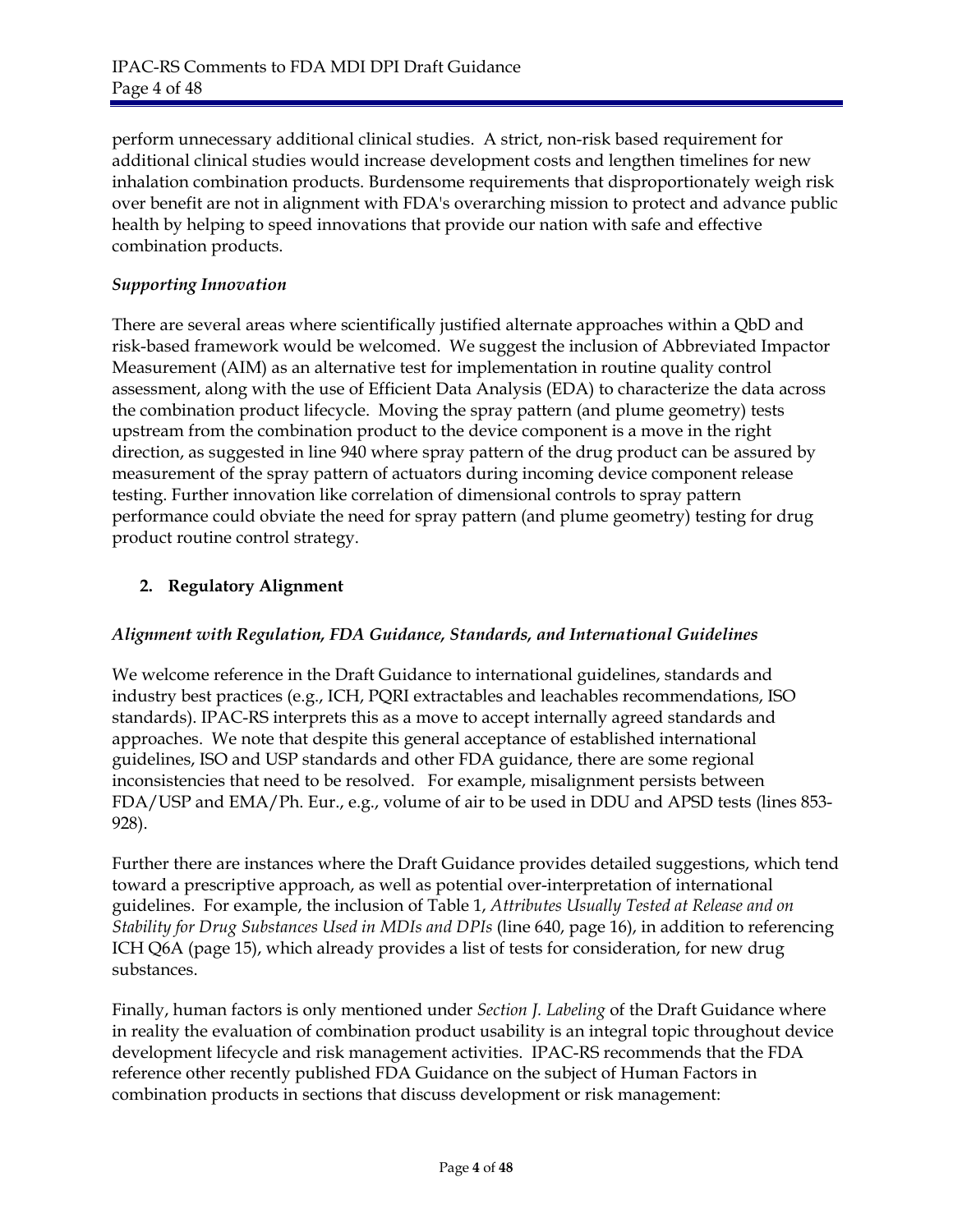perform unnecessary additional clinical studies. A strict, non-risk based requirement for additional clinical studies would increase development costs and lengthen timelines for new inhalation combination products. Burdensome requirements that disproportionately weigh risk over benefit are not in alignment with FDA's overarching mission to protect and advance public health by helping to speed innovations that provide our nation with safe and effective combination products.

***Supporting Innovation***

There are several areas where scientifically justified alternate approaches within a QbD and risk-based framework would be welcomed. We suggest the inclusion of Abbreviated Impactor Measurement (AIM) as an alternative test for implementation in routine quality control assessment, along with the use of Efficient Data Analysis (EDA) to characterize the data across the combination product lifecycle. Moving the spray pattern (and plume geometry) tests upstream from the combination product to the device component is a move in the right direction, as suggested in line 940 where spray pattern of the drug product can be assured by measurement of the spray pattern of actuators during incoming device component release testing. Further innovation like correlation of dimensional controls to spray pattern performance could obviate the need for spray pattern (and plume geometry) testing for drug product routine control strategy.

## 2. Regulatory Alignment

***Alignment with Regulation, FDA Guidance, Standards, and International Guidelines***

We welcome reference in the Draft Guidance to international guidelines, standards and industry best practices (e.g., ICH, PQRI extractables and leachables recommendations, ISO standards). IPAC-RS interprets this as a move to accept internally agreed standards and approaches. We note that despite this general acceptance of established international guidelines, ISO and USP standards and other FDA guidance, there are some regional inconsistencies that need to be resolved. For example, misalignment persists between FDA/USP and EMA/Ph. Eur., e.g., volume of air to be used in DDU and APSD tests (lines 853-928).

Further there are instances where the Draft Guidance provides detailed suggestions, which tend toward a prescriptive approach, as well as potential over-interpretation of international guidelines. For example, the inclusion of Table 1, *Attributes Usually Tested at Release and on Stability for Drug Substances Used in MDIs and DPIs* (line 640, page 16), in addition to referencing ICH Q6A (page 15), which already provides a list of tests for consideration, for new drug substances.

Finally, human factors is only mentioned under *Section J. Labeling* of the Draft Guidance where in reality the evaluation of combination product usability is an integral topic throughout device development lifecycle and risk management activities. IPAC-RS recommends that the FDA reference other recently published FDA Guidance on the subject of Human Factors in combination products in sections that discuss development or risk management: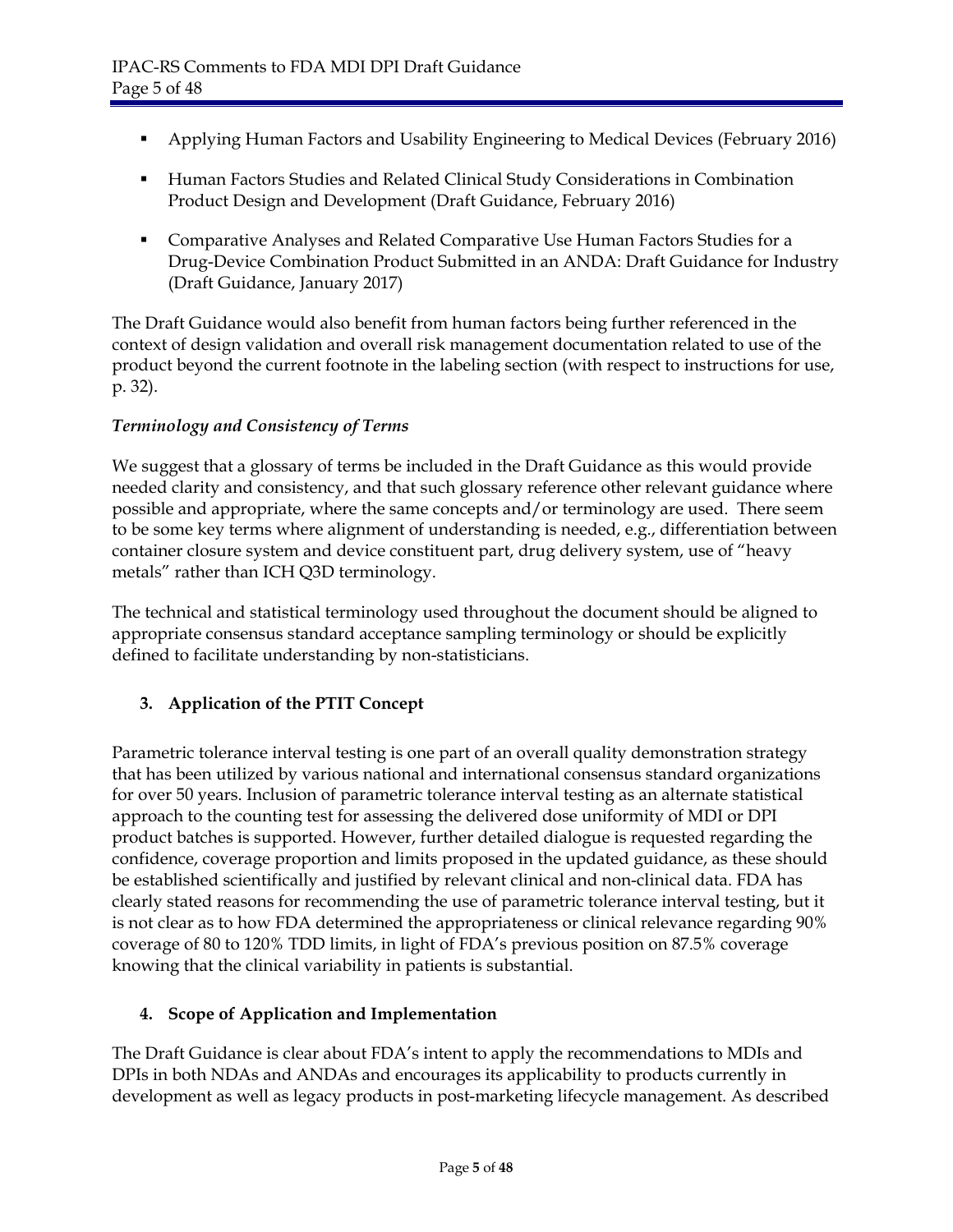- Applying Human Factors and Usability Engineering to Medical Devices (February 2016)
- Human Factors Studies and Related Clinical Study Considerations in Combination Product Design and Development (Draft Guidance, February 2016)
- Comparative Analyses and Related Comparative Use Human Factors Studies for a Drug-Device Combination Product Submitted in an ANDA: Draft Guidance for Industry (Draft Guidance, January 2017)

The Draft Guidance would also benefit from human factors being further referenced in the context of design validation and overall risk management documentation related to use of the product beyond the current footnote in the labeling section (with respect to instructions for use, p. 32).

***Terminology and Consistency of Terms***

We suggest that a glossary of terms be included in the Draft Guidance as this would provide needed clarity and consistency, and that such glossary reference other relevant guidance where possible and appropriate, where the same concepts and/or terminology are used. There seem to be some key terms where alignment of understanding is needed, e.g., differentiation between container closure system and device constituent part, drug delivery system, use of "heavy metals" rather than ICH Q3D terminology.

The technical and statistical terminology used throughout the document should be aligned to appropriate consensus standard acceptance sampling terminology or should be explicitly defined to facilitate understanding by non-statisticians.

### 3. Application of the PTIT Concept

Parametric tolerance interval testing is one part of an overall quality demonstration strategy that has been utilized by various national and international consensus standard organizations for over 50 years. Inclusion of parametric tolerance interval testing as an alternate statistical approach to the counting test for assessing the delivered dose uniformity of MDI or DPI product batches is supported. However, further detailed dialogue is requested regarding the confidence, coverage proportion and limits proposed in the updated guidance, as these should be established scientifically and justified by relevant clinical and non-clinical data. FDA has clearly stated reasons for recommending the use of parametric tolerance interval testing, but it is not clear as to how FDA determined the appropriateness or clinical relevance regarding 90% coverage of 80 to 120% TDD limits, in light of FDA's previous position on 87.5% coverage knowing that the clinical variability in patients is substantial.

### 4. Scope of Application and Implementation

The Draft Guidance is clear about FDA's intent to apply the recommendations to MDIs and DPIs in both NDAs and ANDAs and encourages its applicability to products currently in development as well as legacy products in post-marketing lifecycle management. As described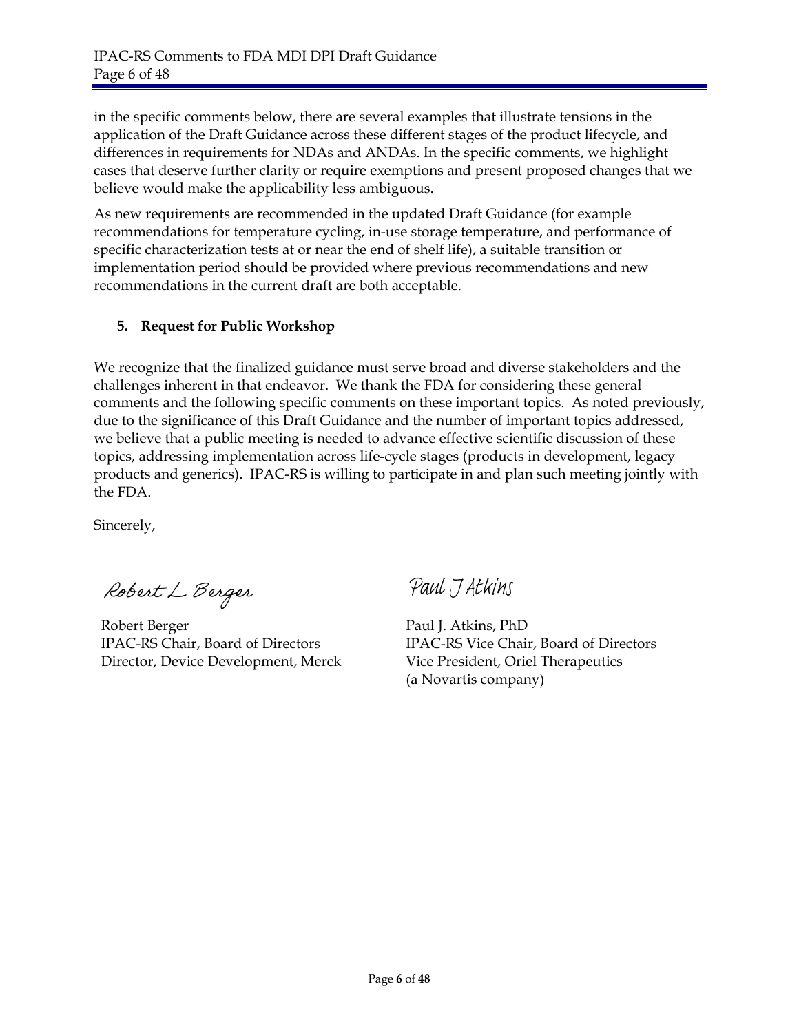in the specific comments below, there are several examples that illustrate tensions in the application of the Draft Guidance across these different stages of the product lifecycle, and differences in requirements for NDAs and ANDAs. In the specific comments, we highlight cases that deserve further clarity or require exemptions and present proposed changes that we believe would make the applicability less ambiguous.

As new requirements are recommended in the updated Draft Guidance (for example recommendations for temperature cycling, in-use storage temperature, and performance of specific characterization tests at or near the end of shelf life), a suitable transition or implementation period should be provided where previous recommendations and new recommendations in the current draft are both acceptable.

### 5. Request for Public Workshop

We recognize that the finalized guidance must serve broad and diverse stakeholders and the challenges inherent in that endeavor. We thank the FDA for considering these general comments and the following specific comments on these important topics. As noted previously, due to the significance of this Draft Guidance and the number of important topics addressed, we believe that a public meeting is needed to advance effective scientific discussion of these topics, addressing implementation across life-cycle stages (products in development, legacy products and generics). IPAC-RS is willing to participate in and plan such meeting jointly with the FDA.

Sincerely,

*Robert L Berger*

Robert Berger
IPAC-RS Chair, Board of Directors
Director, Device Development, Merck

*Paul J Atkins*

Paul J. Atkins, PhD
IPAC-RS Vice Chair, Board of Directors
Vice President, Oriel Therapeutics
(a Novartis company)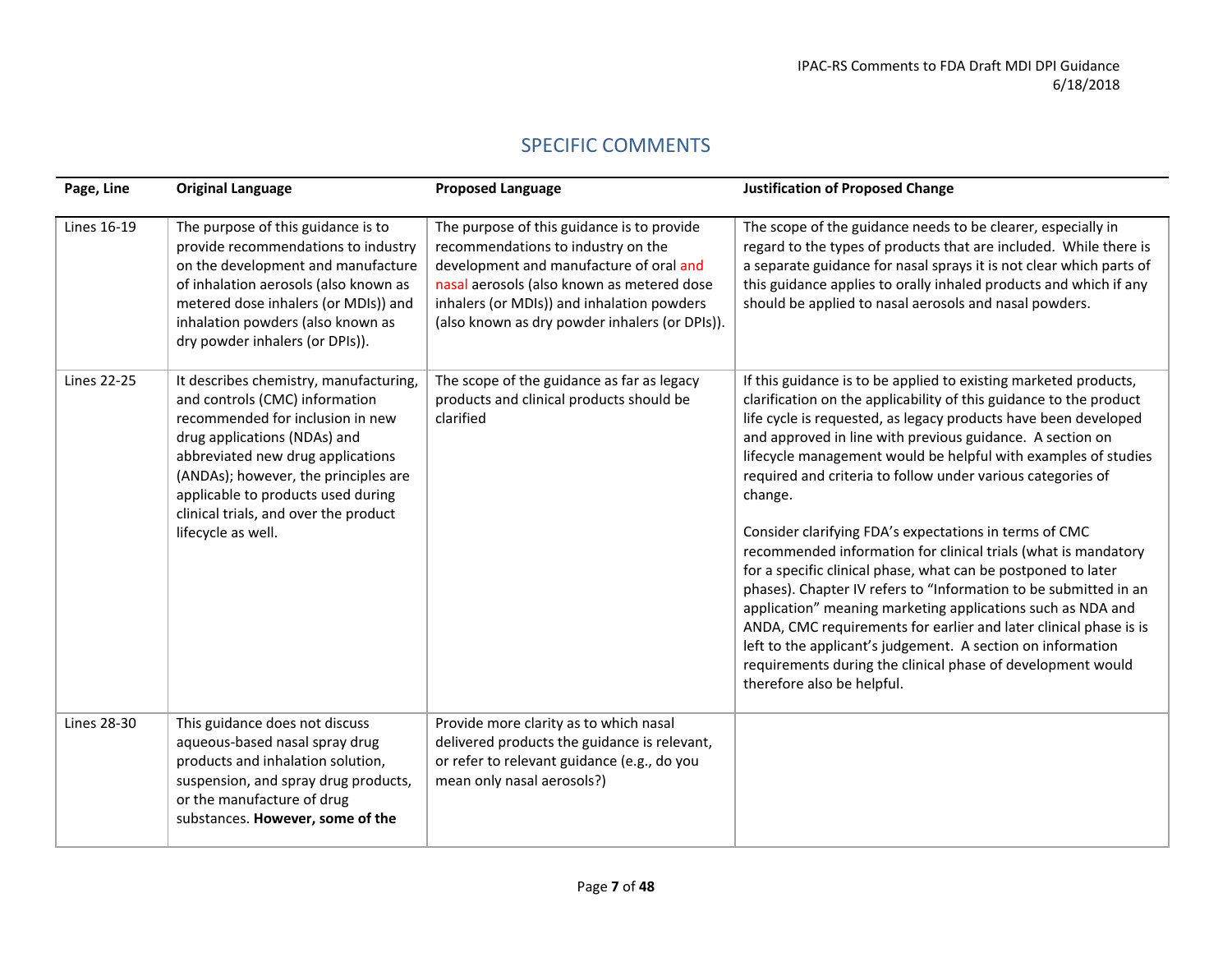## SPECIFIC COMMENTS

| Page, Line | Original Language | Proposed Language | Justification of Proposed Change |
|---|---|---|---|
| Lines 16-19 | The purpose of this guidance is to provide recommendations to industry on the development and manufacture of inhalation aerosols (also known as metered dose inhalers (or MDIs)) and inhalation powders (also known as dry powder inhalers (or DPIs)). | The purpose of this guidance is to provide recommendations to industry on the development and manufacture of oral and nasal aerosols (also known as metered dose inhalers (or MDIs)) and inhalation powders (also known as dry powder inhalers (or DPIs)). | The scope of the guidance needs to be clearer, especially in regard to the types of products that are included. While there is a separate guidance for nasal sprays it is not clear which parts of this guidance applies to orally inhaled products and which if any should be applied to nasal aerosols and nasal powders. |
| Lines 22-25 | It describes chemistry, manufacturing, and controls (CMC) information recommended for inclusion in new drug applications (NDAs) and abbreviated new drug applications (ANDAs); however, the principles are applicable to products used during clinical trials, and over the product lifecycle as well. | The scope of the guidance as far as legacy products and clinical products should be clarified | If this guidance is to be applied to existing marketed products, clarification on the applicability of this guidance to the product life cycle is requested, as legacy products have been developed and approved in line with previous guidance. A section on lifecycle management would be helpful with examples of studies required and criteria to follow under various categories of change.<br><br>Consider clarifying FDA's expectations in terms of CMC recommended information for clinical trials (what is mandatory for a specific clinical phase, what can be postponed to later phases). Chapter IV refers to "Information to be submitted in an application" meaning marketing applications such as NDA and ANDA, CMC requirements for earlier and later clinical phase is is left to the applicant's judgement. A section on information requirements during the clinical phase of development would therefore also be helpful. |
| Lines 28-30 | This guidance does not discuss aqueous-based nasal spray drug products and inhalation solution, suspension, and spray drug products, or the manufacture of drug substances. **However, some of the** | Provide more clarity as to which nasal delivered products the guidance is relevant, or refer to relevant guidance (e.g., do you mean only nasal aerosols?) | |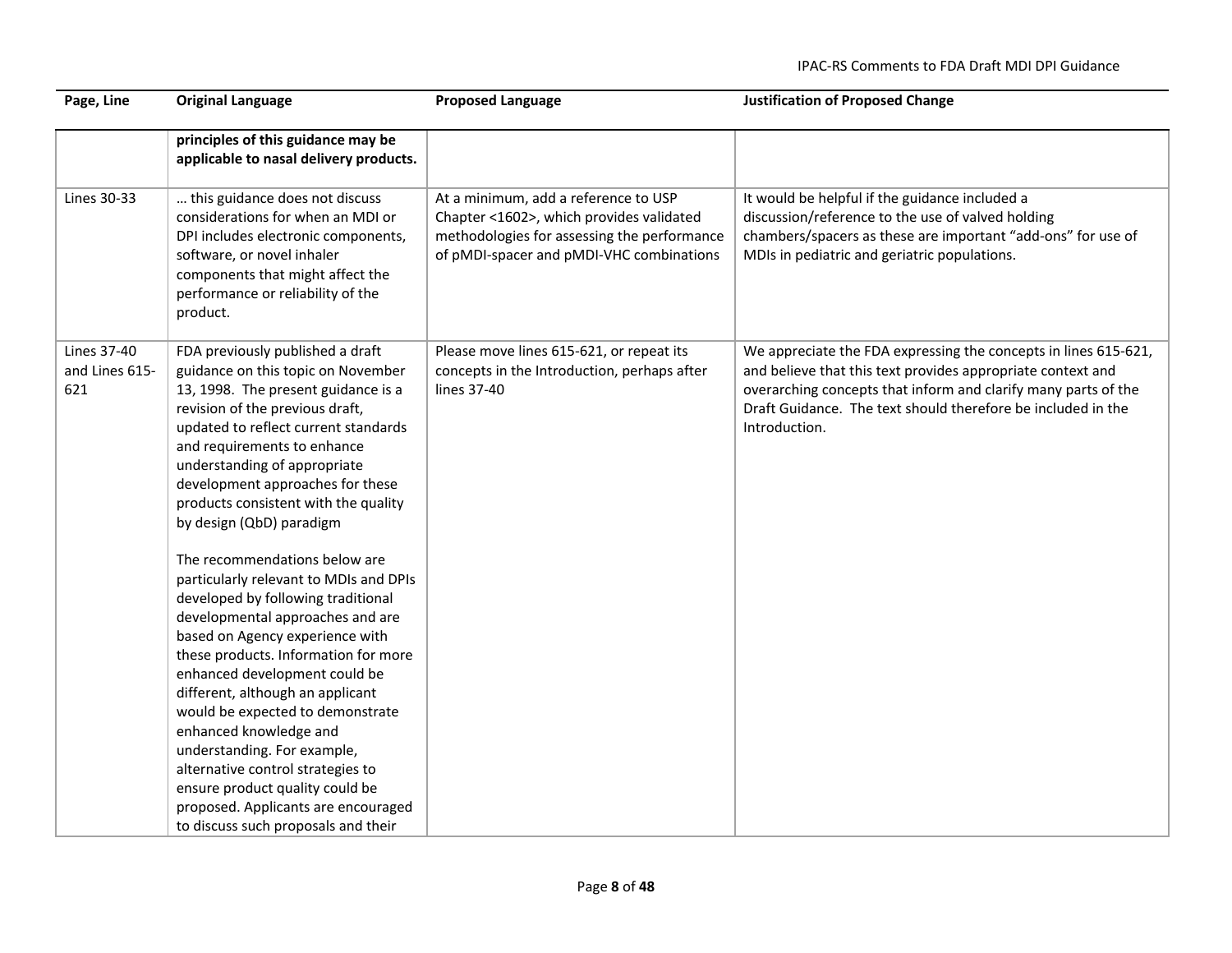| Page, Line | Original Language | Proposed Language | Justification of Proposed Change |
|---|---|---|---|
| | **principles of this guidance may be applicable to nasal delivery products.** | | |
| Lines 30-33 | … this guidance does not discuss considerations for when an MDI or DPI includes electronic components, software, or novel inhaler components that might affect the performance or reliability of the product. | At a minimum, add a reference to USP Chapter <1602>, which provides validated methodologies for assessing the performance of pMDI-spacer and pMDI-VHC combinations | It would be helpful if the guidance included a discussion/reference to the use of valved holding chambers/spacers as these are important "add-ons" for use of MDIs in pediatric and geriatric populations. |
| Lines 37-40 and Lines 615-621 | FDA previously published a draft guidance on this topic on November 13, 1998. The present guidance is a revision of the previous draft, updated to reflect current standards and requirements to enhance understanding of appropriate development approaches for these products consistent with the quality by design (QbD) paradigm<br><br>The recommendations below are particularly relevant to MDIs and DPIs developed by following traditional developmental approaches and are based on Agency experience with these products. Information for more enhanced development could be different, although an applicant would be expected to demonstrate enhanced knowledge and understanding. For example, alternative control strategies to ensure product quality could be proposed. Applicants are encouraged to discuss such proposals and their | Please move lines 615-621, or repeat its concepts in the Introduction, perhaps after lines 37-40 | We appreciate the FDA expressing the concepts in lines 615-621, and believe that this text provides appropriate context and overarching concepts that inform and clarify many parts of the Draft Guidance. The text should therefore be included in the Introduction. |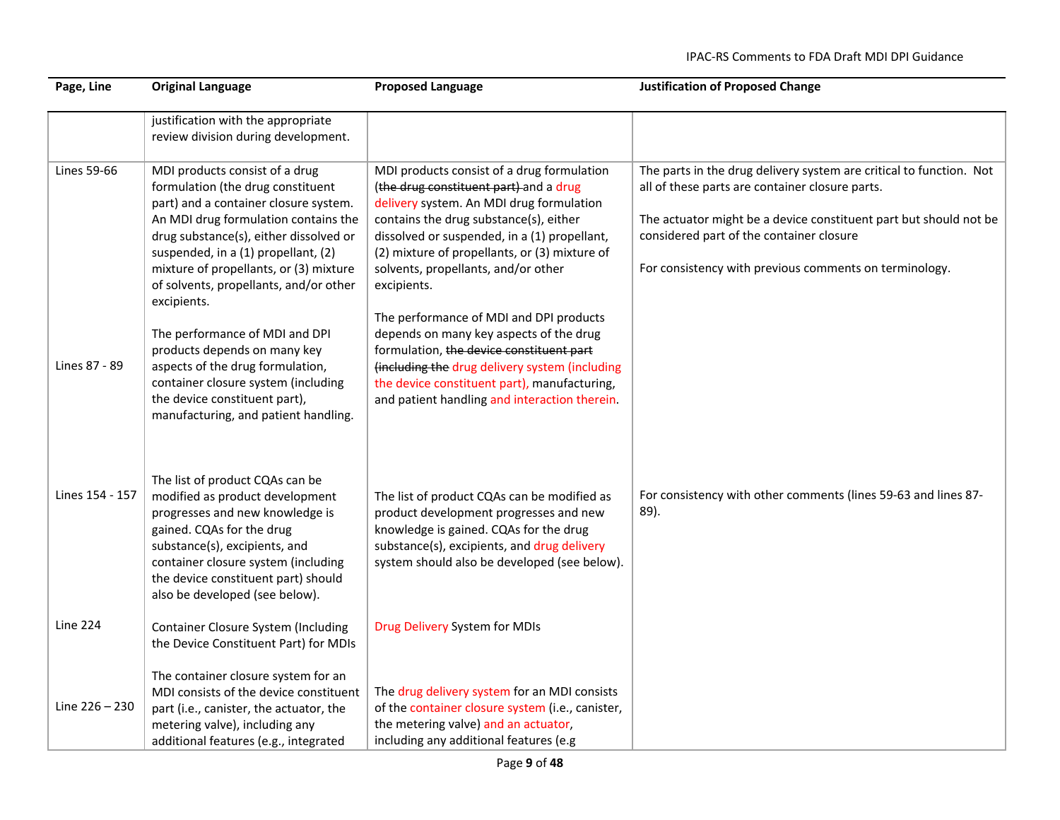| Page, Line | Original Language | Proposed Language | Justification of Proposed Change |
|---|---|---|---|
| | justification with the appropriate review division during development. | | |
| Lines 59-66 | MDI products consist of a drug formulation (the drug constituent part) and a container closure system. An MDI drug formulation contains the drug substance(s), either dissolved or suspended, in a (1) propellant, (2) mixture of propellants, or (3) mixture of solvents, propellants, and/or other excipients. | MDI products consist of a drug formulation (~~the drug constituent part)~~ and a drug delivery system. An MDI drug formulation contains the drug substance(s), either dissolved or suspended, in a (1) propellant, (2) mixture of propellants, or (3) mixture of solvents, propellants, and/or other excipients. | The parts in the drug delivery system are critical to function. Not all of these parts are container closure parts.<br><br>The actuator might be a device constituent part but should not be considered part of the container closure<br><br>For consistency with previous comments on terminology. |
| Lines 87 - 89 | The performance of MDI and DPI products depends on many key aspects of the drug formulation, container closure system (including the device constituent part), manufacturing, and patient handling. | The performance of MDI and DPI products depends on many key aspects of the drug formulation, ~~the device constituent part (including the~~ drug delivery system (including the device constituent part), manufacturing, and patient handling and interaction therein. | |
| Lines 154 - 157 | The list of product CQAs can be modified as product development progresses and new knowledge is gained. CQAs for the drug substance(s), excipients, and container closure system (including the device constituent part) should also be developed (see below). | The list of product CQAs can be modified as product development progresses and new knowledge is gained. CQAs for the drug substance(s), excipients, and drug delivery system should also be developed (see below). | For consistency with other comments (lines 59-63 and lines 87-89). |
| Line 224 | Container Closure System (Including the Device Constituent Part) for MDIs | Drug Delivery System for MDIs | |
| Line 226 – 230 | The container closure system for an MDI consists of the device constituent part (i.e., canister, the actuator, the metering valve), including any additional features (e.g., integrated | The drug delivery system for an MDI consists of the container closure system (i.e., canister, the metering valve) and an actuator, including any additional features (e.g | |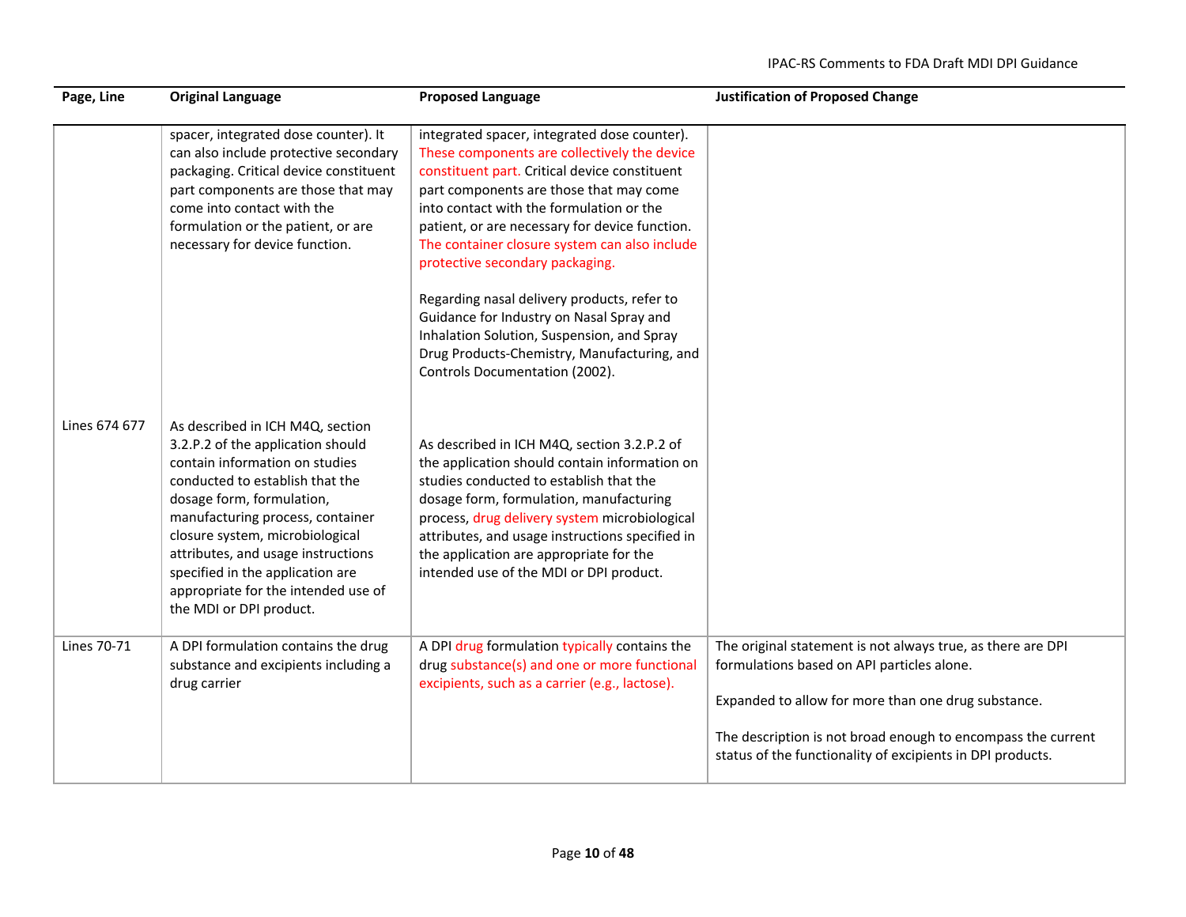| Page, Line | Original Language | Proposed Language | Justification of Proposed Change |
|---|---|---|---|
| | spacer, integrated dose counter). It can also include protective secondary packaging. Critical device constituent part components are those that may come into contact with the formulation or the patient, or are necessary for device function. | integrated spacer, integrated dose counter). These components are collectively the device constituent part. Critical device constituent part components are those that may come into contact with the formulation or the patient, or are necessary for device function. The container closure system can also include protective secondary packaging.<br><br>Regarding nasal delivery products, refer to Guidance for Industry on Nasal Spray and Inhalation Solution, Suspension, and Spray Drug Products-Chemistry, Manufacturing, and Controls Documentation (2002). | |
| Lines 674 677 | As described in ICH M4Q, section 3.2.P.2 of the application should contain information on studies conducted to establish that the dosage form, formulation, manufacturing process, container closure system, microbiological attributes, and usage instructions specified in the application are appropriate for the intended use of the MDI or DPI product. | As described in ICH M4Q, section 3.2.P.2 of the application should contain information on studies conducted to establish that the dosage form, formulation, manufacturing process, drug delivery system microbiological attributes, and usage instructions specified in the application are appropriate for the intended use of the MDI or DPI product. | |
| Lines 70-71 | A DPI formulation contains the drug substance and excipients including a drug carrier | A DPI drug formulation typically contains the drug substance(s) and one or more functional excipients, such as a carrier (e.g., lactose). | The original statement is not always true, as there are DPI formulations based on API particles alone.<br><br>Expanded to allow for more than one drug substance.<br><br>The description is not broad enough to encompass the current status of the functionality of excipients in DPI products. |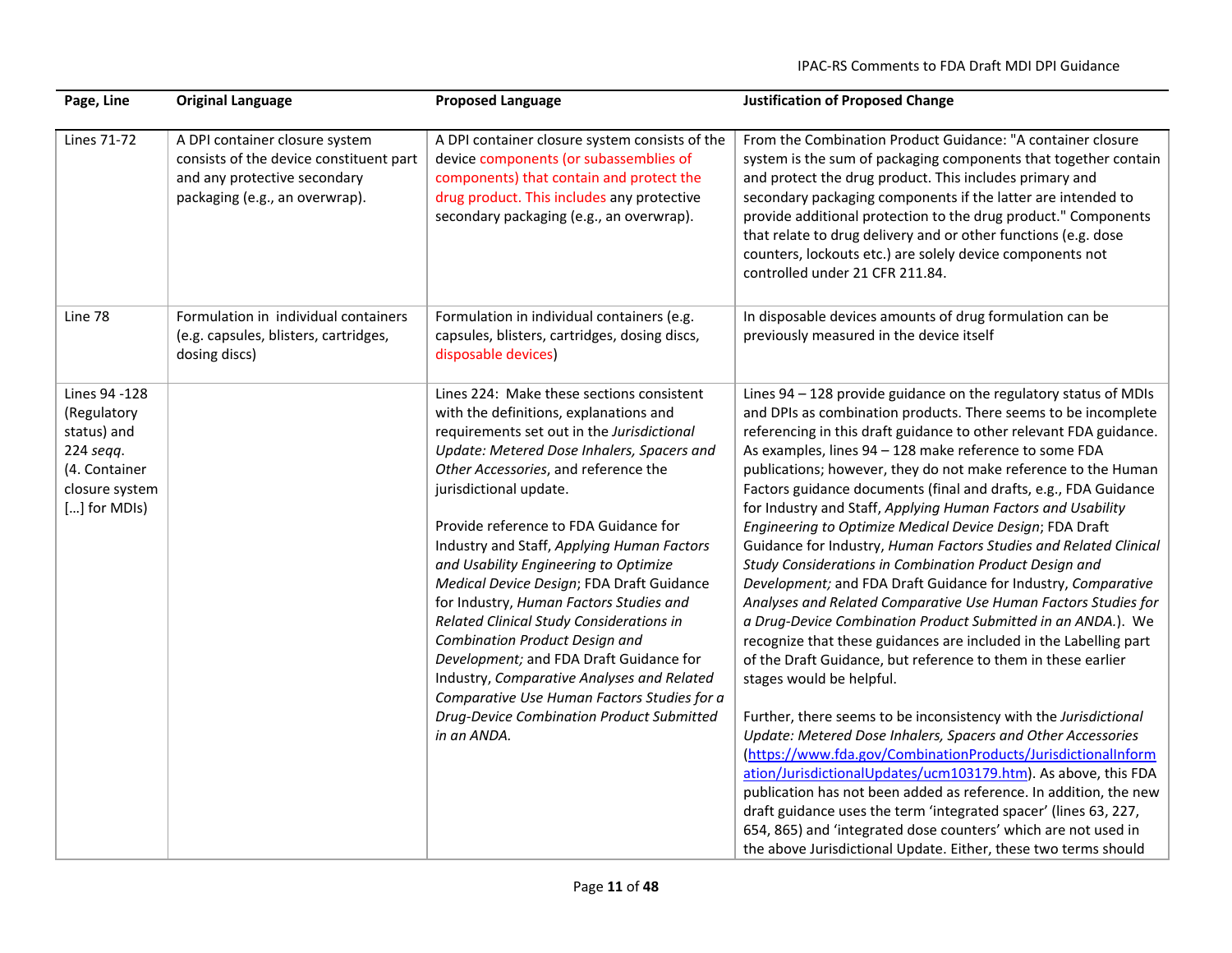| Page, Line | Original Language | Proposed Language | Justification of Proposed Change |
|---|---|---|---|
| Lines 71-72 | A DPI container closure system consists of the device constituent part and any protective secondary packaging (e.g., an overwrap). | A DPI container closure system consists of the device components (or subassemblies of components) that contain and protect the drug product. This includes any protective secondary packaging (e.g., an overwrap). | From the Combination Product Guidance: "A container closure system is the sum of packaging components that together contain and protect the drug product. This includes primary and secondary packaging components if the latter are intended to provide additional protection to the drug product." Components that relate to drug delivery and or other functions (e.g. dose counters, lockouts etc.) are solely device components not controlled under 21 CFR 211.84. |
| Line 78 | Formulation in individual containers (e.g. capsules, blisters, cartridges, dosing discs) | Formulation in individual containers (e.g. capsules, blisters, cartridges, dosing discs, disposable devices) | In disposable devices amounts of drug formulation can be previously measured in the device itself |
| Lines 94 -128 (Regulatory status) and 224 *seqq*. (4. Container closure system […] for MDIs) | | Lines 224: Make these sections consistent with the definitions, explanations and requirements set out in the *Jurisdictional Update: Metered Dose Inhalers, Spacers and Other Accessories*, and reference the jurisdictional update.<br><br>Provide reference to FDA Guidance for Industry and Staff, *Applying Human Factors and Usability Engineering to Optimize Medical Device Design*; FDA Draft Guidance for Industry, *Human Factors Studies and Related Clinical Study Considerations in Combination Product Design and Development;* and FDA Draft Guidance for Industry, *Comparative Analyses and Related Comparative Use Human Factors Studies for a Drug-Device Combination Product Submitted in an ANDA.* | Lines 94 – 128 provide guidance on the regulatory status of MDIs and DPIs as combination products. There seems to be incomplete referencing in this draft guidance to other relevant FDA guidance. As examples, lines 94 – 128 make reference to some FDA publications; however, they do not make reference to the Human Factors guidance documents (final and drafts, e.g., FDA Guidance for Industry and Staff, *Applying Human Factors and Usability Engineering to Optimize Medical Device Design*; FDA Draft Guidance for Industry, *Human Factors Studies and Related Clinical Study Considerations in Combination Product Design and Development;* and FDA Draft Guidance for Industry, *Comparative Analyses and Related Comparative Use Human Factors Studies for a Drug-Device Combination Product Submitted in an ANDA.*). We recognize that these guidances are included in the Labelling part of the Draft Guidance, but reference to them in these earlier stages would be helpful.<br><br>Further, there seems to be inconsistency with the *Jurisdictional Update: Metered Dose Inhalers, Spacers and Other Accessories* (https://www.fda.gov/CombinationProducts/JurisdictionalInformation/JurisdictionalUpdates/ucm103179.htm). As above, this FDA publication has not been added as reference. In addition, the new draft guidance uses the term 'integrated spacer' (lines 63, 227, 654, 865) and 'integrated dose counters' which are not used in the above Jurisdictional Update. Either, these two terms should |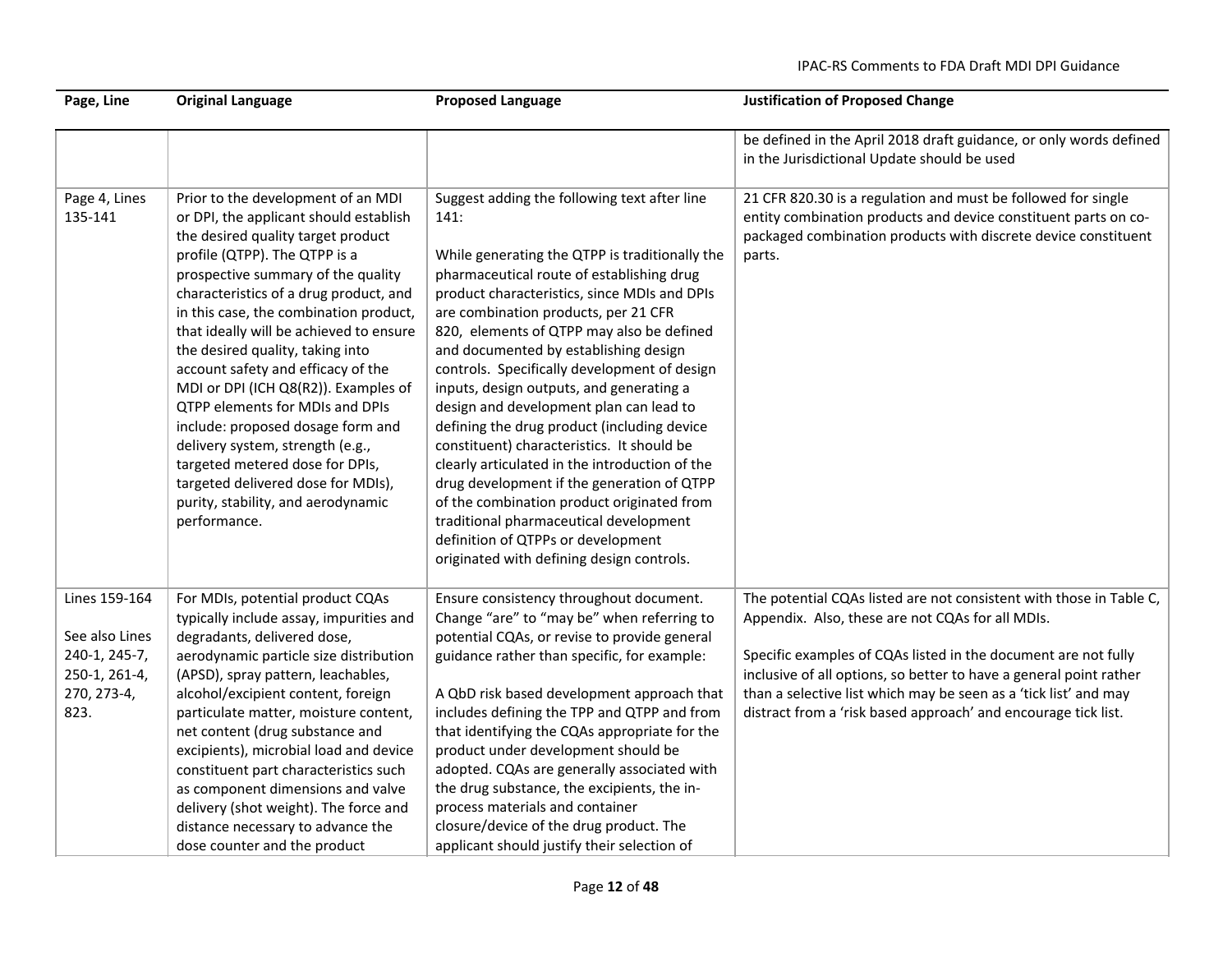| Page, Line | Original Language | Proposed Language | Justification of Proposed Change |
|---|---|---|---|
| | | | be defined in the April 2018 draft guidance, or only words defined in the Jurisdictional Update should be used |
| Page 4, Lines 135-141 | Prior to the development of an MDI or DPI, the applicant should establish the desired quality target product profile (QTPP). The QTPP is a prospective summary of the quality characteristics of a drug product, and in this case, the combination product, that ideally will be achieved to ensure the desired quality, taking into account safety and efficacy of the MDI or DPI (ICH Q8(R2)). Examples of QTPP elements for MDIs and DPIs include: proposed dosage form and delivery system, strength (e.g., targeted metered dose for DPIs, targeted delivered dose for MDIs), purity, stability, and aerodynamic performance. | Suggest adding the following text after line 141:<br><br>While generating the QTPP is traditionally the pharmaceutical route of establishing drug product characteristics, since MDIs and DPIs are combination products, per 21 CFR 820, elements of QTPP may also be defined and documented by establishing design controls. Specifically development of design inputs, design outputs, and generating a design and development plan can lead to defining the drug product (including device constituent) characteristics. It should be clearly articulated in the introduction of the drug development if the generation of QTPP of the combination product originated from traditional pharmaceutical development definition of QTPPs or development originated with defining design controls. | 21 CFR 820.30 is a regulation and must be followed for single entity combination products and device constituent parts on co-packaged combination products with discrete device constituent parts. |
| Lines 159-164<br><br>See also Lines 240-1, 245-7, 250-1, 261-4, 270, 273-4, 823. | For MDIs, potential product CQAs typically include assay, impurities and degradants, delivered dose, aerodynamic particle size distribution (APSD), spray pattern, leachables, alcohol/excipient content, foreign particulate matter, moisture content, net content (drug substance and excipients), microbial load and device constituent part characteristics such as component dimensions and valve delivery (shot weight). The force and distance necessary to advance the dose counter and the product | Ensure consistency throughout document. Change "are" to "may be" when referring to potential CQAs, or revise to provide general guidance rather than specific, for example:<br><br>A QbD risk based development approach that includes defining the TPP and QTPP and from that identifying the CQAs appropriate for the product under development should be adopted. CQAs are generally associated with the drug substance, the excipients, the in-process materials and container closure/device of the drug product. The applicant should justify their selection of | The potential CQAs listed are not consistent with those in Table C, Appendix. Also, these are not CQAs for all MDIs.<br><br>Specific examples of CQAs listed in the document are not fully inclusive of all options, so better to have a general point rather than a selective list which may be seen as a 'tick list' and may distract from a 'risk based approach' and encourage tick list. |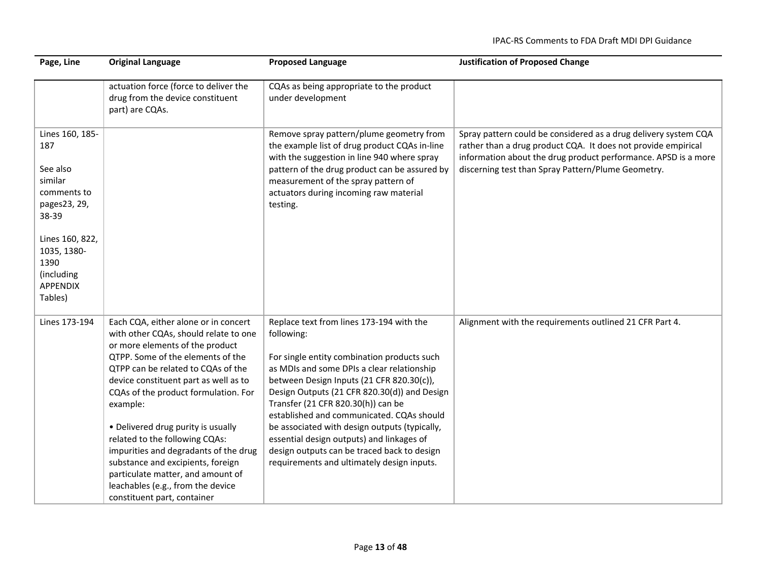| Page, Line | Original Language | Proposed Language | Justification of Proposed Change |
|---|---|---|---|
| | actuation force (force to deliver the drug from the device constituent part) are CQAs. | CQAs as being appropriate to the product under development | |
| Lines 160, 185-187<br><br>See also similar comments to pages23, 29, 38-39<br><br>Lines 160, 822, 1035, 1380-1390 (including APPENDIX Tables) | | Remove spray pattern/plume geometry from the example list of drug product CQAs in-line with the suggestion in line 940 where spray pattern of the drug product can be assured by measurement of the spray pattern of actuators during incoming raw material testing. | Spray pattern could be considered as a drug delivery system CQA rather than a drug product CQA. It does not provide empirical information about the drug product performance. APSD is a more discerning test than Spray Pattern/Plume Geometry. |
| Lines 173-194 | Each CQA, either alone or in concert with other CQAs, should relate to one or more elements of the product QTPP. Some of the elements of the QTPP can be related to CQAs of the device constituent part as well as to CQAs of the product formulation. For example:<br><br>• Delivered drug purity is usually related to the following CQAs: impurities and degradants of the drug substance and excipients, foreign particulate matter, and amount of leachables (e.g., from the device constituent part, container | Replace text from lines 173-194 with the following:<br><br>For single entity combination products such as MDIs and some DPIs a clear relationship between Design Inputs (21 CFR 820.30(c)), Design Outputs (21 CFR 820.30(d)) and Design Transfer (21 CFR 820.30(h)) can be established and communicated. CQAs should be associated with design outputs (typically, essential design outputs) and linkages of design outputs can be traced back to design requirements and ultimately design inputs. | Alignment with the requirements outlined 21 CFR Part 4. |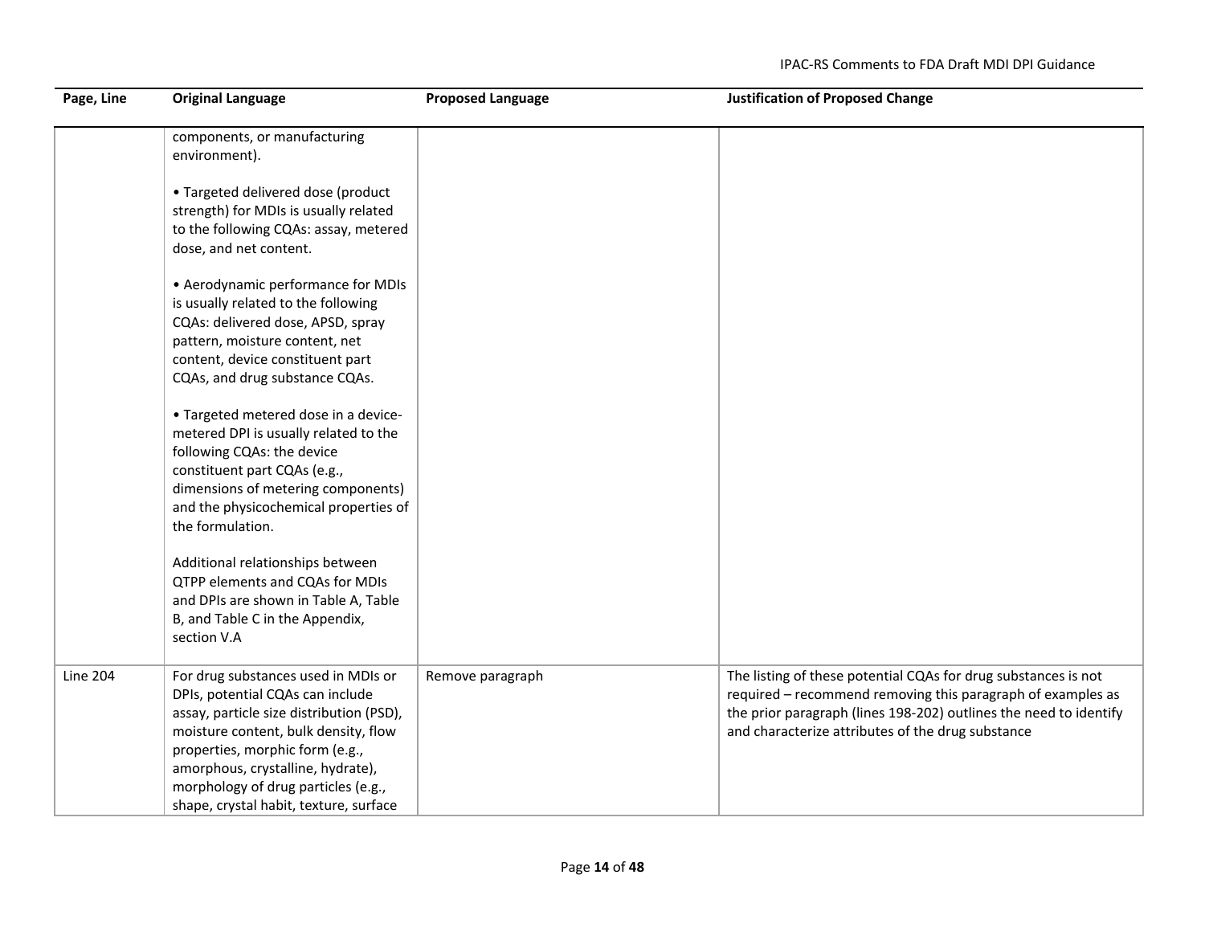| Page, Line | Original Language | Proposed Language | Justification of Proposed Change |
|---|---|---|---|
| | components, or manufacturing environment).<br><br>• Targeted delivered dose (product strength) for MDIs is usually related to the following CQAs: assay, metered dose, and net content.<br><br>• Aerodynamic performance for MDIs is usually related to the following CQAs: delivered dose, APSD, spray pattern, moisture content, net content, device constituent part CQAs, and drug substance CQAs.<br><br>• Targeted metered dose in a device-metered DPI is usually related to the following CQAs: the device constituent part CQAs (e.g., dimensions of metering components) and the physicochemical properties of the formulation.<br><br>Additional relationships between QTPP elements and CQAs for MDIs and DPIs are shown in Table A, Table B, and Table C in the Appendix, section V.A | | |
| Line 204 | For drug substances used in MDIs or DPIs, potential CQAs can include assay, particle size distribution (PSD), moisture content, bulk density, flow properties, morphic form (e.g., amorphous, crystalline, hydrate), morphology of drug particles (e.g., shape, crystal habit, texture, surface | Remove paragraph | The listing of these potential CQAs for drug substances is not required – recommend removing this paragraph of examples as the prior paragraph (lines 198-202) outlines the need to identify and characterize attributes of the drug substance |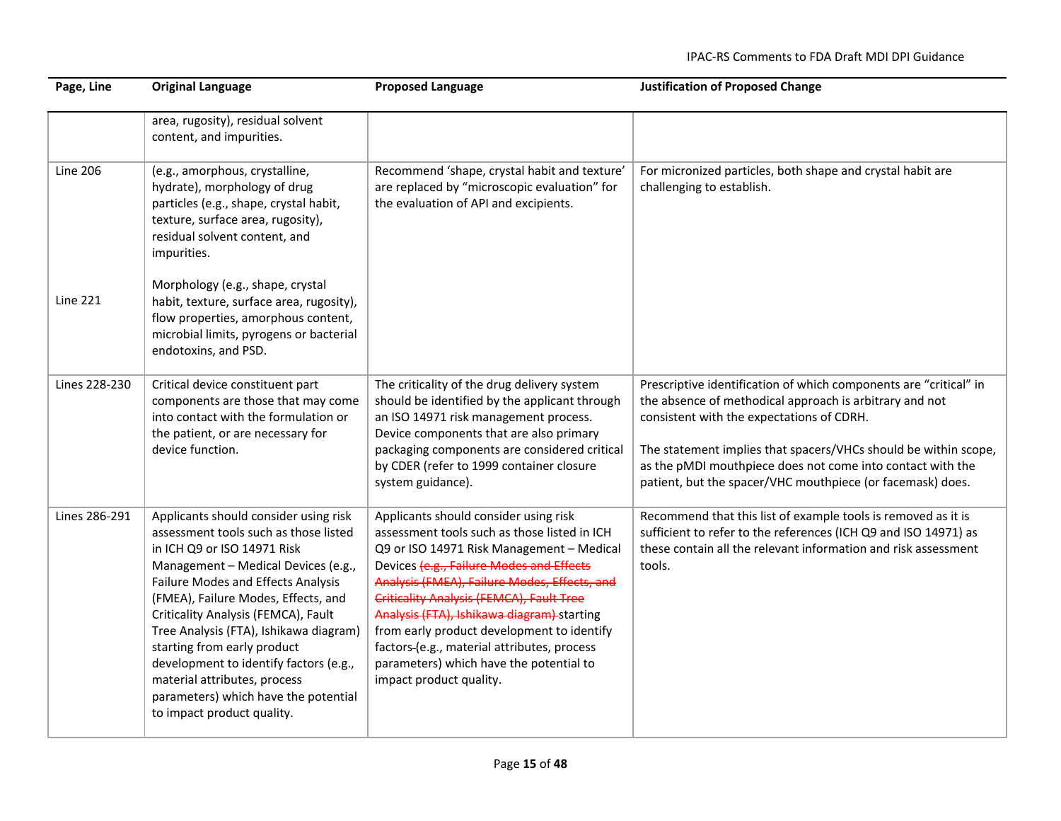| Page, Line | Original Language | Proposed Language | Justification of Proposed Change |
|---|---|---|---|
| | area, rugosity), residual solvent content, and impurities. | | |
| Line 206<br><br>Line 221 | (e.g., amorphous, crystalline, hydrate), morphology of drug particles (e.g., shape, crystal habit, texture, surface area, rugosity), residual solvent content, and impurities.<br><br>Morphology (e.g., shape, crystal habit, texture, surface area, rugosity), flow properties, amorphous content, microbial limits, pyrogens or bacterial endotoxins, and PSD. | Recommend 'shape, crystal habit and texture' are replaced by "microscopic evaluation" for the evaluation of API and excipients. | For micronized particles, both shape and crystal habit are challenging to establish. |
| Lines 228-230 | Critical device constituent part components are those that may come into contact with the formulation or the patient, or are necessary for device function. | The criticality of the drug delivery system should be identified by the applicant through an ISO 14971 risk management process. Device components that are also primary packaging components are considered critical by CDER (refer to 1999 container closure system guidance). | Prescriptive identification of which components are "critical" in the absence of methodical approach is arbitrary and not consistent with the expectations of CDRH.<br><br>The statement implies that spacers/VHCs should be within scope, as the pMDI mouthpiece does not come into contact with the patient, but the spacer/VHC mouthpiece (or facemask) does. |
| Lines 286-291 | Applicants should consider using risk assessment tools such as those listed in ICH Q9 or ISO 14971 Risk Management – Medical Devices (e.g., Failure Modes and Effects Analysis (FMEA), Failure Modes, Effects, and Criticality Analysis (FEMCA), Fault Tree Analysis (FTA), Ishikawa diagram) starting from early product development to identify factors (e.g., material attributes, process parameters) which have the potential to impact product quality. | Applicants should consider using risk assessment tools such as those listed in ICH Q9 or ISO 14971 Risk Management – Medical Devices ~~(e.g., Failure Modes and Effects Analysis (FMEA), Failure Modes, Effects, and Criticality Analysis (FEMCA), Fault Tree Analysis (FTA), Ishikawa diagram)~~ starting from early product development to identify factors (e.g., material attributes, process parameters) which have the potential to impact product quality. | Recommend that this list of example tools is removed as it is sufficient to refer to the references (ICH Q9 and ISO 14971) as these contain all the relevant information and risk assessment tools. |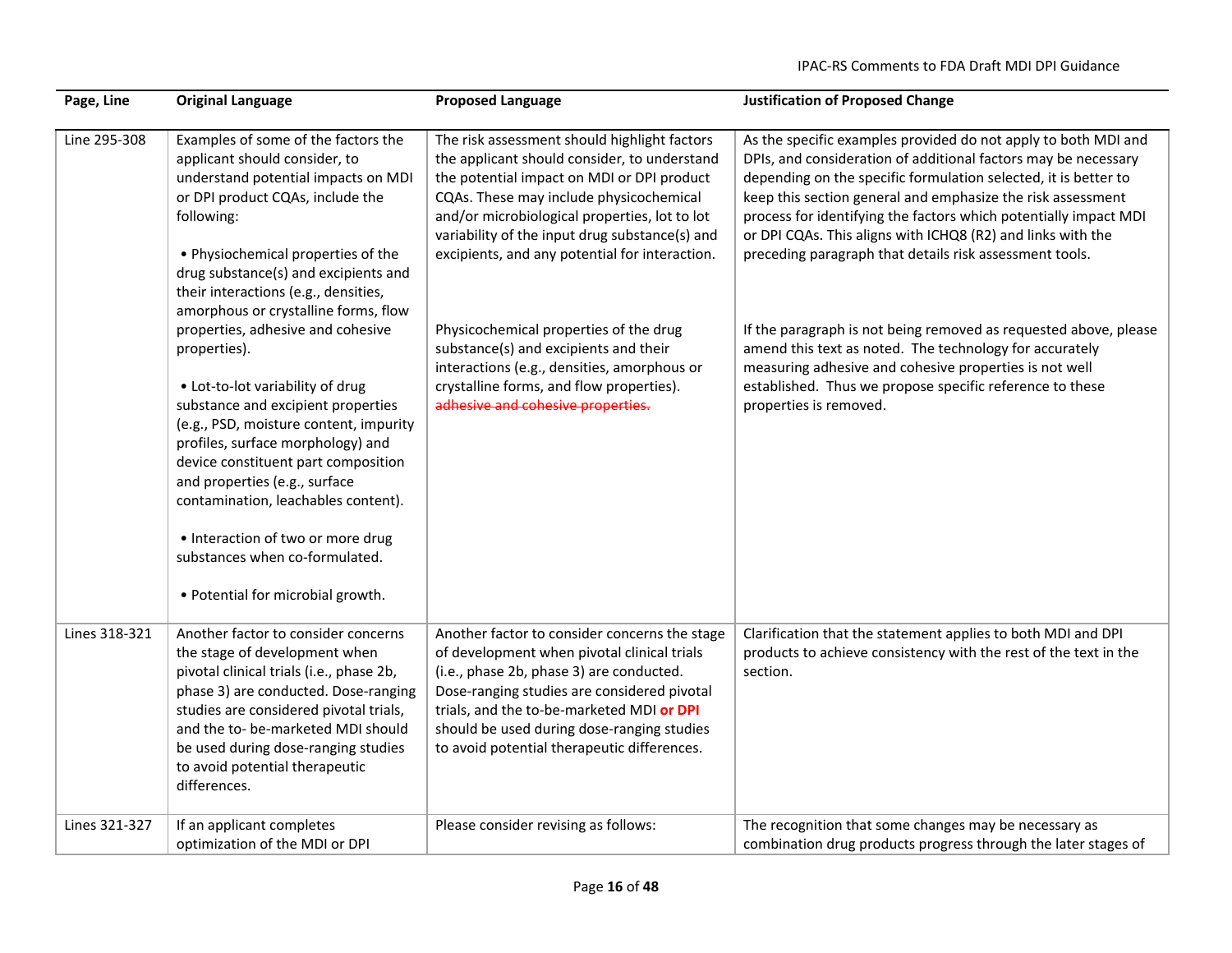| Page, Line | Original Language | Proposed Language | Justification of Proposed Change |
|---|---|---|---|
| Line 295-308 | Examples of some of the factors the applicant should consider, to understand potential impacts on MDI or DPI product CQAs, include the following:<br><br>• Physiochemical properties of the drug substance(s) and excipients and their interactions (e.g., densities, amorphous or crystalline forms, flow properties, adhesive and cohesive properties).<br><br>• Lot-to-lot variability of drug substance and excipient properties (e.g., PSD, moisture content, impurity profiles, surface morphology) and device constituent part composition and properties (e.g., surface contamination, leachables content).<br><br>• Interaction of two or more drug substances when co-formulated.<br><br>• Potential for microbial growth. | The risk assessment should highlight factors the applicant should consider, to understand the potential impact on MDI or DPI product CQAs. These may include physicochemical and/or microbiological properties, lot to lot variability of the input drug substance(s) and excipients, and any potential for interaction.<br><br>Physicochemical properties of the drug substance(s) and excipients and their interactions (e.g., densities, amorphous or crystalline forms, and flow properties). ~~adhesive and cohesive properties.~~ | As the specific examples provided do not apply to both MDI and DPIs, and consideration of additional factors may be necessary depending on the specific formulation selected, it is better to keep this section general and emphasize the risk assessment process for identifying the factors which potentially impact MDI or DPI CQAs. This aligns with ICHQ8 (R2) and links with the preceding paragraph that details risk assessment tools.<br><br>If the paragraph is not being removed as requested above, please amend this text as noted. The technology for accurately measuring adhesive and cohesive properties is not well established. Thus we propose specific reference to these properties is removed. |
| Lines 318-321 | Another factor to consider concerns the stage of development when pivotal clinical trials (i.e., phase 2b, phase 3) are conducted. Dose-ranging studies are considered pivotal trials, and the to- be-marketed MDI should be used during dose-ranging studies to avoid potential therapeutic differences. | Another factor to consider concerns the stage of development when pivotal clinical trials (i.e., phase 2b, phase 3) are conducted. Dose-ranging studies are considered pivotal trials, and the to-be-marketed MDI **or DPI** should be used during dose-ranging studies to avoid potential therapeutic differences. | Clarification that the statement applies to both MDI and DPI products to achieve consistency with the rest of the text in the section. |
| Lines 321-327 | If an applicant completes optimization of the MDI or DPI | Please consider revising as follows: | The recognition that some changes may be necessary as combination drug products progress through the later stages of |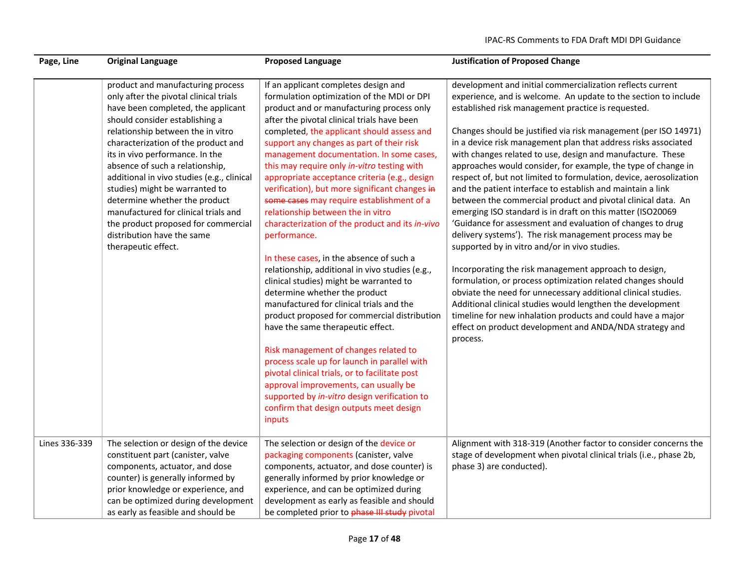| Page, Line | Original Language | Proposed Language | Justification of Proposed Change |
|---|---|---|---|
| | product and manufacturing process only after the pivotal clinical trials have been completed, the applicant should consider establishing a relationship between the in vitro characterization of the product and its in vivo performance. In the absence of such a relationship, additional in vivo studies (e.g., clinical studies) might be warranted to determine whether the product manufactured for clinical trials and the product proposed for commercial distribution have the same therapeutic effect. | If an applicant completes design and formulation optimization of the MDI or DPI product and or manufacturing process only after the pivotal clinical trials have been completed, the applicant should assess and support any changes as part of their risk management documentation. In some cases, this may require only *in-vitro* testing with appropriate acceptance criteria (e.g., design verification), but more significant changes ~~in some cases~~ may require establishment of a relationship between the in vitro characterization of the product and its *in-vivo* performance.<br><br>In these cases, in the absence of such a relationship, additional in vivo studies (e.g., clinical studies) might be warranted to determine whether the product manufactured for clinical trials and the product proposed for commercial distribution have the same therapeutic effect.<br><br>Risk management of changes related to process scale up for launch in parallel with pivotal clinical trials, or to facilitate post approval improvements, can usually be supported by *in-vitro* design verification to confirm that design outputs meet design inputs | development and initial commercialization reflects current experience, and is welcome. An update to the section to include established risk management practice is requested.<br><br>Changes should be justified via risk management (per ISO 14971) in a device risk management plan that address risks associated with changes related to use, design and manufacture. These approaches would consider, for example, the type of change in respect of, but not limited to formulation, device, aerosolization and the patient interface to establish and maintain a link between the commercial product and pivotal clinical data. An emerging ISO standard is in draft on this matter (ISO20069 'Guidance for assessment and evaluation of changes to drug delivery systems'). The risk management process may be supported by in vitro and/or in vivo studies.<br><br>Incorporating the risk management approach to design, formulation, or process optimization related changes should obviate the need for unnecessary additional clinical studies. Additional clinical studies would lengthen the development timeline for new inhalation products and could have a major effect on product development and ANDA/NDA strategy and process. |
| Lines 336-339 | The selection or design of the device constituent part (canister, valve components, actuator, and dose counter) is generally informed by prior knowledge or experience, and can be optimized during development as early as feasible and should be | The selection or design of the device or packaging components (canister, valve components, actuator, and dose counter) is generally informed by prior knowledge or experience, and can be optimized during development as early as feasible and should be completed prior to ~~phase III study~~ pivotal | Alignment with 318-319 (Another factor to consider concerns the stage of development when pivotal clinical trials (i.e., phase 2b, phase 3) are conducted). |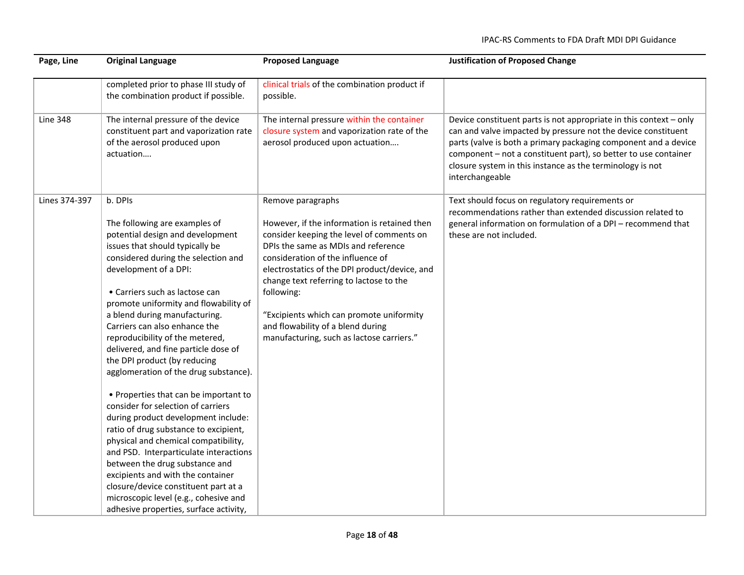| Page, Line | Original Language | Proposed Language | Justification of Proposed Change |
|---|---|---|---|
| | completed prior to phase III study of the combination product if possible. | clinical trials of the combination product if possible. | |
| Line 348 | The internal pressure of the device constituent part and vaporization rate of the aerosol produced upon actuation…. | The internal pressure within the container closure system and vaporization rate of the aerosol produced upon actuation…. | Device constituent parts is not appropriate in this context – only can and valve impacted by pressure not the device constituent parts (valve is both a primary packaging component and a device component – not a constituent part), so better to use container closure system in this instance as the terminology is not interchangeable |
| Lines 374-397 | b. DPIs<br><br>The following are examples of potential design and development issues that should typically be considered during the selection and development of a DPI:<br><br>• Carriers such as lactose can promote uniformity and flowability of a blend during manufacturing. Carriers can also enhance the reproducibility of the metered, delivered, and fine particle dose of the DPI product (by reducing agglomeration of the drug substance).<br><br>• Properties that can be important to consider for selection of carriers during product development include: ratio of drug substance to excipient, physical and chemical compatibility, and PSD. Interparticulate interactions between the drug substance and excipients and with the container closure/device constituent part at a microscopic level (e.g., cohesive and adhesive properties, surface activity, | Remove paragraphs<br><br>However, if the information is retained then consider keeping the level of comments on DPIs the same as MDIs and reference consideration of the influence of electrostatics of the DPI product/device, and change text referring to lactose to the following:<br><br>"Excipients which can promote uniformity and flowability of a blend during manufacturing, such as lactose carriers." | Text should focus on regulatory requirements or recommendations rather than extended discussion related to general information on formulation of a DPI – recommend that these are not included. |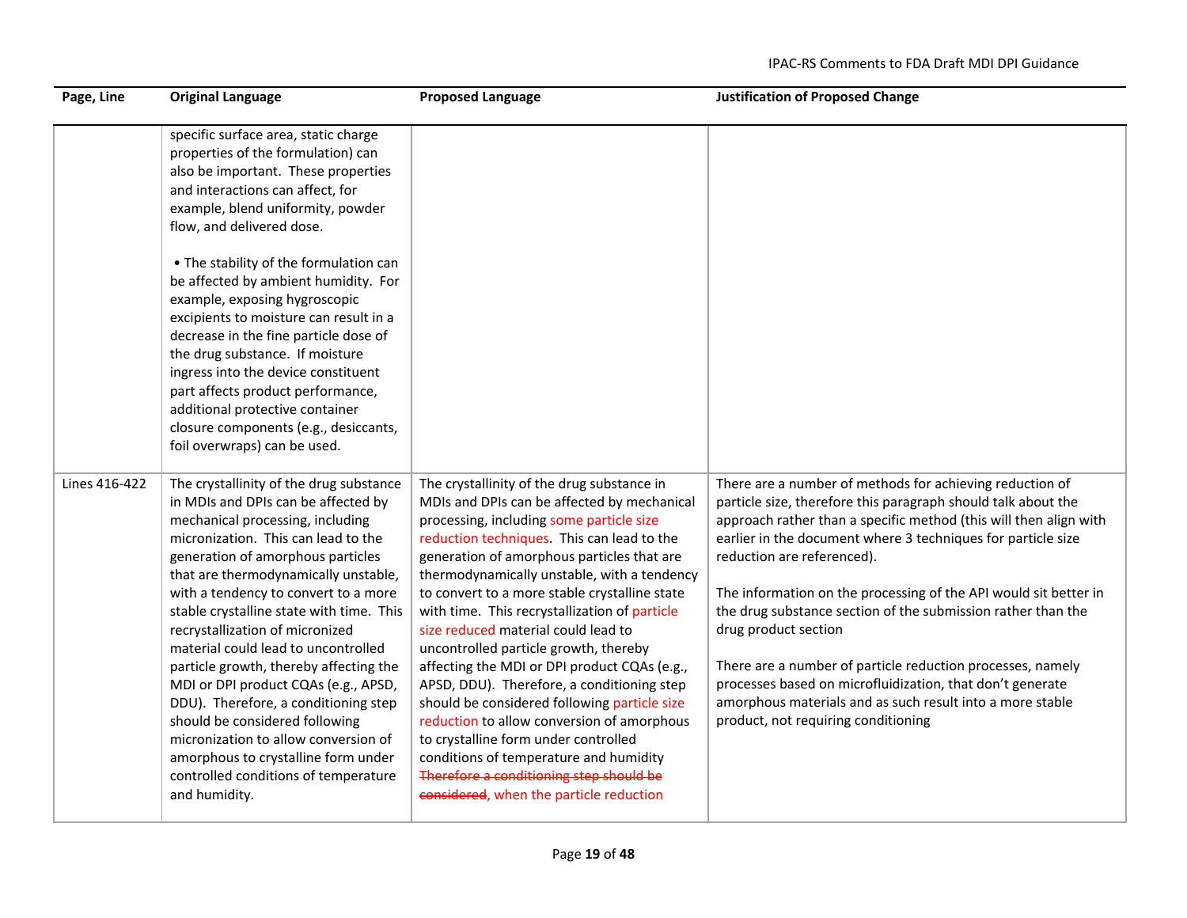| Page, Line | Original Language | Proposed Language | Justification of Proposed Change |
| --- | --- | --- | --- |
| | specific surface area, static charge properties of the formulation) can also be important. These properties and interactions can affect, for example, blend uniformity, powder flow, and delivered dose. <br><br> • The stability of the formulation can be affected by ambient humidity. For example, exposing hygroscopic excipients to moisture can result in a decrease in the fine particle dose of the drug substance. If moisture ingress into the device constituent part affects product performance, additional protective container closure components (e.g., desiccants, foil overwraps) can be used. | | |
| Lines 416-422 | The crystallinity of the drug substance in MDIs and DPIs can be affected by mechanical processing, including micronization. This can lead to the generation of amorphous particles that are thermodynamically unstable, with a tendency to convert to a more stable crystalline state with time. This recrystallization of micronized material could lead to uncontrolled particle growth, thereby affecting the MDI or DPI product CQAs (e.g., APSD, DDU). Therefore, a conditioning step should be considered following micronization to allow conversion of amorphous to crystalline form under controlled conditions of temperature and humidity. | The crystallinity of the drug substance in MDIs and DPIs can be affected by mechanical processing, including some particle size reduction techniques. This can lead to the generation of amorphous particles that are thermodynamically unstable, with a tendency to convert to a more stable crystalline state with time. This recrystallization of particle size reduced material could lead to uncontrolled particle growth, thereby affecting the MDI or DPI product CQAs (e.g., APSD, DDU). Therefore, a conditioning step should be considered following particle size reduction to allow conversion of amorphous to crystalline form under controlled conditions of temperature and humidity ~~Therefore a conditioning step should be considered~~, when the particle reduction | There are a number of methods for achieving reduction of particle size, therefore this paragraph should talk about the approach rather than a specific method (this will then align with earlier in the document where 3 techniques for particle size reduction are referenced). <br><br> The information on the processing of the API would sit better in the drug substance section of the submission rather than the drug product section <br><br> There are a number of particle reduction processes, namely processes based on microfluidization, that don't generate amorphous materials and as such result into a more stable product, not requiring conditioning |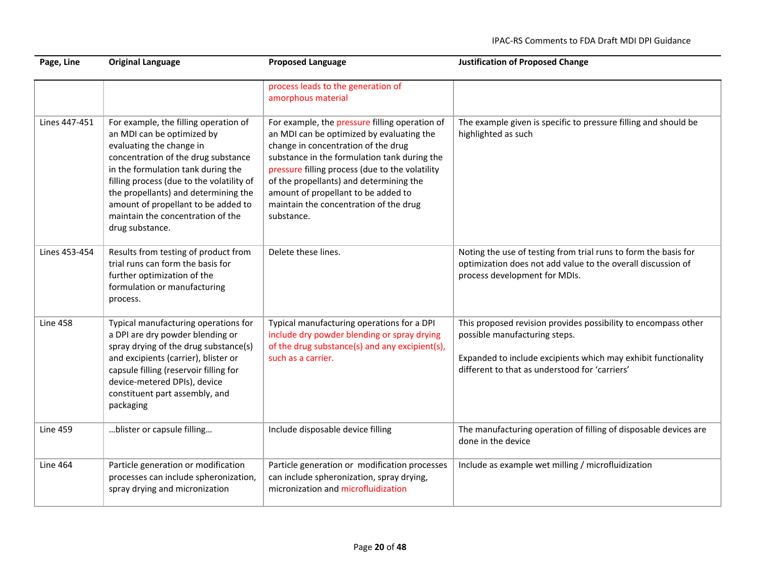| Page, Line | Original Language | Proposed Language | Justification of Proposed Change |
|---|---|---|---|
| | | process leads to the generation of amorphous material | |
| Lines 447-451 | For example, the filling operation of an MDI can be optimized by evaluating the change in concentration of the drug substance in the formulation tank during the filling process (due to the volatility of the propellants) and determining the amount of propellant to be added to maintain the concentration of the drug substance. | For example, the pressure filling operation of an MDI can be optimized by evaluating the change in concentration of the drug substance in the formulation tank during the pressure filling process (due to the volatility of the propellants) and determining the amount of propellant to be added to maintain the concentration of the drug substance. | The example given is specific to pressure filling and should be highlighted as such |
| Lines 453-454 | Results from testing of product from trial runs can form the basis for further optimization of the formulation or manufacturing process. | Delete these lines. | Noting the use of testing from trial runs to form the basis for optimization does not add value to the overall discussion of process development for MDIs. |
| Line 458 | Typical manufacturing operations for a DPI are dry powder blending or spray drying of the drug substance(s) and excipients (carrier), blister or capsule filling (reservoir filling for device-metered DPIs), device constituent part assembly, and packaging | Typical manufacturing operations for a DPI include dry powder blending or spray drying of the drug substance(s) and any excipient(s), such as a carrier. | This proposed revision provides possibility to encompass other possible manufacturing steps.<br><br>Expanded to include excipients which may exhibit functionality different to that as understood for 'carriers' |
| Line 459 | …blister or capsule filling… | Include disposable device filling | The manufacturing operation of filling of disposable devices are done in the device |
| Line 464 | Particle generation or modification processes can include spheronization, spray drying and micronization | Particle generation or modification processes can include spheronization, spray drying, micronization and microfluidization | Include as example wet milling / microfluidization |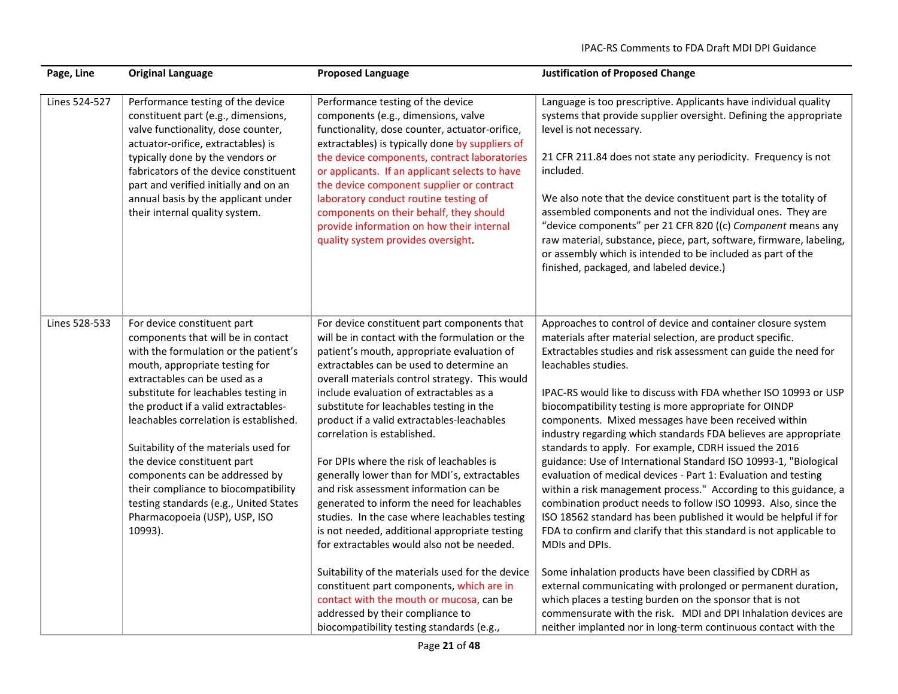| Page, Line | Original Language | Proposed Language | Justification of Proposed Change |
|---|---|---|---|
| Lines 524-527 | Performance testing of the device constituent part (e.g., dimensions, valve functionality, dose counter, actuator-orifice, extractables) is typically done by the vendors or fabricators of the device constituent part and verified initially and on an annual basis by the applicant under their internal quality system. | Performance testing of the device components (e.g., dimensions, valve functionality, dose counter, actuator-orifice, extractables) is typically done by suppliers of the device components, contract laboratories or applicants. If an applicant selects to have the device component supplier or contract laboratory conduct routine testing of components on their behalf, they should provide information on how their internal quality system provides oversight. | Language is too prescriptive. Applicants have individual quality systems that provide supplier oversight. Defining the appropriate level is not necessary.<br><br>21 CFR 211.84 does not state any periodicity. Frequency is not included.<br><br>We also note that the device constituent part is the totality of assembled components and not the individual ones. They are "device components" per 21 CFR 820 ((c) *Component* means any raw material, substance, piece, part, software, firmware, labeling, or assembly which is intended to be included as part of the finished, packaged, and labeled device.) |
| Lines 528-533 | For device constituent part components that will be in contact with the formulation or the patient's mouth, appropriate testing for extractables can be used as a substitute for leachables testing in the product if a valid extractables-leachables correlation is established.<br><br>Suitability of the materials used for the device constituent part components can be addressed by their compliance to biocompatibility testing standards (e.g., United States Pharmacopoeia (USP), USP, ISO 10993). | For device constituent part components that will be in contact with the formulation or the patient's mouth, appropriate evaluation of extractables can be used to determine an overall materials control strategy. This would include evaluation of extractables as a substitute for leachables testing in the product if a valid extractables-leachables correlation is established.<br><br>For DPIs where the risk of leachables is generally lower than for MDI´s, extractables and risk assessment information can be generated to inform the need for leachables studies. In the case where leachables testing is not needed, additional appropriate testing for extractables would also not be needed.<br><br>Suitability of the materials used for the device constituent part components, which are in contact with the mouth or mucosa, can be addressed by their compliance to biocompatibility testing standards (e.g., | Approaches to control of device and container closure system materials after material selection, are product specific. Extractables studies and risk assessment can guide the need for leachables studies.<br><br>IPAC-RS would like to discuss with FDA whether ISO 10993 or USP biocompatibility testing is more appropriate for OINDP components. Mixed messages have been received within industry regarding which standards FDA believes are appropriate standards to apply. For example, CDRH issued the 2016 guidance: Use of International Standard ISO 10993-1, "Biological evaluation of medical devices - Part 1: Evaluation and testing within a risk management process." According to this guidance, a combination product needs to follow ISO 10993. Also, since the ISO 18562 standard has been published it would be helpful if for FDA to confirm and clarify that this standard is not applicable to MDIs and DPIs.<br><br>Some inhalation products have been classified by CDRH as external communicating with prolonged or permanent duration, which places a testing burden on the sponsor that is not commensurate with the risk. MDI and DPI Inhalation devices are neither implanted nor in long-term continuous contact with the |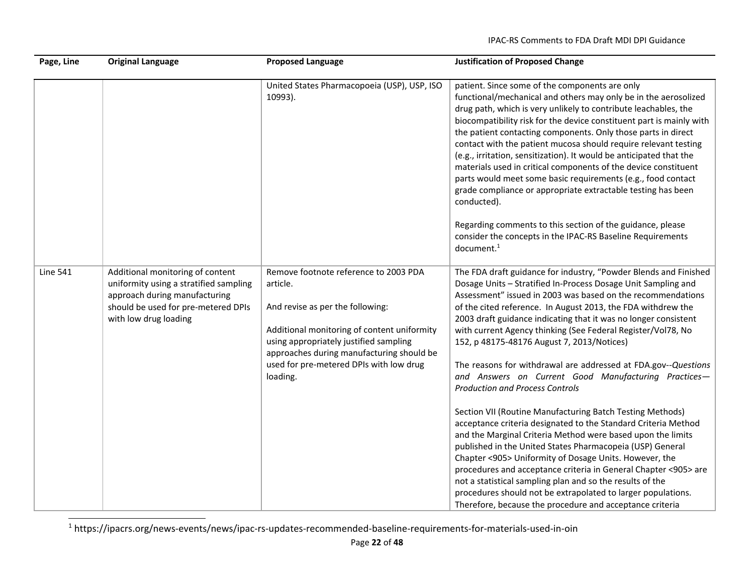| Page, Line | Original Language | Proposed Language | Justification of Proposed Change |
|---|---|---|---|
| | | United States Pharmacopoeia (USP), USP, ISO 10993). | patient. Since some of the components are only functional/mechanical and others may only be in the aerosolized drug path, which is very unlikely to contribute leachables, the biocompatibility risk for the device constituent part is mainly with the patient contacting components. Only those parts in direct contact with the patient mucosa should require relevant testing (e.g., irritation, sensitization). It would be anticipated that the materials used in critical components of the device constituent parts would meet some basic requirements (e.g., food contact grade compliance or appropriate extractable testing has been conducted).<br><br>Regarding comments to this section of the guidance, please consider the concepts in the IPAC-RS Baseline Requirements document.[1] |
| Line 541 | Additional monitoring of content uniformity using a stratified sampling approach during manufacturing should be used for pre-metered DPIs with low drug loading | Remove footnote reference to 2003 PDA article.<br><br>And revise as per the following:<br><br>Additional monitoring of content uniformity using appropriately justified sampling approaches during manufacturing should be used for pre-metered DPIs with low drug loading. | The FDA draft guidance for industry, "Powder Blends and Finished Dosage Units – Stratified In-Process Dosage Unit Sampling and Assessment" issued in 2003 was based on the recommendations of the cited reference. In August 2013, the FDA withdrew the 2003 draft guidance indicating that it was no longer consistent with current Agency thinking (See Federal Register/Vol78, No 152, p 48175-48176 August 7, 2013/Notices)<br><br>The reasons for withdrawal are addressed at FDA.gov--*Questions and Answers on Current Good Manufacturing Practices—Production and Process Controls*<br><br>Section VII (Routine Manufacturing Batch Testing Methods) acceptance criteria designated to the Standard Criteria Method and the Marginal Criteria Method were based upon the limits published in the United States Pharmacopeia (USP) General Chapter <905> Uniformity of Dosage Units. However, the procedures and acceptance criteria in General Chapter <905> are not a statistical sampling plan and so the results of the procedures should not be extrapolated to larger populations. Therefore, because the procedure and acceptance criteria |

[1] https://ipacrs.org/news-events/news/ipac-rs-updates-recommended-baseline-requirements-for-materials-used-in-oin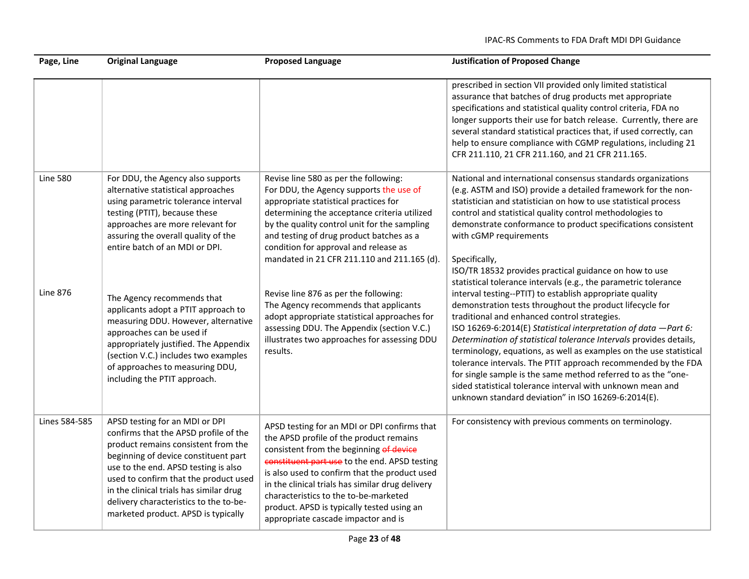| Page, Line | Original Language | Proposed Language | Justification of Proposed Change |
|---|---|---|---|
| | | | prescribed in section VII provided only limited statistical assurance that batches of drug products met appropriate specifications and statistical quality control criteria, FDA no longer supports their use for batch release. Currently, there are several standard statistical practices that, if used correctly, can help to ensure compliance with CGMP regulations, including 21 CFR 211.110, 21 CFR 211.160, and 21 CFR 211.165. |
| Line 580<br><br>Line 876 | For DDU, the Agency also supports alternative statistical approaches using parametric tolerance interval testing (PTIT), because these approaches are more relevant for assuring the overall quality of the entire batch of an MDI or DPI.<br><br>The Agency recommends that applicants adopt a PTIT approach to measuring DDU. However, alternative approaches can be used if appropriately justified. The Appendix (section V.C.) includes two examples of approaches to measuring DDU, including the PTIT approach. | Revise line 580 as per the following:<br>For DDU, the Agency supports the use of appropriate statistical practices for determining the acceptance criteria utilized by the quality control unit for the sampling and testing of drug product batches as a condition for approval and release as mandated in 21 CFR 211.110 and 211.165 (d).<br><br>Revise line 876 as per the following:<br>The Agency recommends that applicants adopt appropriate statistical approaches for assessing DDU. The Appendix (section V.C.) illustrates two approaches for assessing DDU results. | National and international consensus standards organizations (e.g. ASTM and ISO) provide a detailed framework for the non-statistician and statistician on how to use statistical process control and statistical quality control methodologies to demonstrate conformance to product specifications consistent with cGMP requirements<br><br>Specifically,<br>ISO/TR 18532 provides practical guidance on how to use statistical tolerance intervals (e.g., the parametric tolerance interval testing--PTIT) to establish appropriate quality demonstration tests throughout the product lifecycle for traditional and enhanced control strategies.<br>ISO 16269-6:2014(E) *Statistical interpretation of data —Part 6: Determination of statistical tolerance Intervals* provides details, terminology, equations, as well as examples on the use statistical tolerance intervals. The PTIT approach recommended by the FDA for single sample is the same method referred to as the "one-sided statistical tolerance interval with unknown mean and unknown standard deviation" in ISO 16269-6:2014(E). |
| Lines 584-585 | APSD testing for an MDI or DPI confirms that the APSD profile of the product remains consistent from the beginning of device constituent part use to the end. APSD testing is also used to confirm that the product used in the clinical trials has similar drug delivery characteristics to the to-be-marketed product. APSD is typically | APSD testing for an MDI or DPI confirms that the APSD profile of the product remains consistent from the beginning ~~of device constituent part use~~ to the end. APSD testing is also used to confirm that the product used in the clinical trials has similar drug delivery characteristics to the to-be-marketed product. APSD is typically tested using an appropriate cascade impactor and is | For consistency with previous comments on terminology. |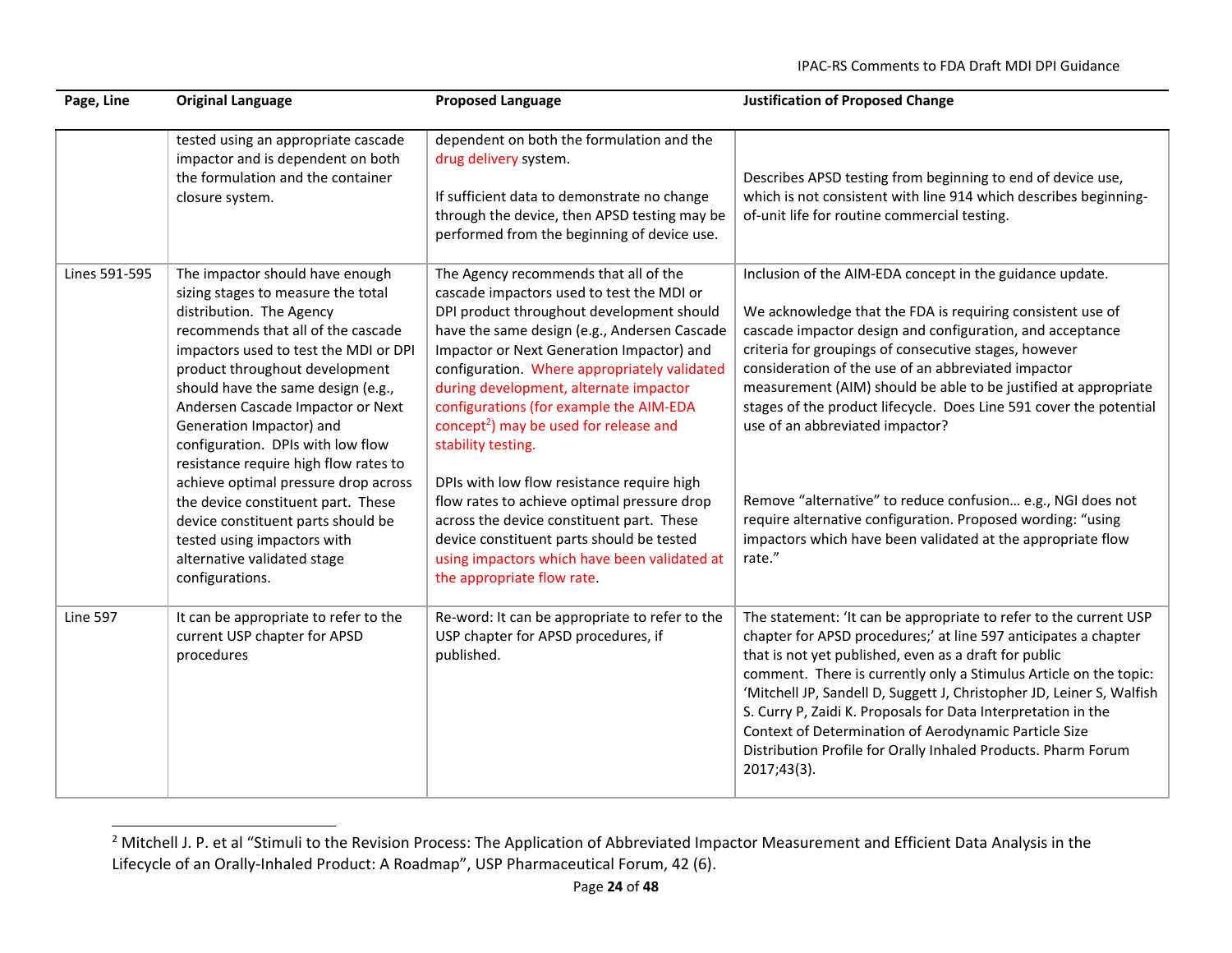| Page, Line | Original Language | Proposed Language | Justification of Proposed Change |
|---|---|---|---|
| | tested using an appropriate cascade impactor and is dependent on both the formulation and the container closure system. | dependent on both the formulation and the drug delivery system.<br><br>If sufficient data to demonstrate no change through the device, then APSD testing may be performed from the beginning of device use. | Describes APSD testing from beginning to end of device use, which is not consistent with line 914 which describes beginning-of-unit life for routine commercial testing. |
| Lines 591-595 | The impactor should have enough sizing stages to measure the total distribution. The Agency recommends that all of the cascade impactors used to test the MDI or DPI product throughout development should have the same design (e.g., Andersen Cascade Impactor or Next Generation Impactor) and configuration. DPIs with low flow resistance require high flow rates to achieve optimal pressure drop across the device constituent part. These device constituent parts should be tested using impactors with alternative validated stage configurations. | The Agency recommends that all of the cascade impactors used to test the MDI or DPI product throughout development should have the same design (e.g., Andersen Cascade Impactor or Next Generation Impactor) and configuration. Where appropriately validated during development, alternate impactor configurations (for example the AIM-EDA concept[2]) may be used for release and stability testing.<br><br>DPIs with low flow resistance require high flow rates to achieve optimal pressure drop across the device constituent part. These device constituent parts should be tested using impactors which have been validated at the appropriate flow rate. | Inclusion of the AIM-EDA concept in the guidance update.<br><br>We acknowledge that the FDA is requiring consistent use of cascade impactor design and configuration, and acceptance criteria for groupings of consecutive stages, however consideration of the use of an abbreviated impactor measurement (AIM) should be able to be justified at appropriate stages of the product lifecycle. Does Line 591 cover the potential use of an abbreviated impactor?<br><br>Remove "alternative" to reduce confusion… e.g., NGI does not require alternative configuration. Proposed wording: "using impactors which have been validated at the appropriate flow rate." |
| Line 597 | It can be appropriate to refer to the current USP chapter for APSD procedures | Re-word: It can be appropriate to refer to the USP chapter for APSD procedures, if published. | The statement: 'It can be appropriate to refer to the current USP chapter for APSD procedures;' at line 597 anticipates a chapter that is not yet published, even as a draft for public comment. There is currently only a Stimulus Article on the topic: 'Mitchell JP, Sandell D, Suggett J, Christopher JD, Leiner S, Walfish S. Curry P, Zaidi K. Proposals for Data Interpretation in the Context of Determination of Aerodynamic Particle Size Distribution Profile for Orally Inhaled Products. Pharm Forum 2017;43(3). |

[2] Mitchell J. P. et al "Stimuli to the Revision Process: The Application of Abbreviated Impactor Measurement and Efficient Data Analysis in the Lifecycle of an Orally-Inhaled Product: A Roadmap", USP Pharmaceutical Forum, 42 (6).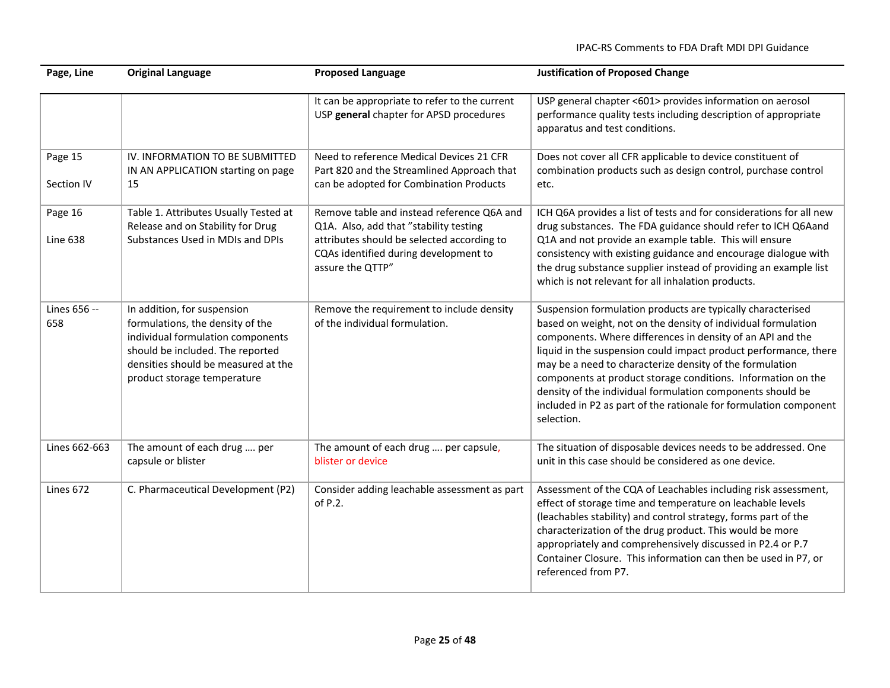| Page, Line | Original Language | Proposed Language | Justification of Proposed Change |
|---|---|---|---|
| | | It can be appropriate to refer to the current USP **general** chapter for APSD procedures | USP general chapter <601> provides information on aerosol performance quality tests including description of appropriate apparatus and test conditions. |
| Page 15<br><br>Section IV | IV. INFORMATION TO BE SUBMITTED IN AN APPLICATION starting on page 15 | Need to reference Medical Devices 21 CFR Part 820 and the Streamlined Approach that can be adopted for Combination Products | Does not cover all CFR applicable to device constituent of combination products such as design control, purchase control etc. |
| Page 16<br><br>Line 638 | Table 1. Attributes Usually Tested at Release and on Stability for Drug Substances Used in MDIs and DPIs | Remove table and instead reference Q6A and Q1A. Also, add that "stability testing attributes should be selected according to CQAs identified during development to assure the QTTP" | ICH Q6A provides a list of tests and for considerations for all new drug substances. The FDA guidance should refer to ICH Q6Aand Q1A and not provide an example table. This will ensure consistency with existing guidance and encourage dialogue with the drug substance supplier instead of providing an example list which is not relevant for all inhalation products. |
| Lines 656 -- 658 | In addition, for suspension formulations, the density of the individual formulation components should be included. The reported densities should be measured at the product storage temperature | Remove the requirement to include density of the individual formulation. | Suspension formulation products are typically characterised based on weight, not on the density of individual formulation components. Where differences in density of an API and the liquid in the suspension could impact product performance, there may be a need to characterize density of the formulation components at product storage conditions. Information on the density of the individual formulation components should be included in P2 as part of the rationale for formulation component selection. |
| Lines 662-663 | The amount of each drug …. per capsule or blister | The amount of each drug …. per capsule, blister or device | The situation of disposable devices needs to be addressed. One unit in this case should be considered as one device. |
| Lines 672 | C. Pharmaceutical Development (P2) | Consider adding leachable assessment as part of P.2. | Assessment of the CQA of Leachables including risk assessment, effect of storage time and temperature on leachable levels (leachables stability) and control strategy, forms part of the characterization of the drug product. This would be more appropriately and comprehensively discussed in P2.4 or P.7 Container Closure. This information can then be used in P7, or referenced from P7. |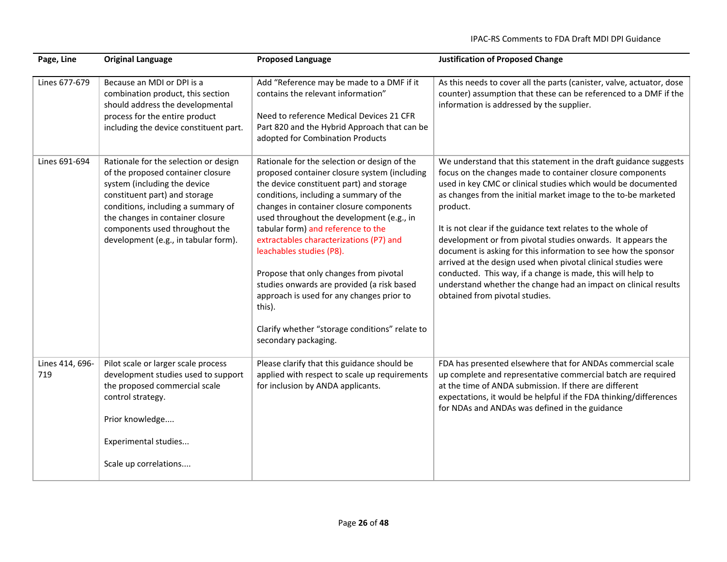| Page, Line | Original Language | Proposed Language | Justification of Proposed Change |
|---|---|---|---|
| Lines 677-679 | Because an MDI or DPI is a combination product, this section should address the developmental process for the entire product including the device constituent part. | Add "Reference may be made to a DMF if it contains the relevant information"<br><br>Need to reference Medical Devices 21 CFR Part 820 and the Hybrid Approach that can be adopted for Combination Products | As this needs to cover all the parts (canister, valve, actuator, dose counter) assumption that these can be referenced to a DMF if the information is addressed by the supplier. |
| Lines 691-694 | Rationale for the selection or design of the proposed container closure system (including the device constituent part) and storage conditions, including a summary of the changes in container closure components used throughout the development (e.g., in tabular form). | Rationale for the selection or design of the proposed container closure system (including the device constituent part) and storage conditions, including a summary of the changes in container closure components used throughout the development (e.g., in tabular form) and reference to the extractables characterizations (P7) and leachables studies (P8).<br><br>Propose that only changes from pivotal studies onwards are provided (a risk based approach is used for any changes prior to this).<br><br>Clarify whether "storage conditions" relate to secondary packaging. | We understand that this statement in the draft guidance suggests focus on the changes made to container closure components used in key CMC or clinical studies which would be documented as changes from the initial market image to the to-be marketed product.<br><br>It is not clear if the guidance text relates to the whole of development or from pivotal studies onwards. It appears the document is asking for this information to see how the sponsor arrived at the design used when pivotal clinical studies were conducted. This way, if a change is made, this will help to understand whether the change had an impact on clinical results obtained from pivotal studies. |
| Lines 414, 696-719 | Pilot scale or larger scale process development studies used to support the proposed commercial scale control strategy.<br><br>Prior knowledge....<br><br>Experimental studies...<br><br>Scale up correlations.... | Please clarify that this guidance should be applied with respect to scale up requirements for inclusion by ANDA applicants. | FDA has presented elsewhere that for ANDAs commercial scale up complete and representative commercial batch are required at the time of ANDA submission. If there are different expectations, it would be helpful if the FDA thinking/differences for NDAs and ANDAs was defined in the guidance |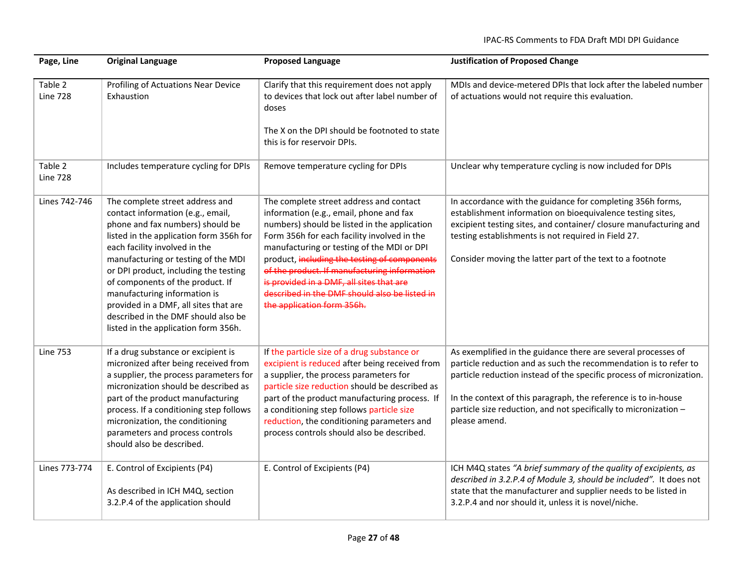| Page, Line | Original Language | Proposed Language | Justification of Proposed Change |
|---|---|---|---|
| Table 2<br>Line 728 | Profiling of Actuations Near Device Exhaustion | Clarify that this requirement does not apply to devices that lock out after label number of doses<br><br>The X on the DPI should be footnoted to state this is for reservoir DPIs. | MDIs and device-metered DPIs that lock after the labeled number of actuations would not require this evaluation. |
| Table 2<br>Line 728 | Includes temperature cycling for DPIs | Remove temperature cycling for DPIs | Unclear why temperature cycling is now included for DPIs |
| Lines 742-746 | The complete street address and contact information (e.g., email, phone and fax numbers) should be listed in the application form 356h for each facility involved in the manufacturing or testing of the MDI or DPI product, including the testing of components of the product. If manufacturing information is provided in a DMF, all sites that are described in the DMF should also be listed in the application form 356h. | The complete street address and contact information (e.g., email, phone and fax numbers) should be listed in the application Form 356h for each facility involved in the manufacturing or testing of the MDI or DPI product, ~~including the testing of components of the product. If manufacturing information is provided in a DMF, all sites that are described in the DMF should also be listed in the application form 356h.~~ | In accordance with the guidance for completing 356h forms, establishment information on bioequivalence testing sites, excipient testing sites, and container/ closure manufacturing and testing establishments is not required in Field 27.<br><br>Consider moving the latter part of the text to a footnote |
| Line 753 | If a drug substance or excipient is micronized after being received from a supplier, the process parameters for micronization should be described as part of the product manufacturing process. If a conditioning step follows micronization, the conditioning parameters and process controls should also be described. | If the particle size of a drug substance or excipient is reduced after being received from a supplier, the process parameters for particle size reduction should be described as part of the product manufacturing process. If a conditioning step follows particle size reduction, the conditioning parameters and process controls should also be described. | As exemplified in the guidance there are several processes of particle reduction and as such the recommendation is to refer to particle reduction instead of the specific process of micronization.<br><br>In the context of this paragraph, the reference is to in-house particle size reduction, and not specifically to micronization – please amend. |
| Lines 773-774 | E. Control of Excipients (P4)<br><br>As described in ICH M4Q, section 3.2.P.4 of the application should | E. Control of Excipients (P4) | ICH M4Q states *"A brief summary of the quality of excipients, as described in 3.2.P.4 of Module 3, should be included"*. It does not state that the manufacturer and supplier needs to be listed in 3.2.P.4 and nor should it, unless it is novel/niche. |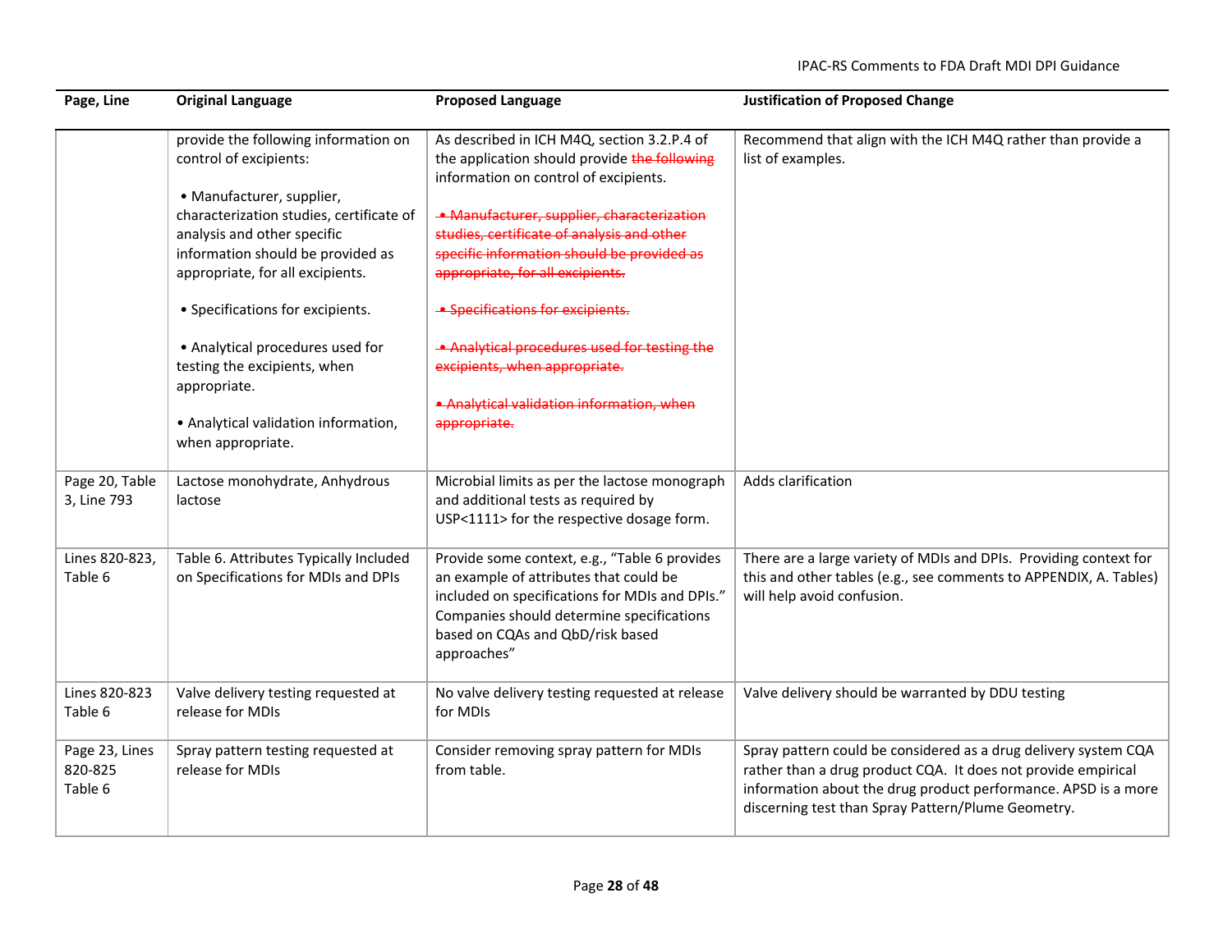| Page, Line | Original Language | Proposed Language | Justification of Proposed Change |
|---|---|---|---|
| | provide the following information on control of excipients:<br><br>• Manufacturer, supplier, characterization studies, certificate of analysis and other specific information should be provided as appropriate, for all excipients.<br><br>• Specifications for excipients.<br><br>• Analytical procedures used for testing the excipients, when appropriate.<br><br>• Analytical validation information, when appropriate. | As described in ICH M4Q, section 3.2.P.4 of the application should provide ~~the following~~ information on control of excipients.<br><br>~~• Manufacturer, supplier, characterization studies, certificate of analysis and other specific information should be provided as appropriate, for all excipients.~~<br><br>~~• Specifications for excipients.~~<br><br>~~• Analytical procedures used for testing the excipients, when appropriate.~~<br><br>~~• Analytical validation information, when appropriate.~~ | Recommend that align with the ICH M4Q rather than provide a list of examples. |
| Page 20, Table 3, Line 793 | Lactose monohydrate, Anhydrous lactose | Microbial limits as per the lactose monograph and additional tests as required by USP<1111> for the respective dosage form. | Adds clarification |
| Lines 820-823, Table 6 | Table 6. Attributes Typically Included on Specifications for MDIs and DPIs | Provide some context, e.g., "Table 6 provides an example of attributes that could be included on specifications for MDIs and DPIs." Companies should determine specifications based on CQAs and QbD/risk based approaches" | There are a large variety of MDIs and DPIs. Providing context for this and other tables (e.g., see comments to APPENDIX, A. Tables) will help avoid confusion. |
| Lines 820-823 Table 6 | Valve delivery testing requested at release for MDIs | No valve delivery testing requested at release for MDIs | Valve delivery should be warranted by DDU testing |
| Page 23, Lines 820-825 Table 6 | Spray pattern testing requested at release for MDIs | Consider removing spray pattern for MDIs from table. | Spray pattern could be considered as a drug delivery system CQA rather than a drug product CQA. It does not provide empirical information about the drug product performance. APSD is a more discerning test than Spray Pattern/Plume Geometry. |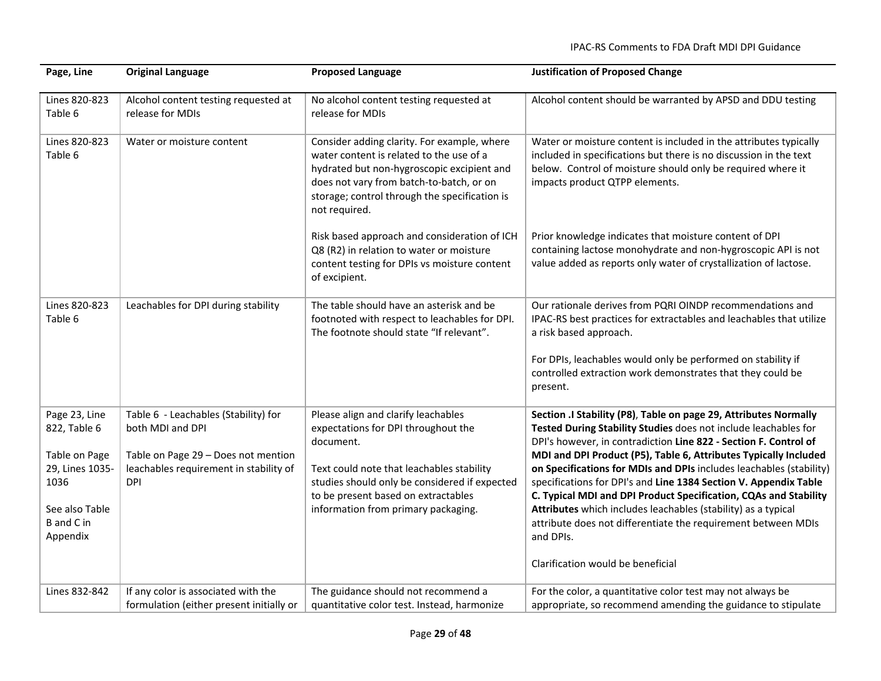| Page, Line | Original Language | Proposed Language | Justification of Proposed Change |
|---|---|---|---|
| Lines 820-823 Table 6 | Alcohol content testing requested at release for MDIs | No alcohol content testing requested at release for MDIs | Alcohol content should be warranted by APSD and DDU testing |
| Lines 820-823 Table 6 | Water or moisture content | Consider adding clarity. For example, where water content is related to the use of a hydrated but non-hygroscopic excipient and does not vary from batch-to-batch, or on storage; control through the specification is not required.<br><br>Risk based approach and consideration of ICH Q8 (R2) in relation to water or moisture content testing for DPIs vs moisture content of excipient. | Water or moisture content is included in the attributes typically included in specifications but there is no discussion in the text below. Control of moisture should only be required where it impacts product QTPP elements.<br><br>Prior knowledge indicates that moisture content of DPI containing lactose monohydrate and non-hygroscopic API is not value added as reports only water of crystallization of lactose. |
| Lines 820-823 Table 6 | Leachables for DPI during stability | The table should have an asterisk and be footnoted with respect to leachables for DPI. The footnote should state "If relevant". | Our rationale derives from PQRI OINDP recommendations and IPAC-RS best practices for extractables and leachables that utilize a risk based approach.<br><br>For DPIs, leachables would only be performed on stability if controlled extraction work demonstrates that they could be present. |
| Page 23, Line 822, Table 6<br><br>Table on Page 29, Lines 1035-1036<br><br>See also Table B and C in Appendix | Table 6 - Leachables (Stability) for both MDI and DPI<br><br>Table on Page 29 – Does not mention leachables requirement in stability of DPI | Please align and clarify leachables expectations for DPI throughout the document.<br><br>Text could note that leachables stability studies should only be considered if expected to be present based on extractables information from primary packaging. | **Section .I Stability (P8)**, **Table on page 29, Attributes Normally Tested During Stability Studies** does not include leachables for DPI's however, in contradiction **Line 822 - Section F. Control of MDI and DPI Product (P5), Table 6, Attributes Typically Included on Specifications for MDIs and DPIs** includes leachables (stability) specifications for DPI's and **Line 1384 Section V. Appendix Table C. Typical MDI and DPI Product Specification, CQAs and Stability Attributes** which includes leachables (stability) as a typical attribute does not differentiate the requirement between MDIs and DPIs.<br><br>Clarification would be beneficial |
| Lines 832-842 | If any color is associated with the formulation (either present initially or | The guidance should not recommend a quantitative color test. Instead, harmonize | For the color, a quantitative color test may not always be appropriate, so recommend amending the guidance to stipulate |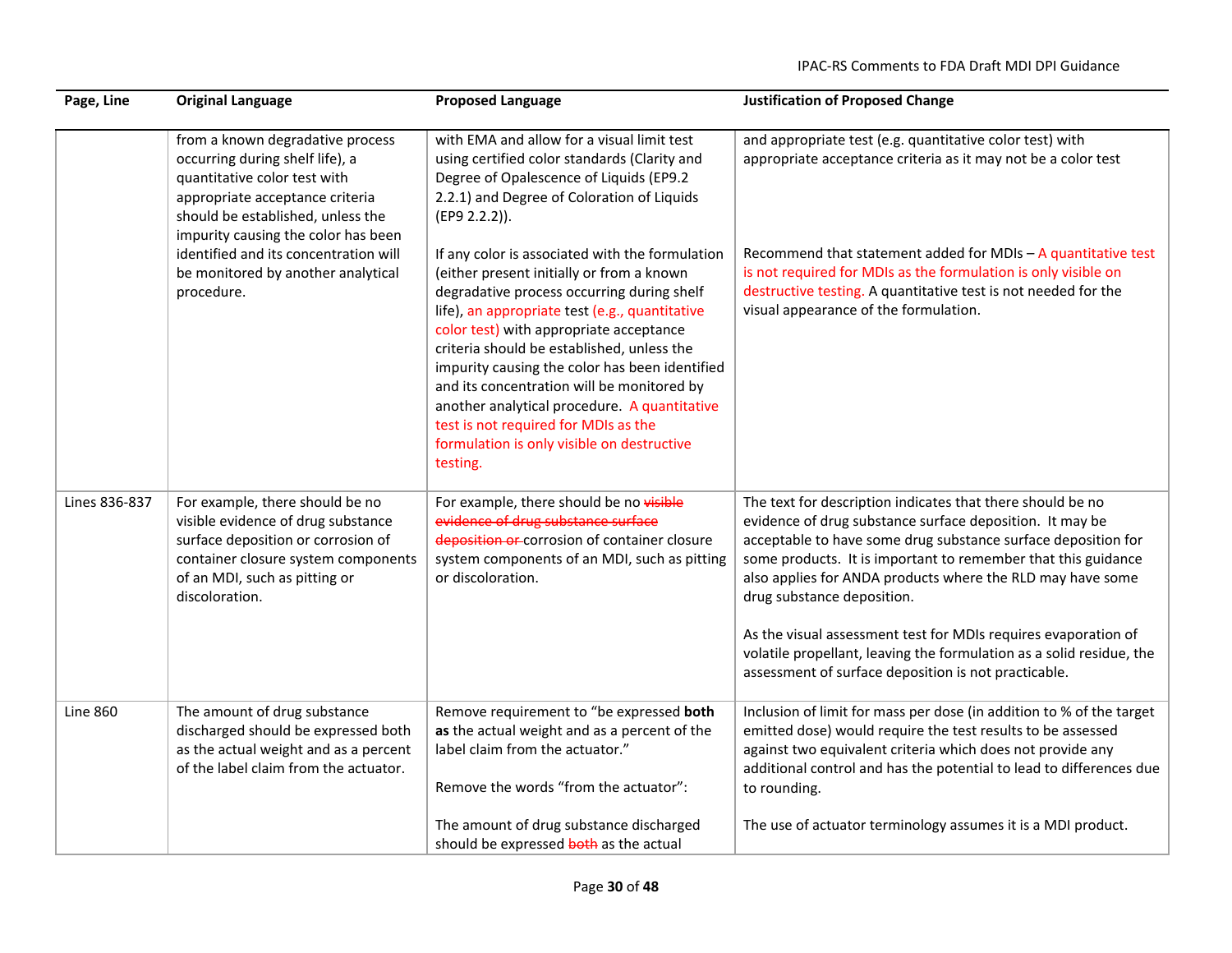| Page, Line | Original Language | Proposed Language | Justification of Proposed Change |
|---|---|---|---|
| | from a known degradative process occurring during shelf life), a quantitative color test with appropriate acceptance criteria should be established, unless the impurity causing the color has been identified and its concentration will be monitored by another analytical procedure. | with EMA and allow for a visual limit test using certified color standards (Clarity and Degree of Opalescence of Liquids (EP9.2 2.2.1) and Degree of Coloration of Liquids (EP9 2.2.2)).<br><br>If any color is associated with the formulation (either present initially or from a known degradative process occurring during shelf life), an appropriate test (e.g., quantitative color test) with appropriate acceptance criteria should be established, unless the impurity causing the color has been identified and its concentration will be monitored by another analytical procedure. A quantitative test is not required for MDIs as the formulation is only visible on destructive testing. | and appropriate test (e.g. quantitative color test) with appropriate acceptance criteria as it may not be a color test<br><br>Recommend that statement added for MDIs – A quantitative test is not required for MDIs as the formulation is only visible on destructive testing. A quantitative test is not needed for the visual appearance of the formulation. |
| Lines 836-837 | For example, there should be no visible evidence of drug substance surface deposition or corrosion of container closure system components of an MDI, such as pitting or discoloration. | For example, there should be no ~~visible evidence of drug substance surface deposition or~~ corrosion of container closure system components of an MDI, such as pitting or discoloration. | The text for description indicates that there should be no evidence of drug substance surface deposition. It may be acceptable to have some drug substance surface deposition for some products. It is important to remember that this guidance also applies for ANDA products where the RLD may have some drug substance deposition.<br><br>As the visual assessment test for MDIs requires evaporation of volatile propellant, leaving the formulation as a solid residue, the assessment of surface deposition is not practicable. |
| Line 860 | The amount of drug substance discharged should be expressed both as the actual weight and as a percent of the label claim from the actuator. | Remove requirement to "be expressed **both as** the actual weight and as a percent of the label claim from the actuator."<br><br>Remove the words "from the actuator":<br><br>The amount of drug substance discharged should be expressed ~~both~~ as the actual | Inclusion of limit for mass per dose (in addition to % of the target emitted dose) would require the test results to be assessed against two equivalent criteria which does not provide any additional control and has the potential to lead to differences due to rounding.<br><br>The use of actuator terminology assumes it is a MDI product. |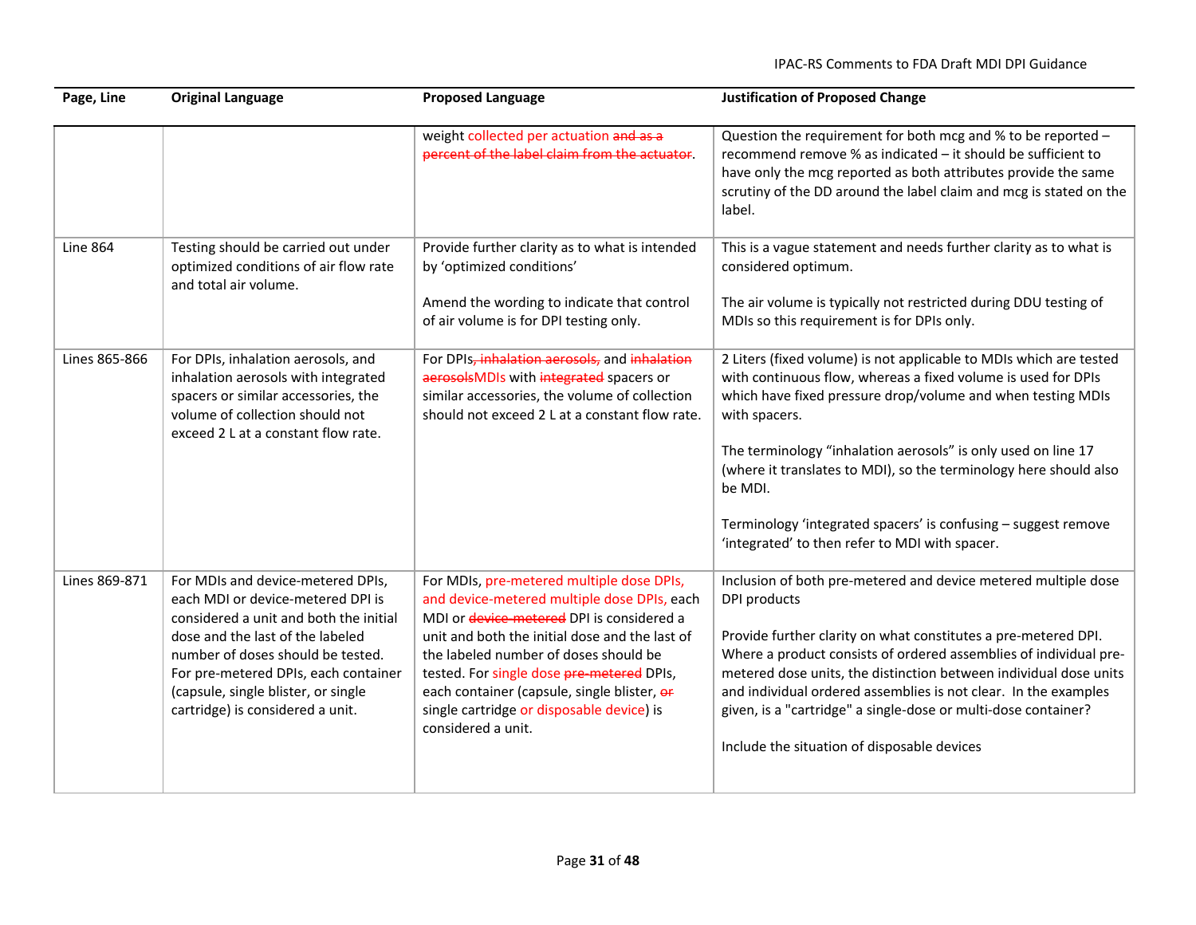| Page, Line | Original Language | Proposed Language | Justification of Proposed Change |
|---|---|---|---|
| | | weight collected per actuation ~~and as a percent of the label claim from the actuator~~. | Question the requirement for both mcg and % to be reported – recommend remove % as indicated – it should be sufficient to have only the mcg reported as both attributes provide the same scrutiny of the DD around the label claim and mcg is stated on the label. |
| Line 864 | Testing should be carried out under optimized conditions of air flow rate and total air volume. | Provide further clarity as to what is intended by 'optimized conditions'<br><br>Amend the wording to indicate that control of air volume is for DPI testing only. | This is a vague statement and needs further clarity as to what is considered optimum.<br><br>The air volume is typically not restricted during DDU testing of MDIs so this requirement is for DPIs only. |
| Lines 865-866 | For DPIs, inhalation aerosols, and inhalation aerosols with integrated spacers or similar accessories, the volume of collection should not exceed 2 L at a constant flow rate. | For DPIs~~, inhalation aerosols,~~ and ~~inhalation aerosols~~MDIs with ~~integrated~~ spacers or similar accessories, the volume of collection should not exceed 2 L at a constant flow rate. | 2 Liters (fixed volume) is not applicable to MDIs which are tested with continuous flow, whereas a fixed volume is used for DPIs which have fixed pressure drop/volume and when testing MDIs with spacers.<br><br>The terminology "inhalation aerosols" is only used on line 17 (where it translates to MDI), so the terminology here should also be MDI.<br><br>Terminology 'integrated spacers' is confusing – suggest remove 'integrated' to then refer to MDI with spacer. |
| Lines 869-871 | For MDIs and device-metered DPIs, each MDI or device-metered DPI is considered a unit and both the initial dose and the last of the labeled number of doses should be tested. For pre-metered DPIs, each container (capsule, single blister, or single cartridge) is considered a unit. | For MDIs, pre-metered multiple dose DPIs, and device-metered multiple dose DPIs, each MDI or ~~device-metered~~ DPI is considered a unit and both the initial dose and the last of the labeled number of doses should be tested. For single dose ~~pre-metered~~ DPIs, each container (capsule, single blister, ~~or~~ single cartridge or disposable device) is considered a unit. | Inclusion of both pre-metered and device metered multiple dose DPI products<br><br>Provide further clarity on what constitutes a pre-metered DPI. Where a product consists of ordered assemblies of individual pre-metered dose units, the distinction between individual dose units and individual ordered assemblies is not clear. In the examples given, is a "cartridge" a single-dose or multi-dose container?<br><br>Include the situation of disposable devices |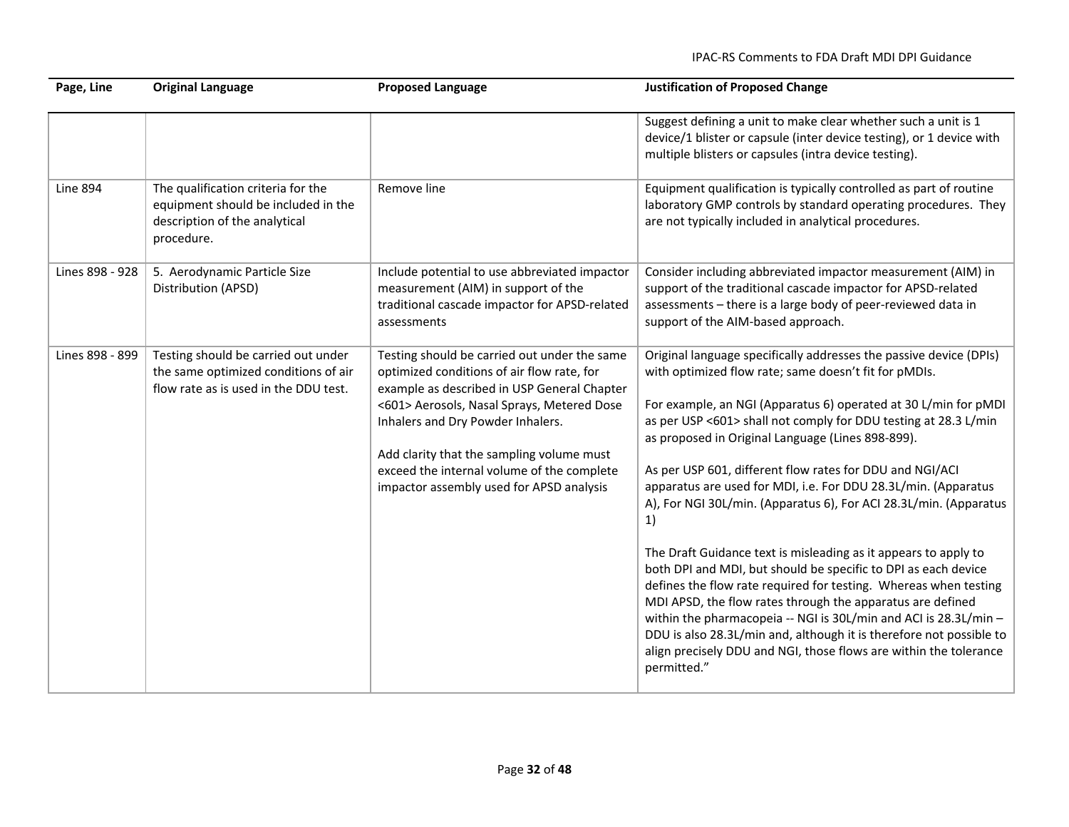| Page, Line | Original Language | Proposed Language | Justification of Proposed Change |
|---|---|---|---|
| | | | Suggest defining a unit to make clear whether such a unit is 1 device/1 blister or capsule (inter device testing), or 1 device with multiple blisters or capsules (intra device testing). |
| Line 894 | The qualification criteria for the equipment should be included in the description of the analytical procedure. | Remove line | Equipment qualification is typically controlled as part of routine laboratory GMP controls by standard operating procedures. They are not typically included in analytical procedures. |
| Lines 898 - 928 | 5. Aerodynamic Particle Size Distribution (APSD) | Include potential to use abbreviated impactor measurement (AIM) in support of the traditional cascade impactor for APSD-related assessments | Consider including abbreviated impactor measurement (AIM) in support of the traditional cascade impactor for APSD-related assessments – there is a large body of peer-reviewed data in support of the AIM-based approach. |
| Lines 898 - 899 | Testing should be carried out under the same optimized conditions of air flow rate as is used in the DDU test. | Testing should be carried out under the same optimized conditions of air flow rate, for example as described in USP General Chapter <601> Aerosols, Nasal Sprays, Metered Dose Inhalers and Dry Powder Inhalers.<br><br>Add clarity that the sampling volume must exceed the internal volume of the complete impactor assembly used for APSD analysis | Original language specifically addresses the passive device (DPIs) with optimized flow rate; same doesn't fit for pMDIs.<br><br>For example, an NGI (Apparatus 6) operated at 30 L/min for pMDI as per USP <601> shall not comply for DDU testing at 28.3 L/min as proposed in Original Language (Lines 898-899).<br><br>As per USP 601, different flow rates for DDU and NGI/ACI apparatus are used for MDI, i.e. For DDU 28.3L/min. (Apparatus A), For NGI 30L/min. (Apparatus 6), For ACI 28.3L/min. (Apparatus 1)<br><br>The Draft Guidance text is misleading as it appears to apply to both DPI and MDI, but should be specific to DPI as each device defines the flow rate required for testing. Whereas when testing MDI APSD, the flow rates through the apparatus are defined within the pharmacopeia -- NGI is 30L/min and ACI is 28.3L/min – DDU is also 28.3L/min and, although it is therefore not possible to align precisely DDU and NGI, those flows are within the tolerance permitted." |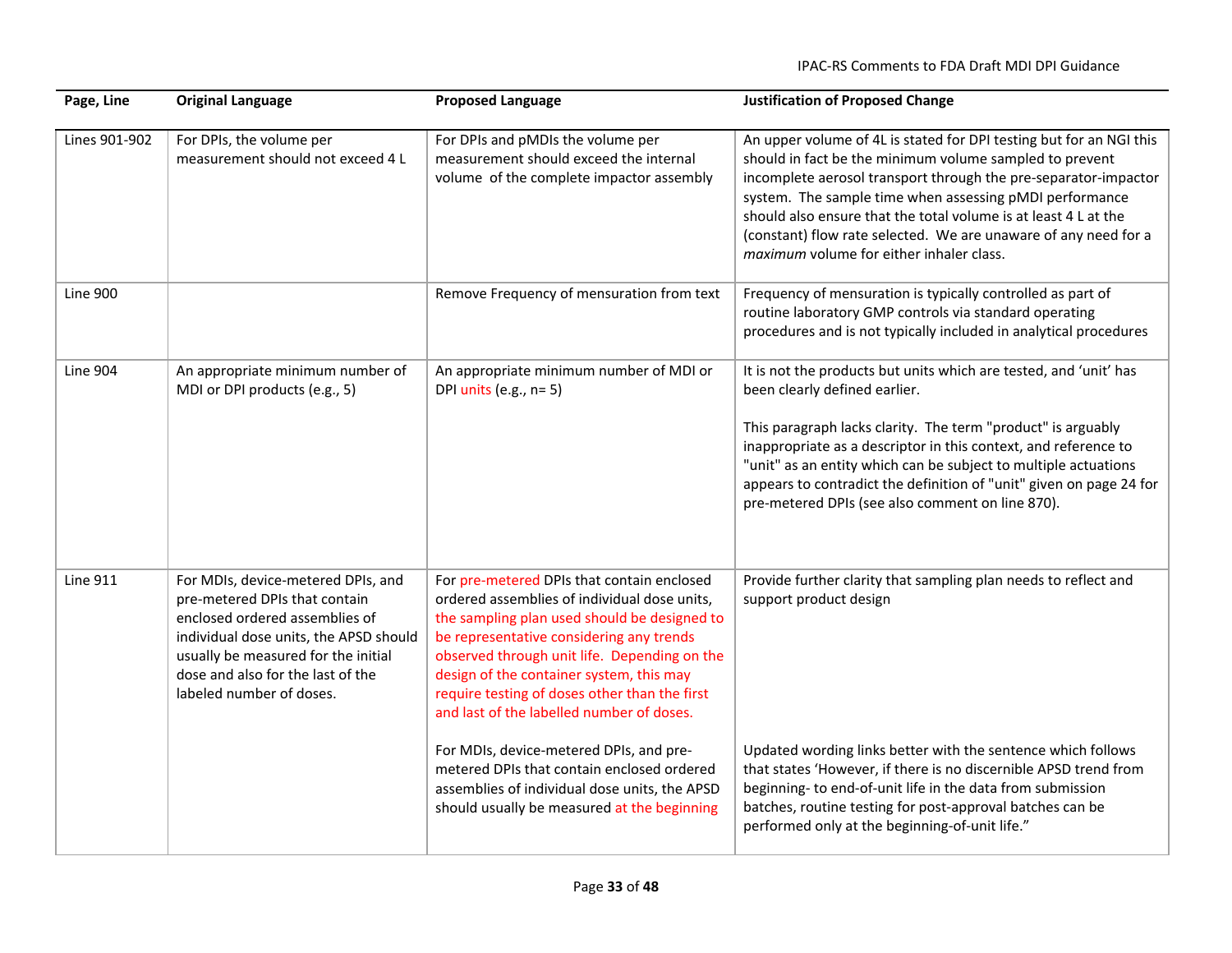| Page, Line | Original Language | Proposed Language | Justification of Proposed Change |
|---|---|---|---|
| Lines 901-902 | For DPIs, the volume per measurement should not exceed 4 L | For DPIs and pMDIs the volume per measurement should exceed the internal volume of the complete impactor assembly | An upper volume of 4L is stated for DPI testing but for an NGI this should in fact be the minimum volume sampled to prevent incomplete aerosol transport through the pre-separator-impactor system. The sample time when assessing pMDI performance should also ensure that the total volume is at least 4 L at the (constant) flow rate selected. We are unaware of any need for a *maximum* volume for either inhaler class. |
| Line 900 | | Remove Frequency of mensuration from text | Frequency of mensuration is typically controlled as part of routine laboratory GMP controls via standard operating procedures and is not typically included in analytical procedures |
| Line 904 | An appropriate minimum number of MDI or DPI products (e.g., 5) | An appropriate minimum number of MDI or DPI units (e.g., n= 5) | It is not the products but units which are tested, and 'unit' has been clearly defined earlier.<br><br>This paragraph lacks clarity. The term "product" is arguably inappropriate as a descriptor in this context, and reference to "unit" as an entity which can be subject to multiple actuations appears to contradict the definition of "unit" given on page 24 for pre-metered DPIs (see also comment on line 870). |
| Line 911 | For MDIs, device-metered DPIs, and pre-metered DPIs that contain enclosed ordered assemblies of individual dose units, the APSD should usually be measured for the initial dose and also for the last of the labeled number of doses. | For pre-metered DPIs that contain enclosed ordered assemblies of individual dose units, the sampling plan used should be designed to be representative considering any trends observed through unit life. Depending on the design of the container system, this may require testing of doses other than the first and last of the labelled number of doses.<br><br>For MDIs, device-metered DPIs, and pre-metered DPIs that contain enclosed ordered assemblies of individual dose units, the APSD should usually be measured at the beginning | Provide further clarity that sampling plan needs to reflect and support product design<br><br>Updated wording links better with the sentence which follows that states 'However, if there is no discernible APSD trend from beginning- to end-of-unit life in the data from submission batches, routine testing for post-approval batches can be performed only at the beginning-of-unit life." |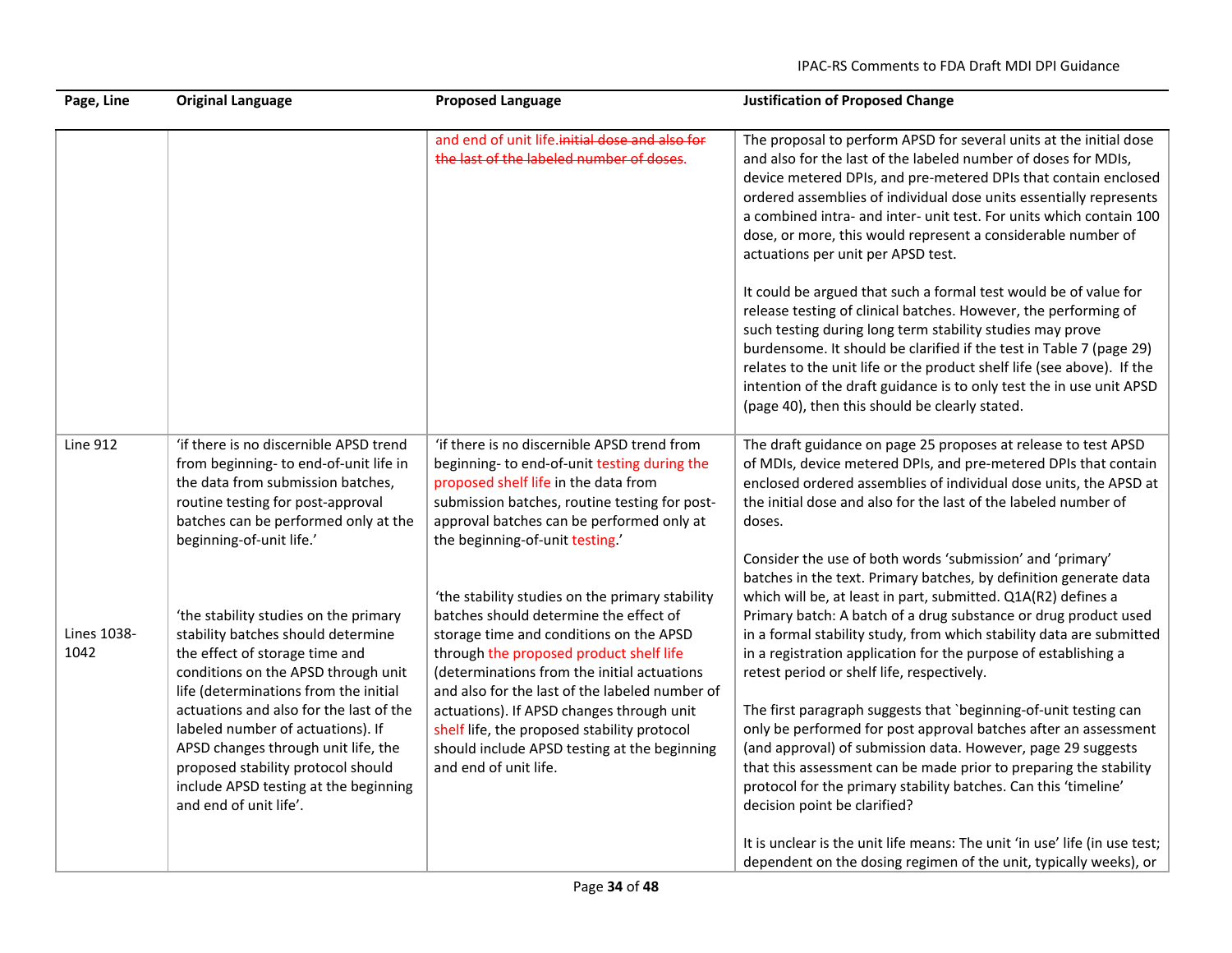| Page, Line | Original Language | Proposed Language | Justification of Proposed Change |
|---|---|---|---|
| | | and end of unit life.~~initial dose and also for the last of the labeled number of doses.~~ | The proposal to perform APSD for several units at the initial dose and also for the last of the labeled number of doses for MDIs, device metered DPIs, and pre-metered DPIs that contain enclosed ordered assemblies of individual dose units essentially represents a combined intra- and inter- unit test. For units which contain 100 dose, or more, this would represent a considerable number of actuations per unit per APSD test.<br><br>It could be argued that such a formal test would be of value for release testing of clinical batches. However, the performing of such testing during long term stability studies may prove burdensome. It should be clarified if the test in Table 7 (page 29) relates to the unit life or the product shelf life (see above). If the intention of the draft guidance is to only test the in use unit APSD (page 40), then this should be clearly stated. |
| Line 912<br><br><br><br><br><br><br><br>Lines 1038-1042 | 'if there is no discernible APSD trend from beginning- to end-of-unit life in the data from submission batches, routine testing for post-approval batches can be performed only at the beginning-of-unit life.'<br><br>'the stability studies on the primary stability batches should determine the effect of storage time and conditions on the APSD through unit life (determinations from the initial actuations and also for the last of the labeled number of actuations). If APSD changes through unit life, the proposed stability protocol should include APSD testing at the beginning and end of unit life'. | 'if there is no discernible APSD trend from beginning- to end-of-unit testing during the proposed shelf life in the data from submission batches, routine testing for post-approval batches can be performed only at the beginning-of-unit testing.'<br><br>'the stability studies on the primary stability batches should determine the effect of storage time and conditions on the APSD through the proposed product shelf life (determinations from the initial actuations and also for the last of the labeled number of actuations). If APSD changes through unit shelf life, the proposed stability protocol should include APSD testing at the beginning and end of unit life. | The draft guidance on page 25 proposes at release to test APSD of MDIs, device metered DPIs, and pre-metered DPIs that contain enclosed ordered assemblies of individual dose units, the APSD at the initial dose and also for the last of the labeled number of doses.<br><br>Consider the use of both words 'submission' and 'primary' batches in the text. Primary batches, by definition generate data which will be, at least in part, submitted. Q1A(R2) defines a Primary batch: A batch of a drug substance or drug product used in a formal stability study, from which stability data are submitted in a registration application for the purpose of establishing a retest period or shelf life, respectively.<br><br>The first paragraph suggests that `beginning-of-unit testing can only be performed for post approval batches after an assessment (and approval) of submission data. However, page 29 suggests that this assessment can be made prior to preparing the stability protocol for the primary stability batches. Can this 'timeline' decision point be clarified?<br><br>It is unclear is the unit life means: The unit 'in use' life (in use test; dependent on the dosing regimen of the unit, typically weeks), or |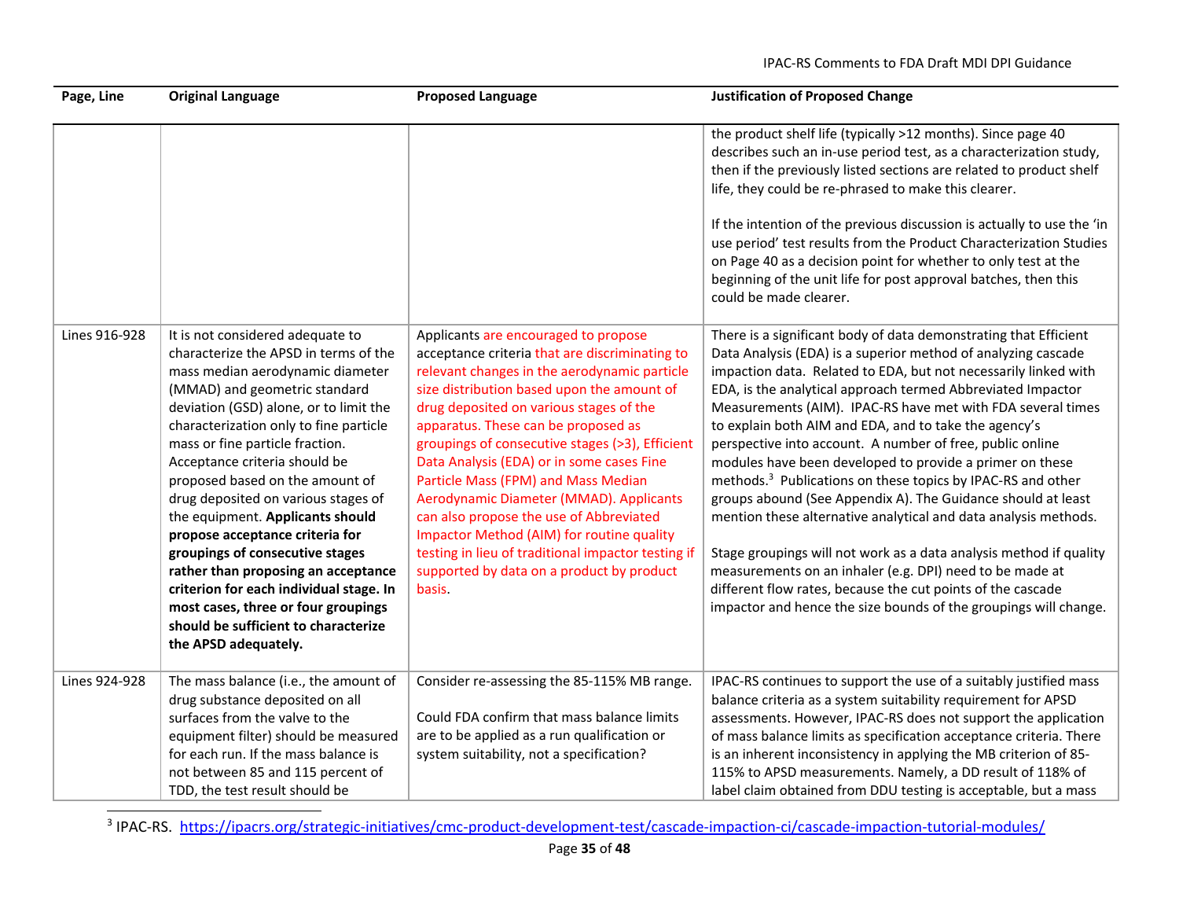| Page, Line | Original Language | Proposed Language | Justification of Proposed Change |
|---|---|---|---|
| | | | the product shelf life (typically >12 months). Since page 40 describes such an in-use period test, as a characterization study, then if the previously listed sections are related to product shelf life, they could be re-phrased to make this clearer.<br><br>If the intention of the previous discussion is actually to use the 'in use period' test results from the Product Characterization Studies on Page 40 as a decision point for whether to only test at the beginning of the unit life for post approval batches, then this could be made clearer. |
| Lines 916-928 | It is not considered adequate to characterize the APSD in terms of the mass median aerodynamic diameter (MMAD) and geometric standard deviation (GSD) alone, or to limit the characterization only to fine particle mass or fine particle fraction. Acceptance criteria should be proposed based on the amount of drug deposited on various stages of the equipment. **Applicants should propose acceptance criteria for groupings of consecutive stages rather than proposing an acceptance criterion for each individual stage. In most cases, three or four groupings should be sufficient to characterize the APSD adequately.** | Applicants are encouraged to propose acceptance criteria that are discriminating to relevant changes in the aerodynamic particle size distribution based upon the amount of drug deposited on various stages of the apparatus. These can be proposed as groupings of consecutive stages (>3), Efficient Data Analysis (EDA) or in some cases Fine Particle Mass (FPM) and Mass Median Aerodynamic Diameter (MMAD). Applicants can also propose the use of Abbreviated Impactor Method (AIM) for routine quality testing in lieu of traditional impactor testing if supported by data on a product by product basis. | There is a significant body of data demonstrating that Efficient Data Analysis (EDA) is a superior method of analyzing cascade impaction data. Related to EDA, but not necessarily linked with EDA, is the analytical approach termed Abbreviated Impactor Measurements (AIM). IPAC-RS have met with FDA several times to explain both AIM and EDA, and to take the agency's perspective into account. A number of free, public online modules have been developed to provide a primer on these methods.[3] Publications on these topics by IPAC-RS and other groups abound (See Appendix A). The Guidance should at least mention these alternative analytical and data analysis methods.<br><br>Stage groupings will not work as a data analysis method if quality measurements on an inhaler (e.g. DPI) need to be made at different flow rates, because the cut points of the cascade impactor and hence the size bounds of the groupings will change. |
| Lines 924-928 | The mass balance (i.e., the amount of drug substance deposited on all surfaces from the valve to the equipment filter) should be measured for each run. If the mass balance is not between 85 and 115 percent of TDD, the test result should be | Consider re-assessing the 85-115% MB range.<br><br>Could FDA confirm that mass balance limits are to be applied as a run qualification or system suitability, not a specification? | IPAC-RS continues to support the use of a suitably justified mass balance criteria as a system suitability requirement for APSD assessments. However, IPAC-RS does not support the application of mass balance limits as specification acceptance criteria. There is an inherent inconsistency in applying the MB criterion of 85-115% to APSD measurements. Namely, a DD result of 118% of label claim obtained from DDU testing is acceptable, but a mass |

[3] IPAC-RS. https://ipacrs.org/strategic-initiatives/cmc-product-development-test/cascade-impaction-ci/cascade-impaction-tutorial-modules/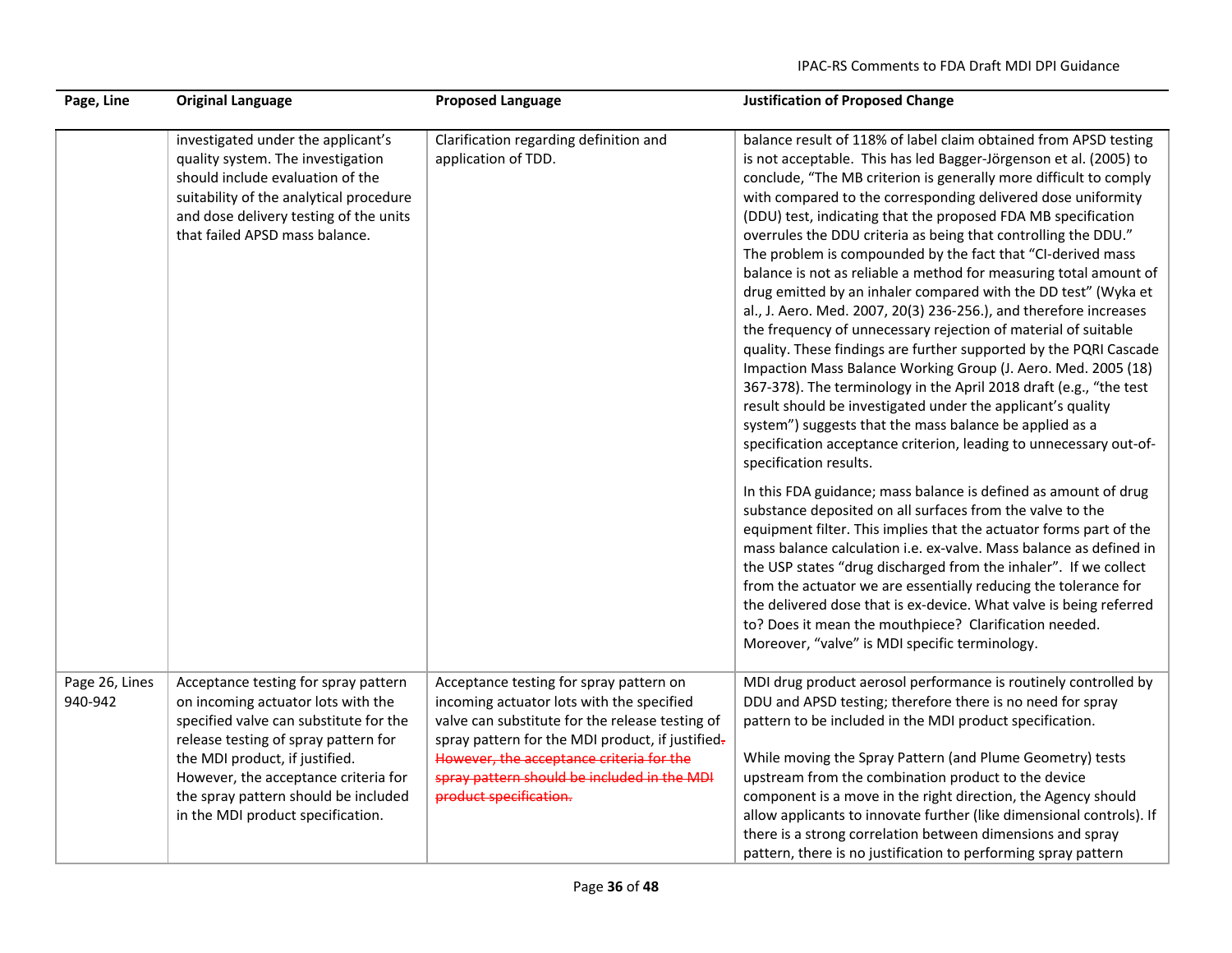| Page, Line | Original Language | Proposed Language | Justification of Proposed Change |
|---|---|---|---|
| | investigated under the applicant's quality system. The investigation should include evaluation of the suitability of the analytical procedure and dose delivery testing of the units that failed APSD mass balance. | Clarification regarding definition and application of TDD. | balance result of 118% of label claim obtained from APSD testing is not acceptable. This has led Bagger-Jörgenson et al. (2005) to conclude, "The MB criterion is generally more difficult to comply with compared to the corresponding delivered dose uniformity (DDU) test, indicating that the proposed FDA MB specification overrules the DDU criteria as being that controlling the DDU." The problem is compounded by the fact that "CI-derived mass balance is not as reliable a method for measuring total amount of drug emitted by an inhaler compared with the DD test" (Wyka et al., J. Aero. Med. 2007, 20(3) 236-256.), and therefore increases the frequency of unnecessary rejection of material of suitable quality. These findings are further supported by the PQRI Cascade Impaction Mass Balance Working Group (J. Aero. Med. 2005 (18) 367-378). The terminology in the April 2018 draft (e.g., "the test result should be investigated under the applicant's quality system") suggests that the mass balance be applied as a specification acceptance criterion, leading to unnecessary out-of-specification results.<br><br>In this FDA guidance; mass balance is defined as amount of drug substance deposited on all surfaces from the valve to the equipment filter. This implies that the actuator forms part of the mass balance calculation i.e. ex-valve. Mass balance as defined in the USP states "drug discharged from the inhaler". If we collect from the actuator we are essentially reducing the tolerance for the delivered dose that is ex-device. What valve is being referred to? Does it mean the mouthpiece? Clarification needed. Moreover, "valve" is MDI specific terminology. |
| Page 26, Lines 940-942 | Acceptance testing for spray pattern on incoming actuator lots with the specified valve can substitute for the release testing of spray pattern for the MDI product, if justified. However, the acceptance criteria for the spray pattern should be included in the MDI product specification. | Acceptance testing for spray pattern on incoming actuator lots with the specified valve can substitute for the release testing of spray pattern for the MDI product, if justified~~.~~ ~~However, the acceptance criteria for the spray pattern should be included in the MDI product specification.~~ | MDI drug product aerosol performance is routinely controlled by DDU and APSD testing; therefore there is no need for spray pattern to be included in the MDI product specification.<br><br>While moving the Spray Pattern (and Plume Geometry) tests upstream from the combination product to the device component is a move in the right direction, the Agency should allow applicants to innovate further (like dimensional controls). If there is a strong correlation between dimensions and spray pattern, there is no justification to performing spray pattern |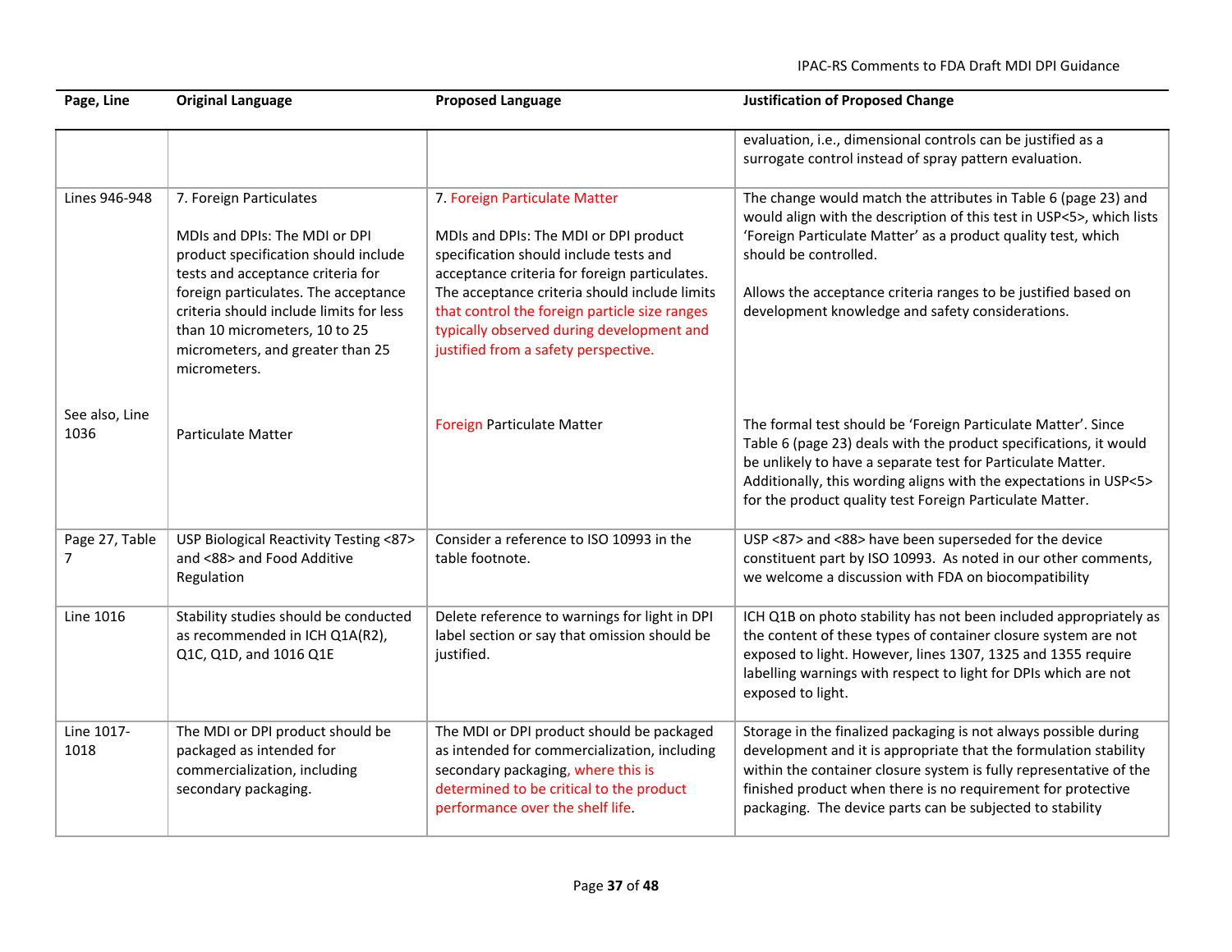| Page, Line | Original Language | Proposed Language | Justification of Proposed Change |
|---|---|---|---|
| | | | evaluation, i.e., dimensional controls can be justified as a surrogate control instead of spray pattern evaluation. |
| Lines 946-948 | 7. Foreign Particulates<br><br>MDIs and DPIs: The MDI or DPI product specification should include tests and acceptance criteria for foreign particulates. The acceptance criteria should include limits for less than 10 micrometers, 10 to 25 micrometers, and greater than 25 micrometers. | 7. Foreign Particulate Matter<br><br>MDIs and DPIs: The MDI or DPI product specification should include tests and acceptance criteria for foreign particulates. The acceptance criteria should include limits that control the foreign particle size ranges typically observed during development and justified from a safety perspective. | The change would match the attributes in Table 6 (page 23) and would align with the description of this test in USP<5>, which lists 'Foreign Particulate Matter' as a product quality test, which should be controlled.<br><br>Allows the acceptance criteria ranges to be justified based on development knowledge and safety considerations. |
| See also, Line 1036 | Particulate Matter | Foreign Particulate Matter | The formal test should be 'Foreign Particulate Matter'. Since Table 6 (page 23) deals with the product specifications, it would be unlikely to have a separate test for Particulate Matter. Additionally, this wording aligns with the expectations in USP<5> for the product quality test Foreign Particulate Matter. |
| Page 27, Table 7 | USP Biological Reactivity Testing <87> and <88> and Food Additive Regulation | Consider a reference to ISO 10993 in the table footnote. | USP <87> and <88> have been superseded for the device constituent part by ISO 10993. As noted in our other comments, we welcome a discussion with FDA on biocompatibility |
| Line 1016 | Stability studies should be conducted as recommended in ICH Q1A(R2), Q1C, Q1D, and 1016 Q1E | Delete reference to warnings for light in DPI label section or say that omission should be justified. | ICH Q1B on photo stability has not been included appropriately as the content of these types of container closure system are not exposed to light. However, lines 1307, 1325 and 1355 require labelling warnings with respect to light for DPIs which are not exposed to light. |
| Line 1017-1018 | The MDI or DPI product should be packaged as intended for commercialization, including secondary packaging. | The MDI or DPI product should be packaged as intended for commercialization, including secondary packaging, where this is determined to be critical to the product performance over the shelf life. | Storage in the finalized packaging is not always possible during development and it is appropriate that the formulation stability within the container closure system is fully representative of the finished product when there is no requirement for protective packaging. The device parts can be subjected to stability |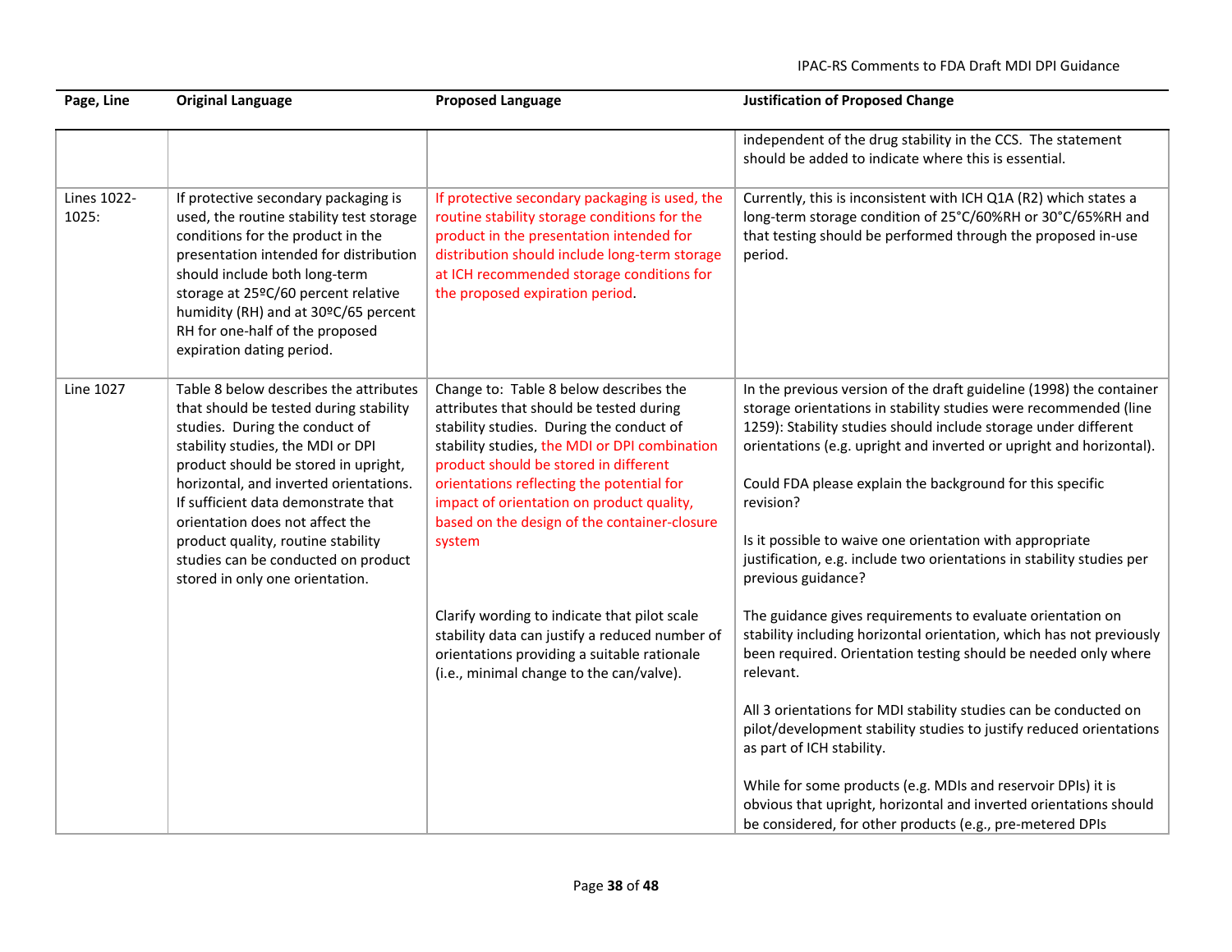| Page, Line | Original Language | Proposed Language | Justification of Proposed Change |
|---|---|---|---|
| | | | independent of the drug stability in the CCS. The statement should be added to indicate where this is essential. |
| Lines 1022-1025: | If protective secondary packaging is used, the routine stability test storage conditions for the product in the presentation intended for distribution should include both long-term storage at 25ºC/60 percent relative humidity (RH) and at 30ºC/65 percent RH for one-half of the proposed expiration dating period. | If protective secondary packaging is used, the routine stability storage conditions for the product in the presentation intended for distribution should include long-term storage at ICH recommended storage conditions for the proposed expiration period. | Currently, this is inconsistent with ICH Q1A (R2) which states a long-term storage condition of 25°C/60%RH or 30°C/65%RH and that testing should be performed through the proposed in-use period. |
| Line 1027 | Table 8 below describes the attributes that should be tested during stability studies. During the conduct of stability studies, the MDI or DPI product should be stored in upright, horizontal, and inverted orientations. If sufficient data demonstrate that orientation does not affect the product quality, routine stability studies can be conducted on product stored in only one orientation. | Change to: Table 8 below describes the attributes that should be tested during stability studies. During the conduct of stability studies, the MDI or DPI combination product should be stored in different orientations reflecting the potential for impact of orientation on product quality, based on the design of the container-closure system<br><br>Clarify wording to indicate that pilot scale stability data can justify a reduced number of orientations providing a suitable rationale (i.e., minimal change to the can/valve). | In the previous version of the draft guideline (1998) the container storage orientations in stability studies were recommended (line 1259): Stability studies should include storage under different orientations (e.g. upright and inverted or upright and horizontal).<br><br>Could FDA please explain the background for this specific revision?<br><br>Is it possible to waive one orientation with appropriate justification, e.g. include two orientations in stability studies per previous guidance?<br><br>The guidance gives requirements to evaluate orientation on stability including horizontal orientation, which has not previously been required. Orientation testing should be needed only where relevant.<br><br>All 3 orientations for MDI stability studies can be conducted on pilot/development stability studies to justify reduced orientations as part of ICH stability.<br><br>While for some products (e.g. MDIs and reservoir DPIs) it is obvious that upright, horizontal and inverted orientations should be considered, for other products (e.g., pre-metered DPIs |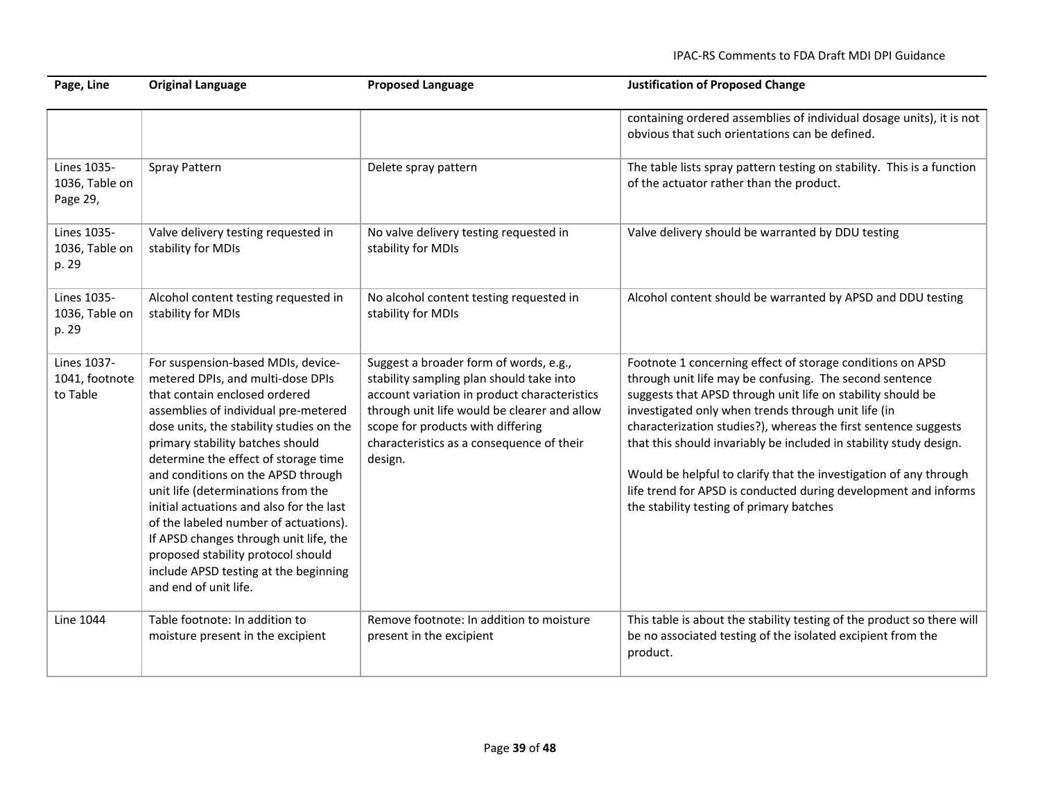| Page, Line | Original Language | Proposed Language | Justification of Proposed Change |
|---|---|---|---|
| | | | containing ordered assemblies of individual dosage units), it is not obvious that such orientations can be defined. |
| Lines 1035-1036, Table on Page 29, | Spray Pattern | Delete spray pattern | The table lists spray pattern testing on stability. This is a function of the actuator rather than the product. |
| Lines 1035-1036, Table on p. 29 | Valve delivery testing requested in stability for MDIs | No valve delivery testing requested in stability for MDIs | Valve delivery should be warranted by DDU testing |
| Lines 1035-1036, Table on p. 29 | Alcohol content testing requested in stability for MDIs | No alcohol content testing requested in stability for MDIs | Alcohol content should be warranted by APSD and DDU testing |
| Lines 1037-1041, footnote to Table | For suspension-based MDIs, device-metered DPIs, and multi-dose DPIs that contain enclosed ordered assemblies of individual pre-metered dose units, the stability studies on the primary stability batches should determine the effect of storage time and conditions on the APSD through unit life (determinations from the initial actuations and also for the last of the labeled number of actuations). If APSD changes through unit life, the proposed stability protocol should include APSD testing at the beginning and end of unit life. | Suggest a broader form of words, e.g., stability sampling plan should take into account variation in product characteristics through unit life would be clearer and allow scope for products with differing characteristics as a consequence of their design. | Footnote 1 concerning effect of storage conditions on APSD through unit life may be confusing. The second sentence suggests that APSD through unit life on stability should be investigated only when trends through unit life (in characterization studies?), whereas the first sentence suggests that this should invariably be included in stability study design.<br><br>Would be helpful to clarify that the investigation of any through life trend for APSD is conducted during development and informs the stability testing of primary batches |
| Line 1044 | Table footnote: In addition to moisture present in the excipient | Remove footnote: In addition to moisture present in the excipient | This table is about the stability testing of the product so there will be no associated testing of the isolated excipient from the product. |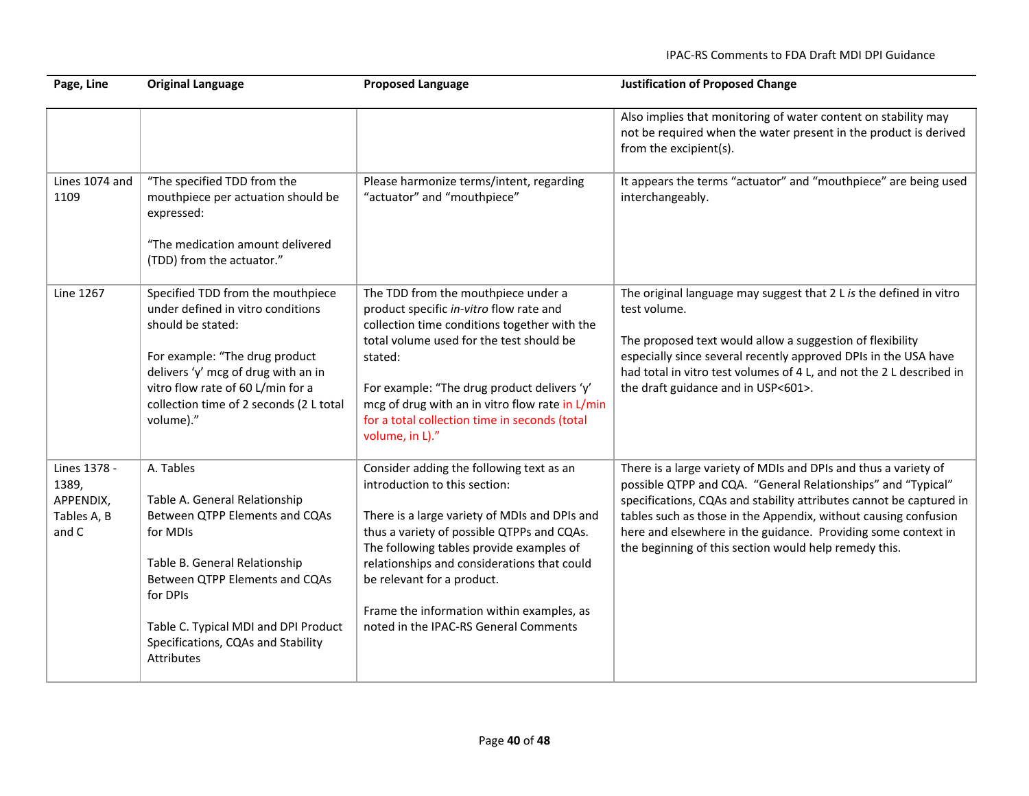| Page, Line | Original Language | Proposed Language | Justification of Proposed Change |
|---|---|---|---|
| | | | Also implies that monitoring of water content on stability may not be required when the water present in the product is derived from the excipient(s). |
| Lines 1074 and 1109 | "The specified TDD from the mouthpiece per actuation should be expressed:<br><br>"The medication amount delivered (TDD) from the actuator." | Please harmonize terms/intent, regarding "actuator" and "mouthpiece" | It appears the terms "actuator" and "mouthpiece" are being used interchangeably. |
| Line 1267 | Specified TDD from the mouthpiece under defined in vitro conditions should be stated:<br><br>For example: "The drug product delivers 'y' mcg of drug with an in vitro flow rate of 60 L/min for a collection time of 2 seconds (2 L total volume)." | The TDD from the mouthpiece under a product specific *in-vitro* flow rate and collection time conditions together with the total volume used for the test should be stated:<br><br>For example: "The drug product delivers 'y' mcg of drug with an in vitro flow rate in L/min for a total collection time in seconds (total volume, in L)." | The original language may suggest that 2 L *is* the defined in vitro test volume.<br><br>The proposed text would allow a suggestion of flexibility especially since several recently approved DPIs in the USA have had total in vitro test volumes of 4 L, and not the 2 L described in the draft guidance and in USP<601>. |
| Lines 1378 - 1389, APPENDIX, Tables A, B and C | A. Tables<br><br>Table A. General Relationship Between QTPP Elements and CQAs for MDIs<br><br>Table B. General Relationship Between QTPP Elements and CQAs for DPIs<br><br>Table C. Typical MDI and DPI Product Specifications, CQAs and Stability Attributes | Consider adding the following text as an introduction to this section:<br><br>There is a large variety of MDIs and DPIs and thus a variety of possible QTPPs and CQAs. The following tables provide examples of relationships and considerations that could be relevant for a product.<br><br>Frame the information within examples, as noted in the IPAC-RS General Comments | There is a large variety of MDIs and DPIs and thus a variety of possible QTPP and CQA. "General Relationships" and "Typical" specifications, CQAs and stability attributes cannot be captured in tables such as those in the Appendix, without causing confusion here and elsewhere in the guidance. Providing some context in the beginning of this section would help remedy this. |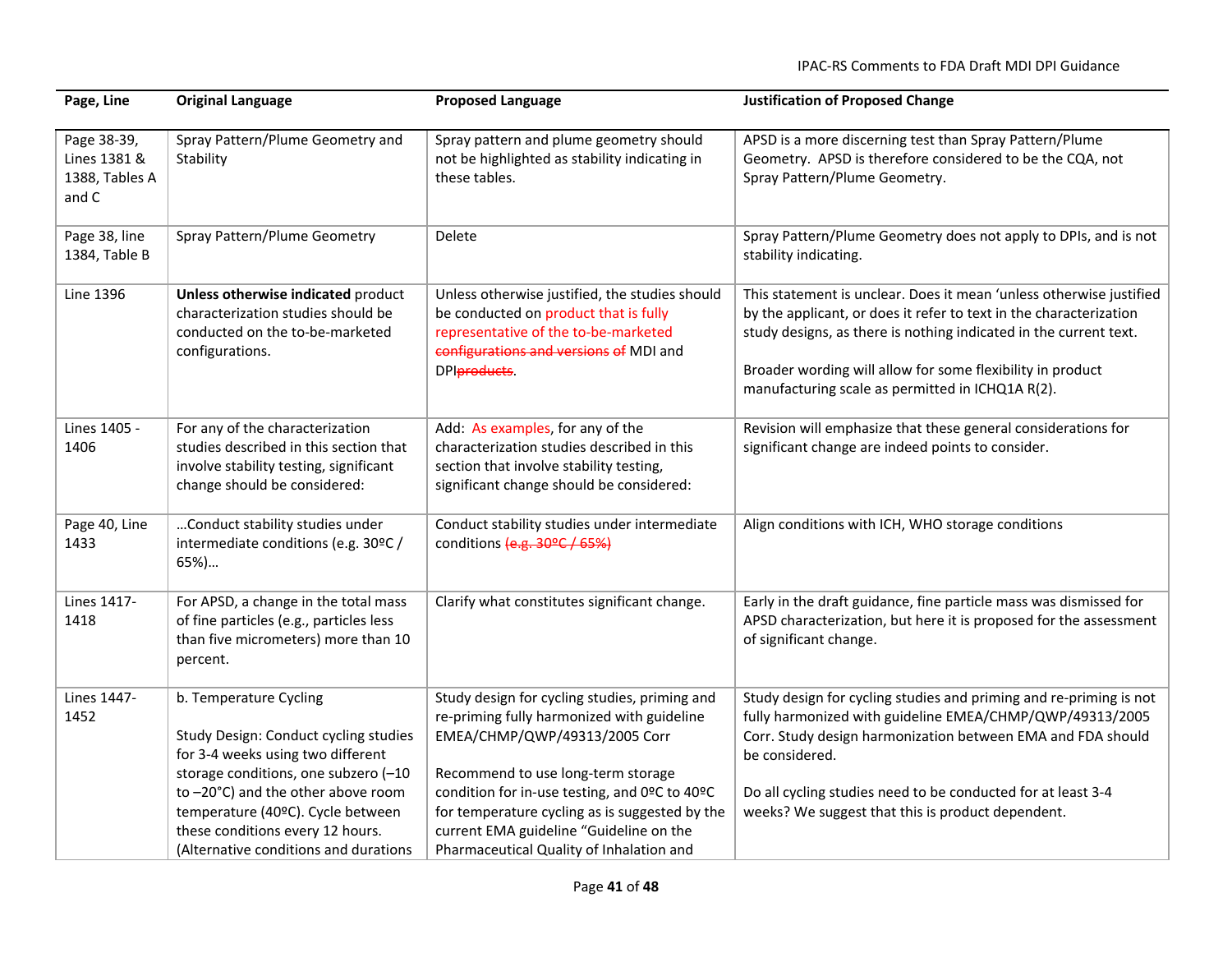| Page, Line | Original Language | Proposed Language | Justification of Proposed Change |
|---|---|---|---|
| Page 38-39, Lines 1381 & 1388, Tables A and C | Spray Pattern/Plume Geometry and Stability | Spray pattern and plume geometry should not be highlighted as stability indicating in these tables. | APSD is a more discerning test than Spray Pattern/Plume Geometry. APSD is therefore considered to be the CQA, not Spray Pattern/Plume Geometry. |
| Page 38, line 1384, Table B | Spray Pattern/Plume Geometry | Delete | Spray Pattern/Plume Geometry does not apply to DPIs, and is not stability indicating. |
| Line 1396 | **Unless otherwise indicated** product characterization studies should be conducted on the to-be-marketed configurations. | Unless otherwise justified, the studies should be conducted on product that is fully representative of the to-be-marketed ~~configurations and versions of~~ MDI and DPI~~products~~. | This statement is unclear. Does it mean 'unless otherwise justified by the applicant, or does it refer to text in the characterization study designs, as there is nothing indicated in the current text.<br><br>Broader wording will allow for some flexibility in product manufacturing scale as permitted in ICHQ1A R(2). |
| Lines 1405 - 1406 | For any of the characterization studies described in this section that involve stability testing, significant change should be considered: | Add: As examples, for any of the characterization studies described in this section that involve stability testing, significant change should be considered: | Revision will emphasize that these general considerations for significant change are indeed points to consider. |
| Page 40, Line 1433 | …Conduct stability studies under intermediate conditions (e.g. 30ºC / 65%)… | Conduct stability studies under intermediate conditions ~~(e.g. 30ºC / 65%)~~ | Align conditions with ICH, WHO storage conditions |
| Lines 1417-1418 | For APSD, a change in the total mass of fine particles (e.g., particles less than five micrometers) more than 10 percent. | Clarify what constitutes significant change. | Early in the draft guidance, fine particle mass was dismissed for APSD characterization, but here it is proposed for the assessment of significant change. |
| Lines 1447-1452 | b. Temperature Cycling<br><br>Study Design: Conduct cycling studies for 3-4 weeks using two different storage conditions, one subzero (–10 to –20°C) and the other above room temperature (40ºC). Cycle between these conditions every 12 hours. (Alternative conditions and durations | Study design for cycling studies, priming and re-priming fully harmonized with guideline EMEA/CHMP/QWP/49313/2005 Corr<br><br>Recommend to use long-term storage condition for in-use testing, and 0ºC to 40ºC for temperature cycling as is suggested by the current EMA guideline "Guideline on the Pharmaceutical Quality of Inhalation and | Study design for cycling studies and priming and re-priming is not fully harmonized with guideline EMEA/CHMP/QWP/49313/2005 Corr. Study design harmonization between EMA and FDA should be considered.<br><br>Do all cycling studies need to be conducted for at least 3-4 weeks? We suggest that this is product dependent. |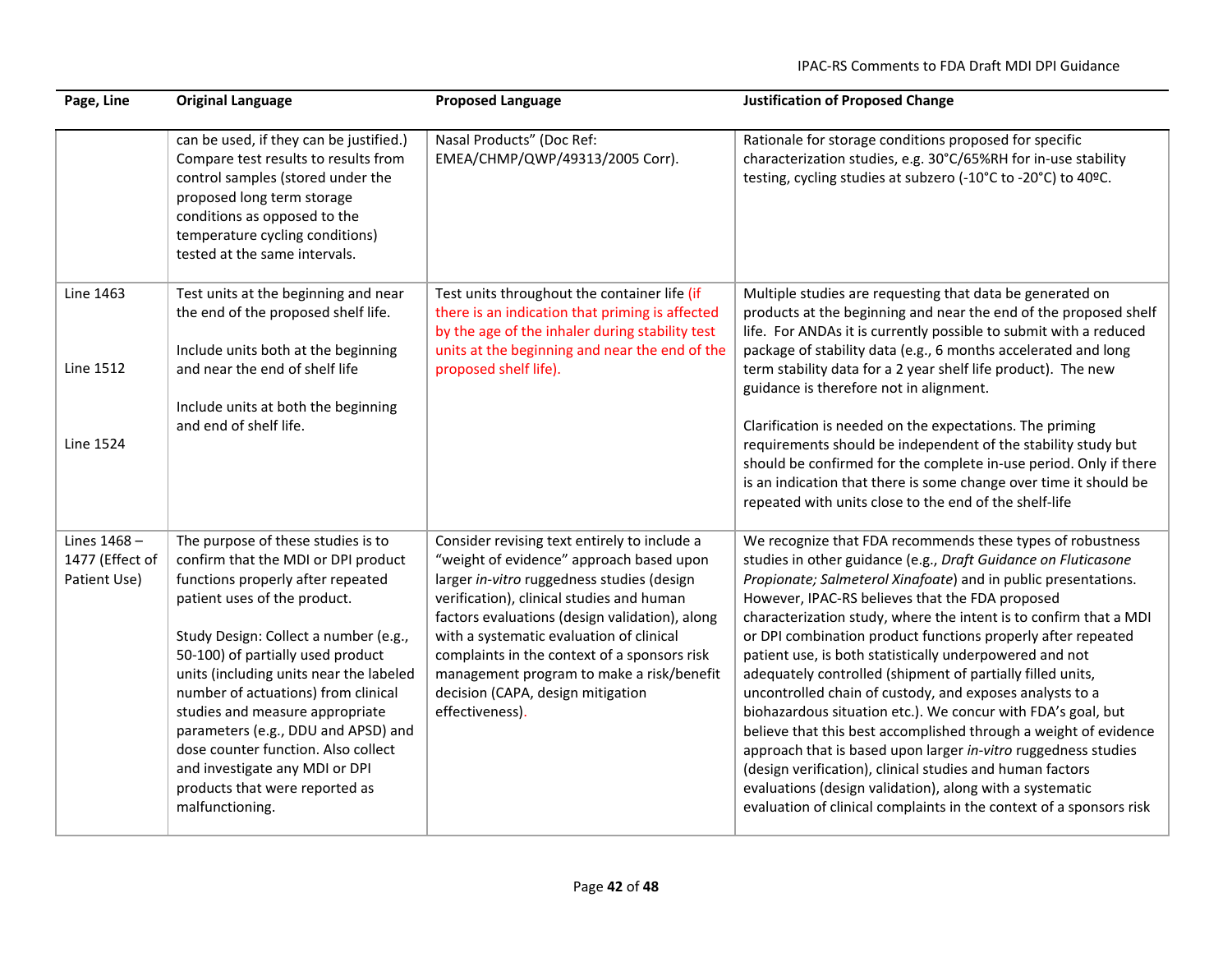| Page, Line | Original Language | Proposed Language | Justification of Proposed Change |
|---|---|---|---|
| | can be used, if they can be justified.) Compare test results to results from control samples (stored under the proposed long term storage conditions as opposed to the temperature cycling conditions) tested at the same intervals. | Nasal Products" (Doc Ref: EMEA/CHMP/QWP/49313/2005 Corr). | Rationale for storage conditions proposed for specific characterization studies, e.g. 30°C/65%RH for in-use stability testing, cycling studies at subzero (-10°C to -20°C) to 40ºC. |
| Line 1463<br><br>Line 1512<br><br>Line 1524 | Test units at the beginning and near the end of the proposed shelf life.<br><br>Include units both at the beginning and near the end of shelf life<br><br>Include units at both the beginning and end of shelf life. | Test units throughout the container life (if there is an indication that priming is affected by the age of the inhaler during stability test units at the beginning and near the end of the proposed shelf life). | Multiple studies are requesting that data be generated on products at the beginning and near the end of the proposed shelf life. For ANDAs it is currently possible to submit with a reduced package of stability data (e.g., 6 months accelerated and long term stability data for a 2 year shelf life product). The new guidance is therefore not in alignment.<br><br>Clarification is needed on the expectations. The priming requirements should be independent of the stability study but should be confirmed for the complete in-use period. Only if there is an indication that there is some change over time it should be repeated with units close to the end of the shelf-life |
| Lines 1468 – 1477 (Effect of Patient Use) | The purpose of these studies is to confirm that the MDI or DPI product functions properly after repeated patient uses of the product.<br><br>Study Design: Collect a number (e.g., 50-100) of partially used product units (including units near the labeled number of actuations) from clinical studies and measure appropriate parameters (e.g., DDU and APSD) and dose counter function. Also collect and investigate any MDI or DPI products that were reported as malfunctioning. | Consider revising text entirely to include a "weight of evidence" approach based upon larger *in-vitro* ruggedness studies (design verification), clinical studies and human factors evaluations (design validation), along with a systematic evaluation of clinical complaints in the context of a sponsors risk management program to make a risk/benefit decision (CAPA, design mitigation effectiveness). | We recognize that FDA recommends these types of robustness studies in other guidance (e.g., *Draft Guidance on Fluticasone Propionate; Salmeterol Xinafoate*) and in public presentations. However, IPAC-RS believes that the FDA proposed characterization study, where the intent is to confirm that a MDI or DPI combination product functions properly after repeated patient use, is both statistically underpowered and not adequately controlled (shipment of partially filled units, uncontrolled chain of custody, and exposes analysts to a biohazardous situation etc.). We concur with FDA's goal, but believe that this best accomplished through a weight of evidence approach that is based upon larger *in-vitro* ruggedness studies (design verification), clinical studies and human factors evaluations (design validation), along with a systematic evaluation of clinical complaints in the context of a sponsors risk |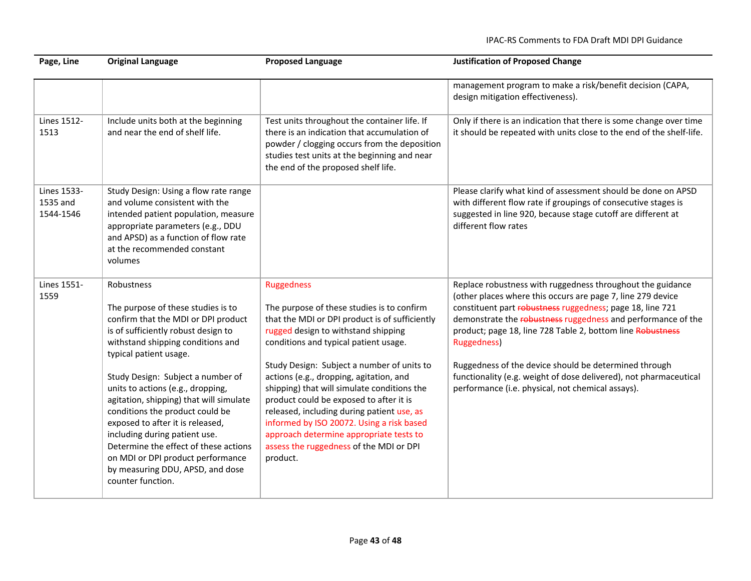| Page, Line | Original Language | Proposed Language | Justification of Proposed Change |
|---|---|---|---|
| | | | management program to make a risk/benefit decision (CAPA, design mitigation effectiveness). |
| Lines 1512-1513 | Include units both at the beginning and near the end of shelf life. | Test units throughout the container life. If there is an indication that accumulation of powder / clogging occurs from the deposition studies test units at the beginning and near the end of the proposed shelf life. | Only if there is an indication that there is some change over time it should be repeated with units close to the end of the shelf-life. |
| Lines 1533-1535 and 1544-1546 | Study Design: Using a flow rate range and volume consistent with the intended patient population, measure appropriate parameters (e.g., DDU and APSD) as a function of flow rate at the recommended constant volumes | | Please clarify what kind of assessment should be done on APSD with different flow rate if groupings of consecutive stages is suggested in line 920, because stage cutoff are different at different flow rates |
| Lines 1551-1559 | Robustness<br><br>The purpose of these studies is to confirm that the MDI or DPI product is of sufficiently robust design to withstand shipping conditions and typical patient usage.<br><br>Study Design: Subject a number of units to actions (e.g., dropping, agitation, shipping) that will simulate conditions the product could be exposed to after it is released, including during patient use. Determine the effect of these actions on MDI or DPI product performance by measuring DDU, APSD, and dose counter function. | Ruggedness<br><br>The purpose of these studies is to confirm that the MDI or DPI product is of sufficiently rugged design to withstand shipping conditions and typical patient usage.<br><br>Study Design: Subject a number of units to actions (e.g., dropping, agitation, and shipping) that will simulate conditions the product could be exposed to after it is released, including during patient use, as informed by ISO 20072. Using a risk based approach determine appropriate tests to assess the ruggedness of the MDI or DPI product. | Replace robustness with ruggedness throughout the guidance (other places where this occurs are page 7, line 279 device constituent part ~~robustness~~ ruggedness; page 18, line 721 demonstrate the ~~robustness~~ ruggedness and performance of the product; page 18, line 728 Table 2, bottom line ~~Robustness~~ Ruggedness)<br><br>Ruggedness of the device should be determined through functionality (e.g. weight of dose delivered), not pharmaceutical performance (i.e. physical, not chemical assays). |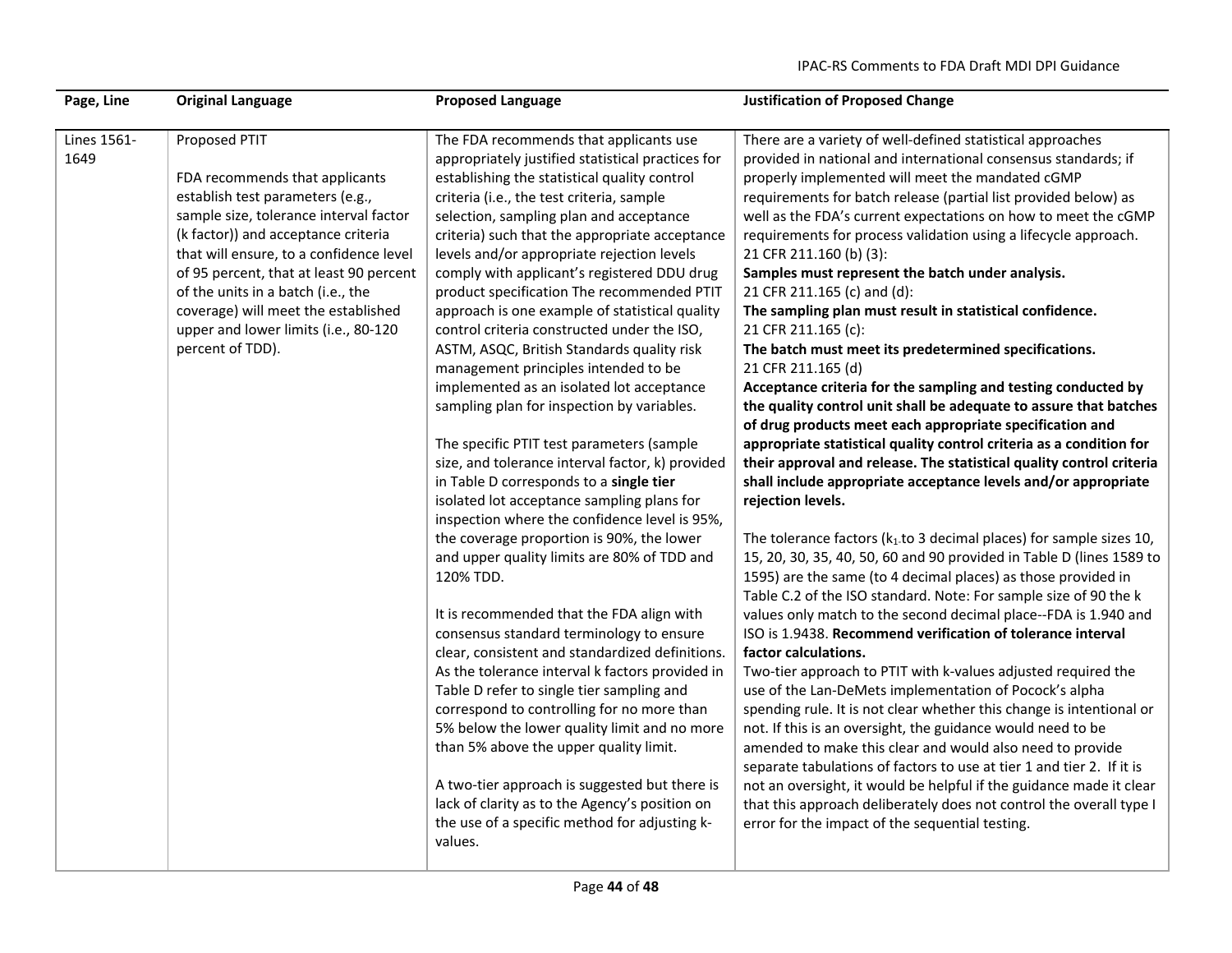| Page, Line | Original Language | Proposed Language | Justification of Proposed Change |
|---|---|---|---|
| Lines 1561-1649 | Proposed PTIT<br><br>FDA recommends that applicants establish test parameters (e.g., sample size, tolerance interval factor (k factor)) and acceptance criteria that will ensure, to a confidence level of 95 percent, that at least 90 percent of the units in a batch (i.e., the coverage) will meet the established upper and lower limits (i.e., 80-120 percent of TDD). | The FDA recommends that applicants use appropriately justified statistical practices for establishing the statistical quality control criteria (i.e., the test criteria, sample selection, sampling plan and acceptance criteria) such that the appropriate acceptance levels and/or appropriate rejection levels comply with applicant's registered DDU drug product specification The recommended PTIT approach is one example of statistical quality control criteria constructed under the ISO, ASTM, ASQC, British Standards quality risk management principles intended to be implemented as an isolated lot acceptance sampling plan for inspection by variables.<br><br>The specific PTIT test parameters (sample size, and tolerance interval factor, k) provided in Table D corresponds to a **single tier** isolated lot acceptance sampling plans for inspection where the confidence level is 95%, the coverage proportion is 90%, the lower and upper quality limits are 80% of TDD and 120% TDD.<br><br>It is recommended that the FDA align with consensus standard terminology to ensure clear, consistent and standardized definitions. As the tolerance interval k factors provided in Table D refer to single tier sampling and correspond to controlling for no more than 5% below the lower quality limit and no more than 5% above the upper quality limit.<br><br>A two-tier approach is suggested but there is lack of clarity as to the Agency's position on the use of a specific method for adjusting k-values. | There are a variety of well-defined statistical approaches provided in national and international consensus standards; if properly implemented will meet the mandated cGMP requirements for batch release (partial list provided below) as well as the FDA's current expectations on how to meet the cGMP requirements for process validation using a lifecycle approach.<br>21 CFR 211.160 (b) (3):<br>**Samples must represent the batch under analysis.**<br>21 CFR 211.165 (c) and (d):<br>**The sampling plan must result in statistical confidence.**<br>21 CFR 211.165 (c):<br>**The batch must meet its predetermined specifications.**<br>21 CFR 211.165 (d)<br>**Acceptance criteria for the sampling and testing conducted by the quality control unit shall be adequate to assure that batches of drug products meet each appropriate specification and appropriate statistical quality control criteria as a condition for their approval and release. The statistical quality control criteria shall include appropriate acceptance levels and/or appropriate rejection levels.**<br><br>The tolerance factors ($k_1$ to 3 decimal places) for sample sizes 10, 15, 20, 30, 35, 40, 50, 60 and 90 provided in Table D (lines 1589 to 1595) are the same (to 4 decimal places) as those provided in Table C.2 of the ISO standard. Note: For sample size of 90 the k values only match to the second decimal place--FDA is 1.940 and ISO is 1.9438. **Recommend verification of tolerance interval factor calculations.**<br>Two-tier approach to PTIT with k-values adjusted required the use of the Lan-DeMets implementation of Pocock's alpha spending rule. It is not clear whether this change is intentional or not. If this is an oversight, the guidance would need to be amended to make this clear and would also need to provide separate tabulations of factors to use at tier 1 and tier 2. If it is not an oversight, it would be helpful if the guidance made it clear that this approach deliberately does not control the overall type I error for the impact of the sequential testing. |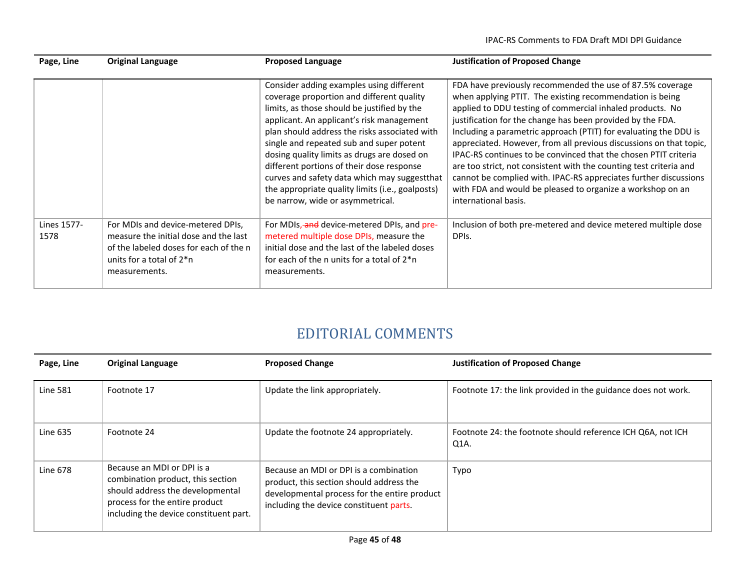| Page, Line | Original Language | Proposed Language | Justification of Proposed Change |
|---|---|---|---|
| | | Consider adding examples using different coverage proportion and different quality limits, as those should be justified by the applicant. An applicant's risk management plan should address the risks associated with single and repeated sub and super potent dosing quality limits as drugs are dosed on different portions of their dose response curves and safety data which may suggestthat the appropriate quality limits (i.e., goalposts) be narrow, wide or asymmetrical. | FDA have previously recommended the use of 87.5% coverage when applying PTIT. The existing recommendation is being applied to DDU testing of commercial inhaled products. No justification for the change has been provided by the FDA. Including a parametric approach (PTIT) for evaluating the DDU is appreciated. However, from all previous discussions on that topic, IPAC-RS continues to be convinced that the chosen PTIT criteria are too strict, not consistent with the counting test criteria and cannot be complied with. IPAC-RS appreciates further discussions with FDA and would be pleased to organize a workshop on an international basis. |
| Lines 1577-1578 | For MDIs and device-metered DPIs, measure the initial dose and the last of the labeled doses for each of the n units for a total of 2*n measurements. | For MDIs, ~~and~~ device-metered DPIs, and pre-metered multiple dose DPIs, measure the initial dose and the last of the labeled doses for each of the n units for a total of 2*n measurements. | Inclusion of both pre-metered and device metered multiple dose DPIs. |

# EDITORIAL COMMENTS

| Page, Line | Original Language | Proposed Change | Justification of Proposed Change |
|---|---|---|---|
| Line 581 | Footnote 17 | Update the link appropriately. | Footnote 17: the link provided in the guidance does not work. |
| Line 635 | Footnote 24 | Update the footnote 24 appropriately. | Footnote 24: the footnote should reference ICH Q6A, not ICH Q1A. |
| Line 678 | Because an MDI or DPI is a combination product, this section should address the developmental process for the entire product including the device constituent part. | Because an MDI or DPI is a combination product, this section should address the developmental process for the entire product including the device constituent parts. | Typo |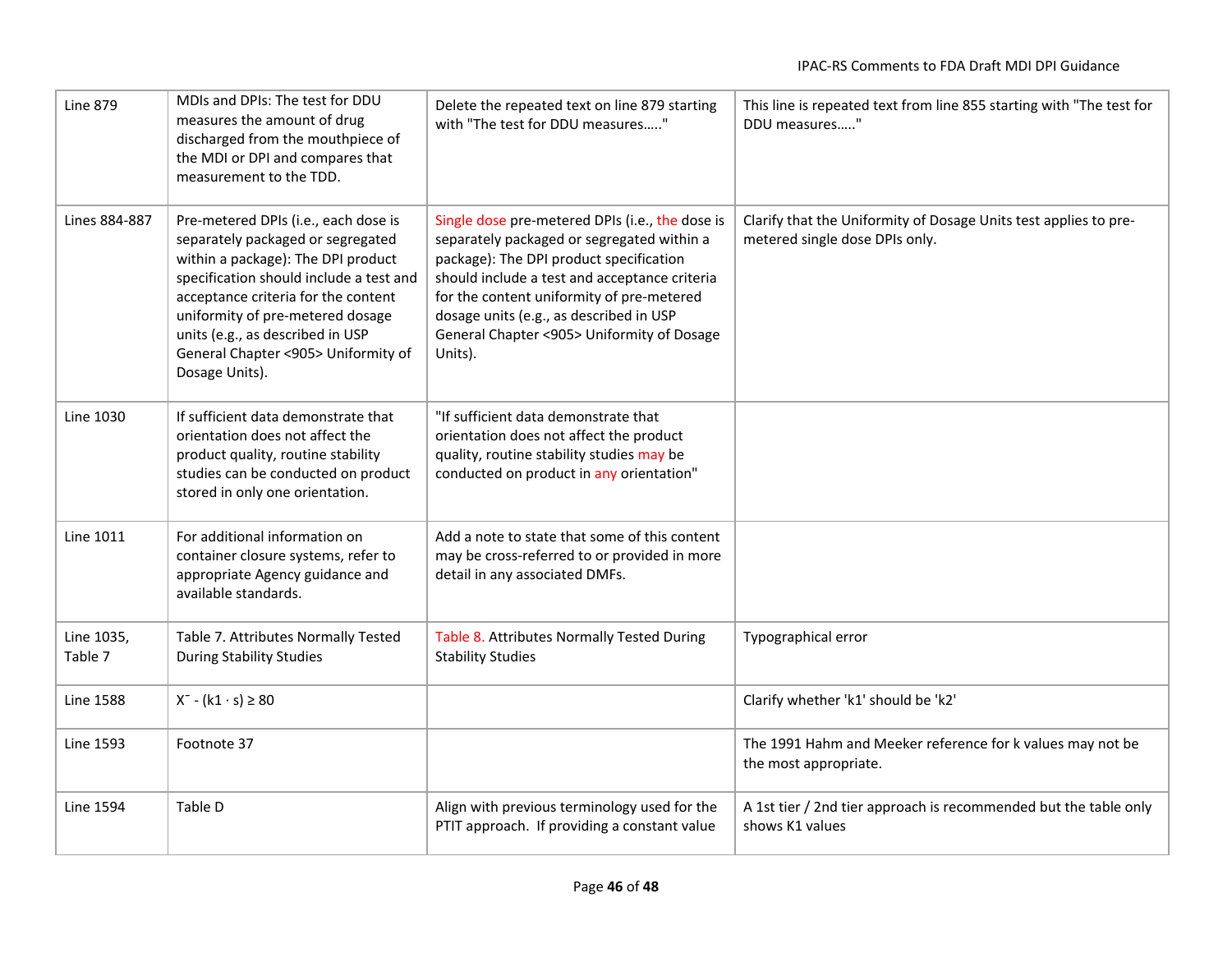| | | | |
|---|---|---|---|
| Line 879 | MDIs and DPIs: The test for DDU measures the amount of drug discharged from the mouthpiece of the MDI or DPI and compares that measurement to the TDD. | Delete the repeated text on line 879 starting with "The test for DDU measures….." | This line is repeated text from line 855 starting with "The test for DDU measures….." |
| Lines 884-887 | Pre-metered DPIs (i.e., each dose is separately packaged or segregated within a package): The DPI product specification should include a test and acceptance criteria for the content uniformity of pre-metered dosage units (e.g., as described in USP General Chapter <905> Uniformity of Dosage Units). | Single dose pre-metered DPIs (i.e., the dose is separately packaged or segregated within a package): The DPI product specification should include a test and acceptance criteria for the content uniformity of pre-metered dosage units (e.g., as described in USP General Chapter <905> Uniformity of Dosage Units). | Clarify that the Uniformity of Dosage Units test applies to pre-metered single dose DPIs only. |
| Line 1030 | If sufficient data demonstrate that orientation does not affect the product quality, routine stability studies can be conducted on product stored in only one orientation. | "If sufficient data demonstrate that orientation does not affect the product quality, routine stability studies may be conducted on product in any orientation" | |
| Line 1011 | For additional information on container closure systems, refer to appropriate Agency guidance and available standards. | Add a note to state that some of this content may be cross-referred to or provided in more detail in any associated DMFs. | |
| Line 1035, Table 7 | Table 7. Attributes Normally Tested During Stability Studies | Table 8. Attributes Normally Tested During Stability Studies | Typographical error |
| Line 1588 | $\bar{X} - (k1 \cdot s) \geq 80$ | | Clarify whether 'k1' should be 'k2' |
| Line 1593 | Footnote 37 | | The 1991 Hahm and Meeker reference for k values may not be the most appropriate. |
| Line 1594 | Table D | Align with previous terminology used for the PTIT approach. If providing a constant value | A 1st tier / 2nd tier approach is recommended but the table only shows K1 values |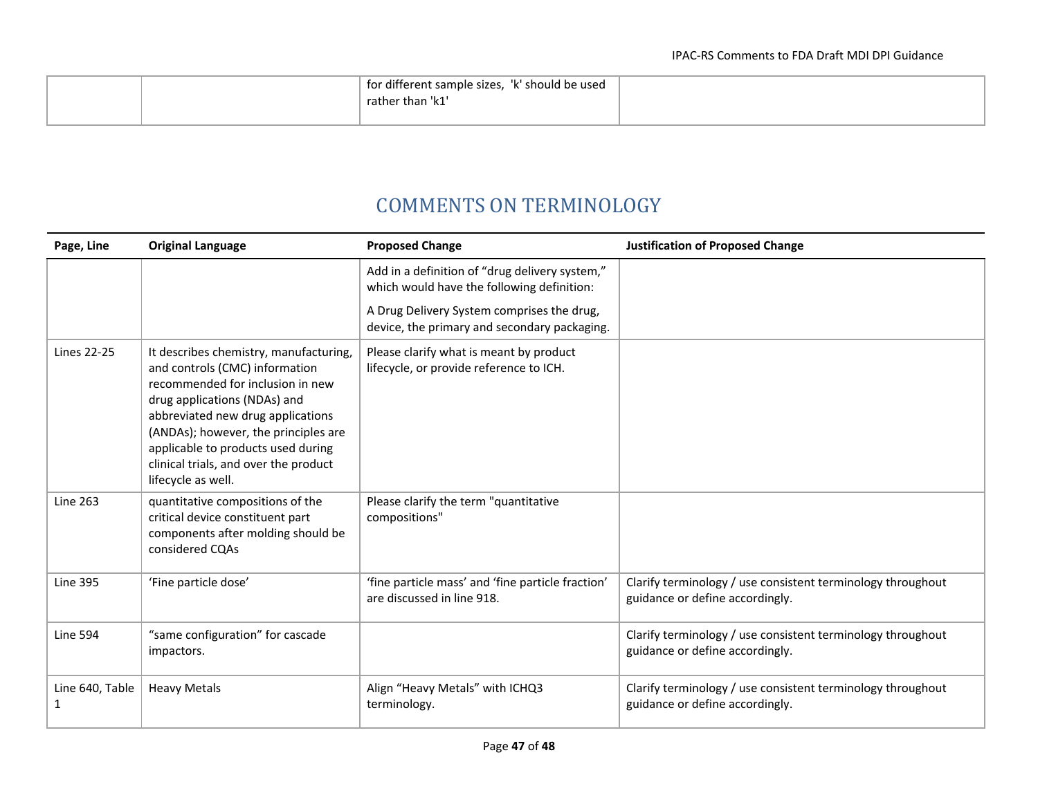| | | | |
|---|---|---|---|
| | | for different sample sizes, 'k' should be used rather than 'k1' | |

## COMMENTS ON TERMINOLOGY

| Page, Line | Original Language | Proposed Change | Justification of Proposed Change |
|---|---|---|---|
| | | Add in a definition of "drug delivery system," which would have the following definition: A Drug Delivery System comprises the drug, device, the primary and secondary packaging. | |
| Lines 22-25 | It describes chemistry, manufacturing, and controls (CMC) information recommended for inclusion in new drug applications (NDAs) and abbreviated new drug applications (ANDAs); however, the principles are applicable to products used during clinical trials, and over the product lifecycle as well. | Please clarify what is meant by product lifecycle, or provide reference to ICH. | |
| Line 263 | quantitative compositions of the critical device constituent part components after molding should be considered CQAs | Please clarify the term "quantitative compositions" | |
| Line 395 | 'Fine particle dose' | 'fine particle mass' and 'fine particle fraction' are discussed in line 918. | Clarify terminology / use consistent terminology throughout guidance or define accordingly. |
| Line 594 | "same configuration" for cascade impactors. | | Clarify terminology / use consistent terminology throughout guidance or define accordingly. |
| Line 640, Table 1 | Heavy Metals | Align "Heavy Metals" with ICHQ3 terminology. | Clarify terminology / use consistent terminology throughout guidance or define accordingly. |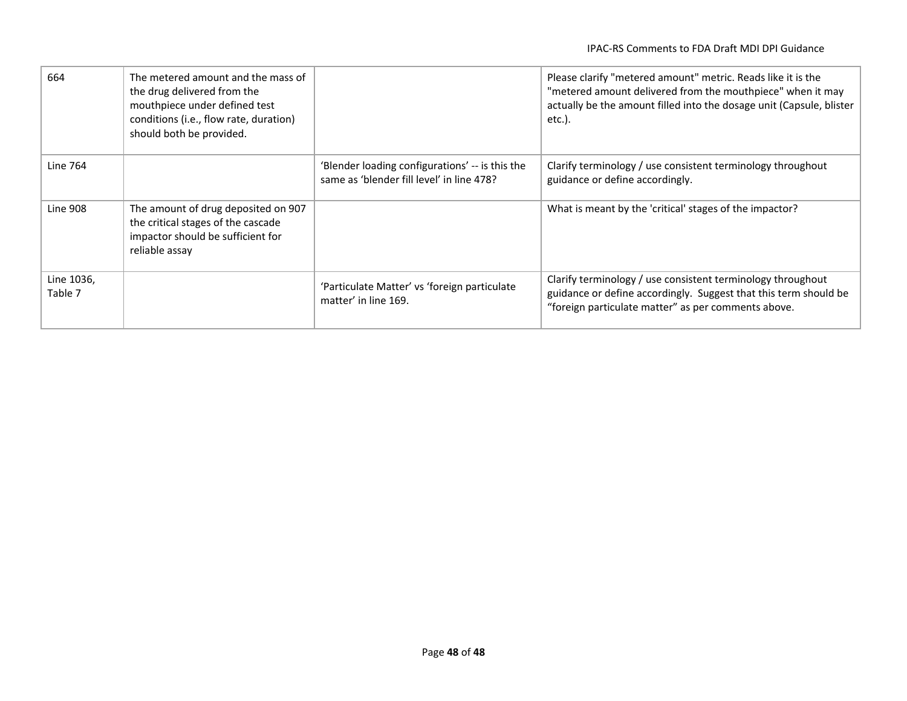| | | | |
|---|---|---|---|
| 664 | The metered amount and the mass of the drug delivered from the mouthpiece under defined test conditions (i.e., flow rate, duration) should both be provided. | | Please clarify "metered amount" metric. Reads like it is the "metered amount delivered from the mouthpiece" when it may actually be the amount filled into the dosage unit (Capsule, blister etc.). |
| Line 764 | | 'Blender loading configurations' -- is this the same as 'blender fill level' in line 478? | Clarify terminology / use consistent terminology throughout guidance or define accordingly. |
| Line 908 | The amount of drug deposited on 907 the critical stages of the cascade impactor should be sufficient for reliable assay | | What is meant by the 'critical' stages of the impactor? |
| Line 1036, Table 7 | | 'Particulate Matter' vs 'foreign particulate matter' in line 169. | Clarify terminology / use consistent terminology throughout guidance or define accordingly. Suggest that this term should be "foreign particulate matter" as per comments above. |